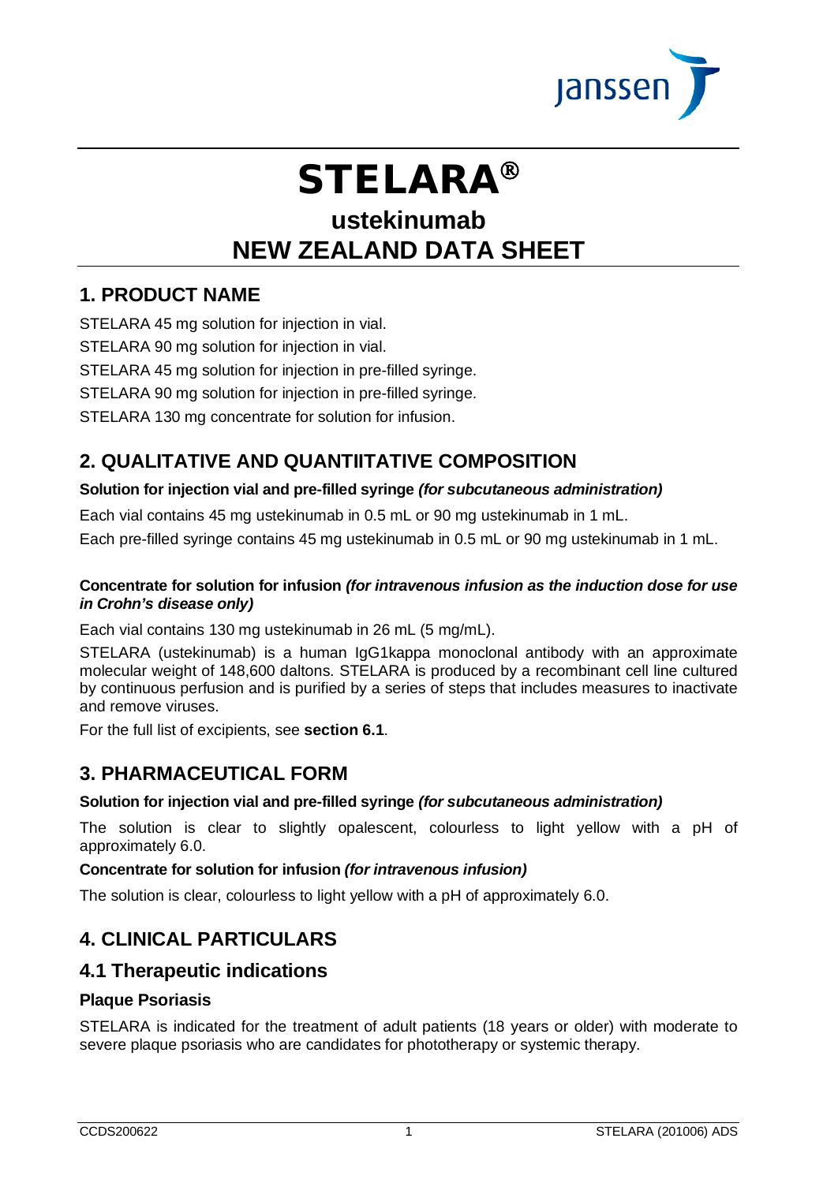# STELARA®

## ustekinumab

## NEW ZEALAND DATA SHEET

## 1. PRODUCT NAME

STELARA 45 mg solution for injection in vial.

STELARA 90 mg solution for injection in vial.

STELARA 45 mg solution for injection in pre-filled syringe.

STELARA 90 mg solution for injection in pre-filled syringe.

STELARA 130 mg concentrate for solution for infusion.

## 2. QUALITATIVE AND QUANTIITATIVE COMPOSITION

**Solution for injection vial and pre-filled syringe *(for subcutaneous administration)***

Each vial contains 45 mg ustekinumab in 0.5 mL or 90 mg ustekinumab in 1 mL.

Each pre-filled syringe contains 45 mg ustekinumab in 0.5 mL or 90 mg ustekinumab in 1 mL.

**Concentrate for solution for infusion *(for intravenous infusion as the induction dose for use in Crohn's disease only)***

Each vial contains 130 mg ustekinumab in 26 mL (5 mg/mL).

STELARA (ustekinumab) is a human IgG1kappa monoclonal antibody with an approximate molecular weight of 148,600 daltons. STELARA is produced by a recombinant cell line cultured by continuous perfusion and is purified by a series of steps that includes measures to inactivate and remove viruses.

For the full list of excipients, see **section 6.1**.

## 3. PHARMACEUTICAL FORM

**Solution for injection vial and pre-filled syringe *(for subcutaneous administration)***

The solution is clear to slightly opalescent, colourless to light yellow with a pH of approximately 6.0.

**Concentrate for solution for infusion *(for intravenous infusion)***

The solution is clear, colourless to light yellow with a pH of approximately 6.0.

## 4. CLINICAL PARTICULARS

## 4.1 Therapeutic indications

### Plaque Psoriasis

STELARA is indicated for the treatment of adult patients (18 years or older) with moderate to severe plaque psoriasis who are candidates for phototherapy or systemic therapy.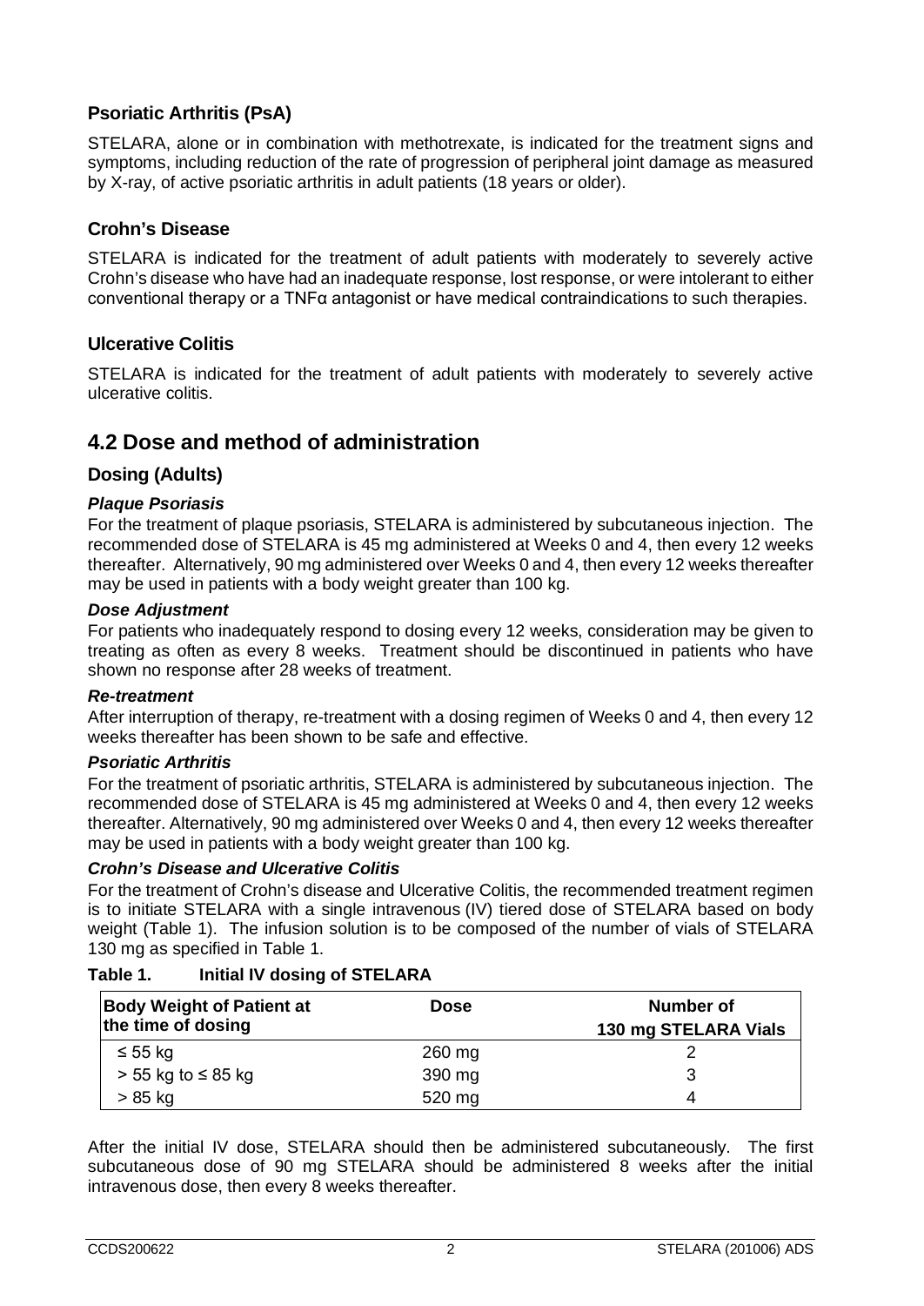### Psoriatic Arthritis (PsA)

STELARA, alone or in combination with methotrexate, is indicated for the treatment signs and symptoms, including reduction of the rate of progression of peripheral joint damage as measured by X-ray, of active psoriatic arthritis in adult patients (18 years or older).

### Crohn's Disease

STELARA is indicated for the treatment of adult patients with moderately to severely active Crohn's disease who have had an inadequate response, lost response, or were intolerant to either conventional therapy or a TNFα antagonist or have medical contraindications to such therapies.

### Ulcerative Colitis

STELARA is indicated for the treatment of adult patients with moderately to severely active ulcerative colitis.

## 4.2 Dose and method of administration

### Dosing (Adults)

***Plaque Psoriasis***

For the treatment of plaque psoriasis, STELARA is administered by subcutaneous injection. The recommended dose of STELARA is 45 mg administered at Weeks 0 and 4, then every 12 weeks thereafter. Alternatively, 90 mg administered over Weeks 0 and 4, then every 12 weeks thereafter may be used in patients with a body weight greater than 100 kg.

***Dose Adjustment***

For patients who inadequately respond to dosing every 12 weeks, consideration may be given to treating as often as every 8 weeks. Treatment should be discontinued in patients who have shown no response after 28 weeks of treatment.

***Re-treatment***

After interruption of therapy, re-treatment with a dosing regimen of Weeks 0 and 4, then every 12 weeks thereafter has been shown to be safe and effective.

***Psoriatic Arthritis***

For the treatment of psoriatic arthritis, STELARA is administered by subcutaneous injection. The recommended dose of STELARA is 45 mg administered at Weeks 0 and 4, then every 12 weeks thereafter. Alternatively, 90 mg administered over Weeks 0 and 4, then every 12 weeks thereafter may be used in patients with a body weight greater than 100 kg.

***Crohn's Disease and Ulcerative Colitis***

For the treatment of Crohn's disease and Ulcerative Colitis, the recommended treatment regimen is to initiate STELARA with a single intravenous (IV) tiered dose of STELARA based on body weight (Table 1). The infusion solution is to be composed of the number of vials of STELARA 130 mg as specified in Table 1.

**Table 1. Initial IV dosing of STELARA**

| Body Weight of Patient at the time of dosing | Dose | Number of 130 mg STELARA Vials |
|---|---|---|
| ≤ 55 kg | 260 mg | 2 |
| > 55 kg to ≤ 85 kg | 390 mg | 3 |
| > 85 kg | 520 mg | 4 |

After the initial IV dose, STELARA should then be administered subcutaneously. The first subcutaneous dose of 90 mg STELARA should be administered 8 weeks after the initial intravenous dose, then every 8 weeks thereafter.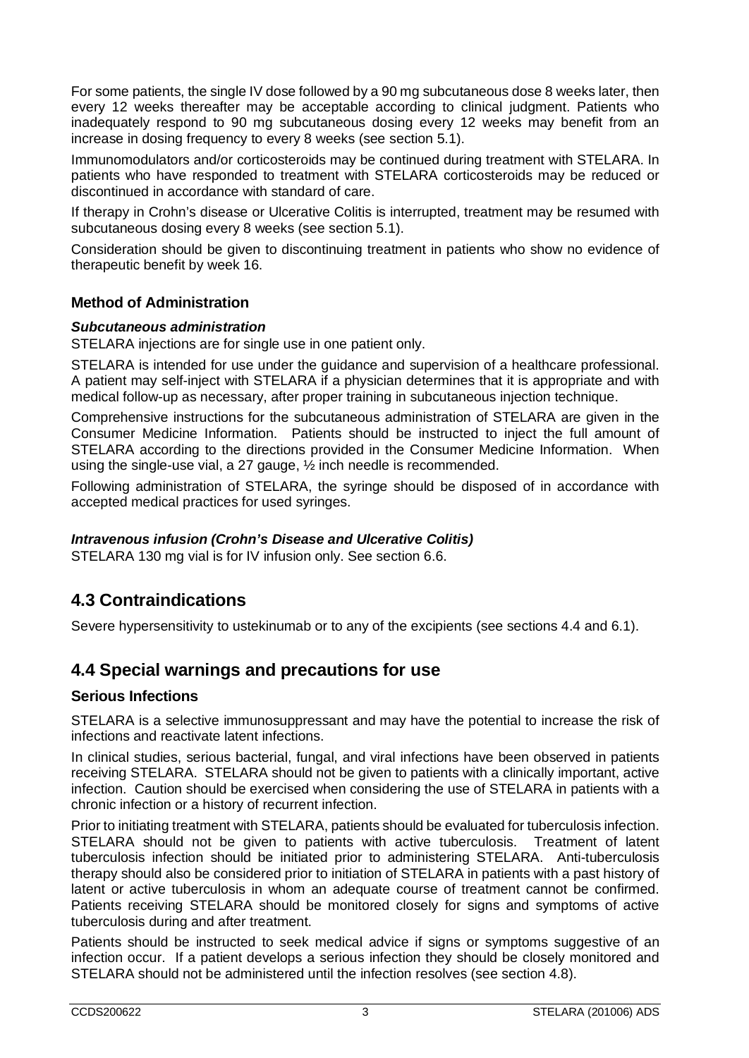For some patients, the single IV dose followed by a 90 mg subcutaneous dose 8 weeks later, then every 12 weeks thereafter may be acceptable according to clinical judgment. Patients who inadequately respond to 90 mg subcutaneous dosing every 12 weeks may benefit from an increase in dosing frequency to every 8 weeks (see section 5.1).

Immunomodulators and/or corticosteroids may be continued during treatment with STELARA. In patients who have responded to treatment with STELARA corticosteroids may be reduced or discontinued in accordance with standard of care.

If therapy in Crohn's disease or Ulcerative Colitis is interrupted, treatment may be resumed with subcutaneous dosing every 8 weeks (see section 5.1).

Consideration should be given to discontinuing treatment in patients who show no evidence of therapeutic benefit by week 16.

### Method of Administration

***Subcutaneous administration***

STELARA injections are for single use in one patient only.

STELARA is intended for use under the guidance and supervision of a healthcare professional. A patient may self-inject with STELARA if a physician determines that it is appropriate and with medical follow-up as necessary, after proper training in subcutaneous injection technique.

Comprehensive instructions for the subcutaneous administration of STELARA are given in the Consumer Medicine Information. Patients should be instructed to inject the full amount of STELARA according to the directions provided in the Consumer Medicine Information. When using the single-use vial, a 27 gauge, ½ inch needle is recommended.

Following administration of STELARA, the syringe should be disposed of in accordance with accepted medical practices for used syringes.

***Intravenous infusion (Crohn's Disease and Ulcerative Colitis)***

STELARA 130 mg vial is for IV infusion only. See section 6.6.

## 4.3 Contraindications

Severe hypersensitivity to ustekinumab or to any of the excipients (see sections 4.4 and 6.1).

## 4.4 Special warnings and precautions for use

### Serious Infections

STELARA is a selective immunosuppressant and may have the potential to increase the risk of infections and reactivate latent infections.

In clinical studies, serious bacterial, fungal, and viral infections have been observed in patients receiving STELARA. STELARA should not be given to patients with a clinically important, active infection. Caution should be exercised when considering the use of STELARA in patients with a chronic infection or a history of recurrent infection.

Prior to initiating treatment with STELARA, patients should be evaluated for tuberculosis infection. STELARA should not be given to patients with active tuberculosis. Treatment of latent tuberculosis infection should be initiated prior to administering STELARA. Anti-tuberculosis therapy should also be considered prior to initiation of STELARA in patients with a past history of latent or active tuberculosis in whom an adequate course of treatment cannot be confirmed. Patients receiving STELARA should be monitored closely for signs and symptoms of active tuberculosis during and after treatment.

Patients should be instructed to seek medical advice if signs or symptoms suggestive of an infection occur. If a patient develops a serious infection they should be closely monitored and STELARA should not be administered until the infection resolves (see section 4.8).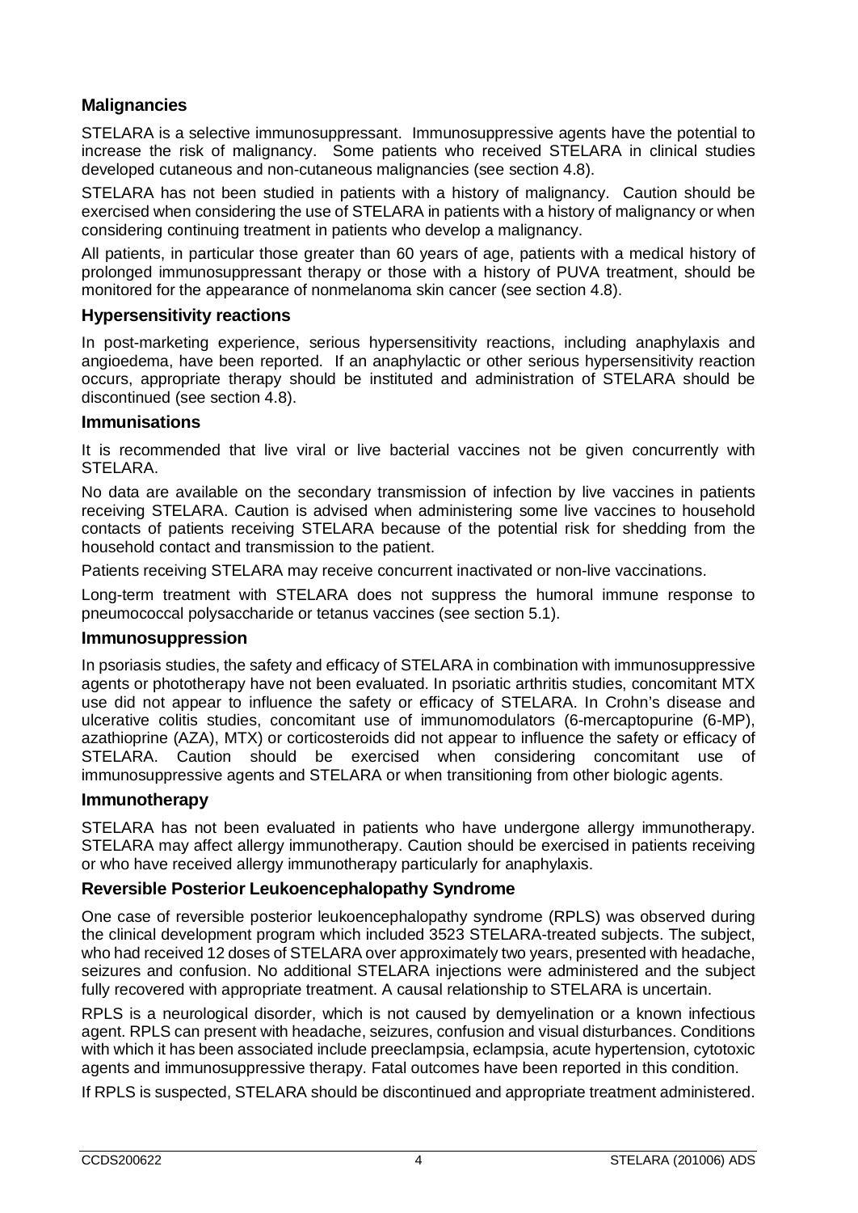### Malignancies

STELARA is a selective immunosuppressant. Immunosuppressive agents have the potential to increase the risk of malignancy. Some patients who received STELARA in clinical studies developed cutaneous and non-cutaneous malignancies (see section 4.8).

STELARA has not been studied in patients with a history of malignancy. Caution should be exercised when considering the use of STELARA in patients with a history of malignancy or when considering continuing treatment in patients who develop a malignancy.

All patients, in particular those greater than 60 years of age, patients with a medical history of prolonged immunosuppressant therapy or those with a history of PUVA treatment, should be monitored for the appearance of nonmelanoma skin cancer (see section 4.8).

### Hypersensitivity reactions

In post-marketing experience, serious hypersensitivity reactions, including anaphylaxis and angioedema, have been reported. If an anaphylactic or other serious hypersensitivity reaction occurs, appropriate therapy should be instituted and administration of STELARA should be discontinued (see section 4.8).

### Immunisations

It is recommended that live viral or live bacterial vaccines not be given concurrently with STELARA.

No data are available on the secondary transmission of infection by live vaccines in patients receiving STELARA. Caution is advised when administering some live vaccines to household contacts of patients receiving STELARA because of the potential risk for shedding from the household contact and transmission to the patient.

Patients receiving STELARA may receive concurrent inactivated or non-live vaccinations.

Long-term treatment with STELARA does not suppress the humoral immune response to pneumococcal polysaccharide or tetanus vaccines (see section 5.1).

### Immunosuppression

In psoriasis studies, the safety and efficacy of STELARA in combination with immunosuppressive agents or phototherapy have not been evaluated. In psoriatic arthritis studies, concomitant MTX use did not appear to influence the safety or efficacy of STELARA. In Crohn's disease and ulcerative colitis studies, concomitant use of immunomodulators (6-mercaptopurine (6-MP), azathioprine (AZA), MTX) or corticosteroids did not appear to influence the safety or efficacy of STELARA. Caution should be exercised when considering concomitant use of immunosuppressive agents and STELARA or when transitioning from other biologic agents.

### Immunotherapy

STELARA has not been evaluated in patients who have undergone allergy immunotherapy. STELARA may affect allergy immunotherapy. Caution should be exercised in patients receiving or who have received allergy immunotherapy particularly for anaphylaxis.

### Reversible Posterior Leukoencephalopathy Syndrome

One case of reversible posterior leukoencephalopathy syndrome (RPLS) was observed during the clinical development program which included 3523 STELARA-treated subjects. The subject, who had received 12 doses of STELARA over approximately two years, presented with headache, seizures and confusion. No additional STELARA injections were administered and the subject fully recovered with appropriate treatment. A causal relationship to STELARA is uncertain.

RPLS is a neurological disorder, which is not caused by demyelination or a known infectious agent. RPLS can present with headache, seizures, confusion and visual disturbances. Conditions with which it has been associated include preeclampsia, eclampsia, acute hypertension, cytotoxic agents and immunosuppressive therapy. Fatal outcomes have been reported in this condition.

If RPLS is suspected, STELARA should be discontinued and appropriate treatment administered.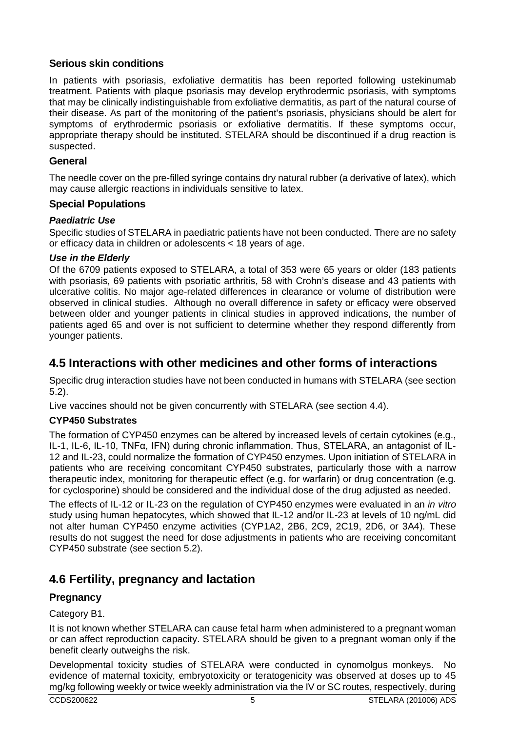### Serious skin conditions

In patients with psoriasis, exfoliative dermatitis has been reported following ustekinumab treatment. Patients with plaque psoriasis may develop erythrodermic psoriasis, with symptoms that may be clinically indistinguishable from exfoliative dermatitis, as part of the natural course of their disease. As part of the monitoring of the patient's psoriasis, physicians should be alert for symptoms of erythrodermic psoriasis or exfoliative dermatitis. If these symptoms occur, appropriate therapy should be instituted. STELARA should be discontinued if a drug reaction is suspected.

### General

The needle cover on the pre-filled syringe contains dry natural rubber (a derivative of latex), which may cause allergic reactions in individuals sensitive to latex.

### Special Populations

#### *Paediatric Use*

Specific studies of STELARA in paediatric patients have not been conducted. There are no safety or efficacy data in children or adolescents < 18 years of age.

#### *Use in the Elderly*

Of the 6709 patients exposed to STELARA, a total of 353 were 65 years or older (183 patients with psoriasis, 69 patients with psoriatic arthritis, 58 with Crohn's disease and 43 patients with ulcerative colitis. No major age-related differences in clearance or volume of distribution were observed in clinical studies. Although no overall difference in safety or efficacy were observed between older and younger patients in clinical studies in approved indications, the number of patients aged 65 and over is not sufficient to determine whether they respond differently from younger patients.

## 4.5 Interactions with other medicines and other forms of interactions

Specific drug interaction studies have not been conducted in humans with STELARA (see section 5.2).

Live vaccines should not be given concurrently with STELARA (see section 4.4).

### CYP450 Substrates

The formation of CYP450 enzymes can be altered by increased levels of certain cytokines (e.g., IL-1, IL-6, IL-10, TNFα, IFN) during chronic inflammation. Thus, STELARA, an antagonist of IL-12 and IL-23, could normalize the formation of CYP450 enzymes. Upon initiation of STELARA in patients who are receiving concomitant CYP450 substrates, particularly those with a narrow therapeutic index, monitoring for therapeutic effect (e.g. for warfarin) or drug concentration (e.g. for cyclosporine) should be considered and the individual dose of the drug adjusted as needed.

The effects of IL-12 or IL-23 on the regulation of CYP450 enzymes were evaluated in an *in vitro* study using human hepatocytes, which showed that IL-12 and/or IL-23 at levels of 10 ng/mL did not alter human CYP450 enzyme activities (CYP1A2, 2B6, 2C9, 2C19, 2D6, or 3A4). These results do not suggest the need for dose adjustments in patients who are receiving concomitant CYP450 substrate (see section 5.2).

## 4.6 Fertility, pregnancy and lactation

### Pregnancy

Category B1.

It is not known whether STELARA can cause fetal harm when administered to a pregnant woman or can affect reproduction capacity. STELARA should be given to a pregnant woman only if the benefit clearly outweighs the risk.

Developmental toxicity studies of STELARA were conducted in cynomolgus monkeys. No evidence of maternal toxicity, embryotoxicity or teratogenicity was observed at doses up to 45 mg/kg following weekly or twice weekly administration via the IV or SC routes, respectively, during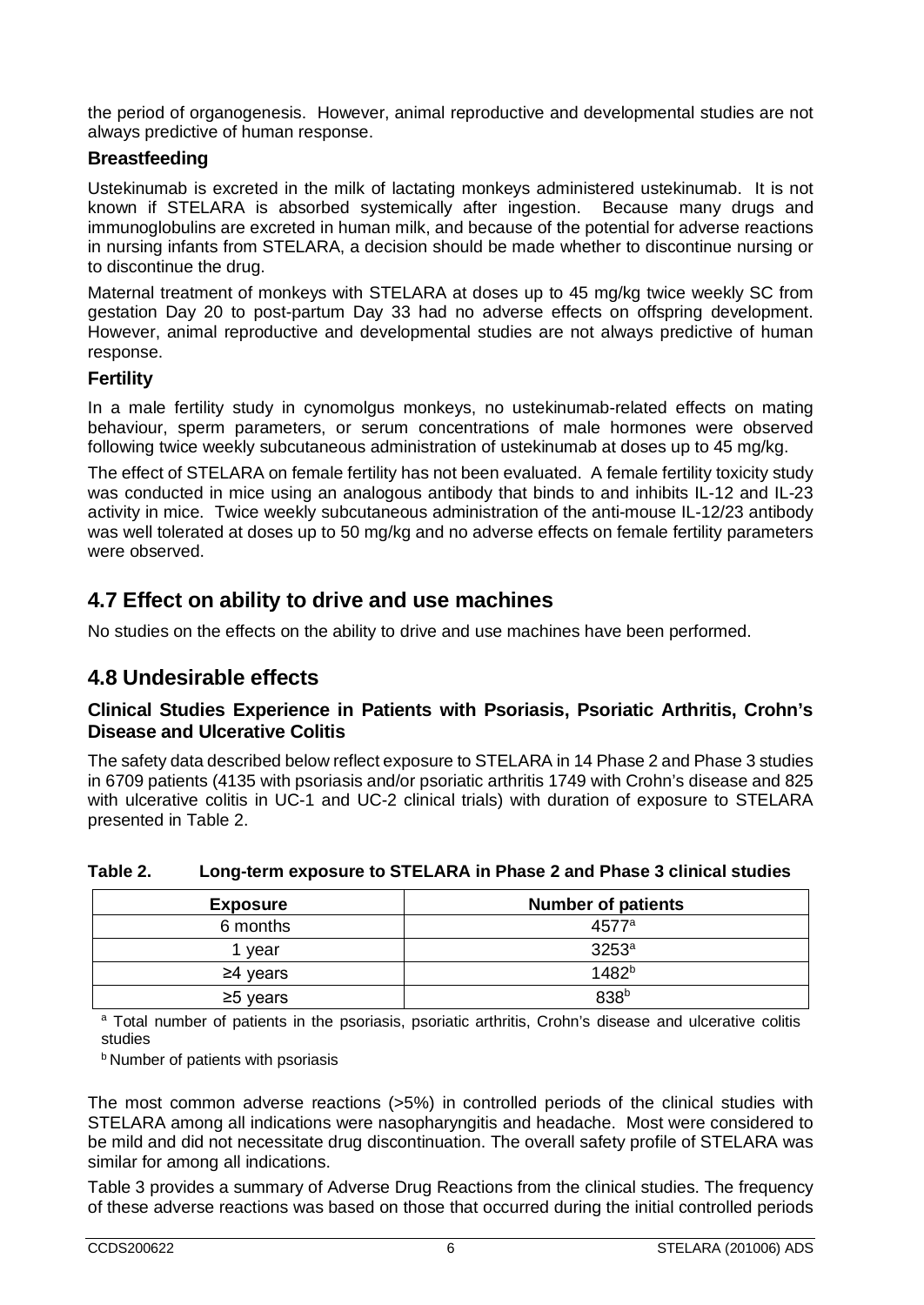the period of organogenesis. However, animal reproductive and developmental studies are not always predictive of human response.

### Breastfeeding

Ustekinumab is excreted in the milk of lactating monkeys administered ustekinumab. It is not known if STELARA is absorbed systemically after ingestion. Because many drugs and immunoglobulins are excreted in human milk, and because of the potential for adverse reactions in nursing infants from STELARA, a decision should be made whether to discontinue nursing or to discontinue the drug.

Maternal treatment of monkeys with STELARA at doses up to 45 mg/kg twice weekly SC from gestation Day 20 to post-partum Day 33 had no adverse effects on offspring development. However, animal reproductive and developmental studies are not always predictive of human response.

### Fertility

In a male fertility study in cynomolgus monkeys, no ustekinumab-related effects on mating behaviour, sperm parameters, or serum concentrations of male hormones were observed following twice weekly subcutaneous administration of ustekinumab at doses up to 45 mg/kg.

The effect of STELARA on female fertility has not been evaluated. A female fertility toxicity study was conducted in mice using an analogous antibody that binds to and inhibits IL-12 and IL-23 activity in mice. Twice weekly subcutaneous administration of the anti-mouse IL-12/23 antibody was well tolerated at doses up to 50 mg/kg and no adverse effects on female fertility parameters were observed.

## 4.7 Effect on ability to drive and use machines

No studies on the effects on the ability to drive and use machines have been performed.

## 4.8 Undesirable effects

### Clinical Studies Experience in Patients with Psoriasis, Psoriatic Arthritis, Crohn's Disease and Ulcerative Colitis

The safety data described below reflect exposure to STELARA in 14 Phase 2 and Phase 3 studies in 6709 patients (4135 with psoriasis and/or psoriatic arthritis 1749 with Crohn's disease and 825 with ulcerative colitis in UC-1 and UC-2 clinical trials) with duration of exposure to STELARA presented in Table 2.

**Table 2. Long-term exposure to STELARA in Phase 2 and Phase 3 clinical studies**

| Exposure | Number of patients |
|---|---|
| 6 months | 4577[a] |
| 1 year | 3253[a] |
| ≥4 years | 1482[b] |
| ≥5 years | 838[b] |

[a] Total number of patients in the psoriasis, psoriatic arthritis, Crohn's disease and ulcerative colitis studies

[b] Number of patients with psoriasis

The most common adverse reactions (>5%) in controlled periods of the clinical studies with STELARA among all indications were nasopharyngitis and headache. Most were considered to be mild and did not necessitate drug discontinuation. The overall safety profile of STELARA was similar for among all indications.

Table 3 provides a summary of Adverse Drug Reactions from the clinical studies. The frequency of these adverse reactions was based on those that occurred during the initial controlled periods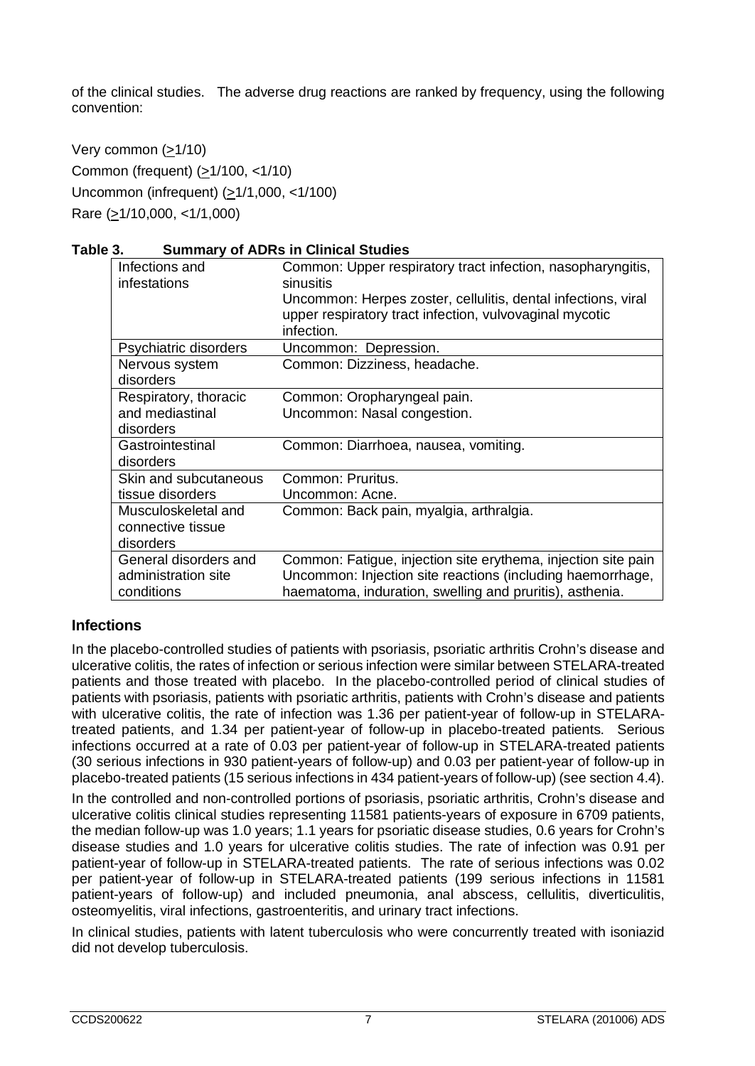of the clinical studies. The adverse drug reactions are ranked by frequency, using the following convention:

Very common (≥1/10)
Common (frequent) (≥1/100, <1/10)
Uncommon (infrequent) (≥1/1,000, <1/100)
Rare (≥1/10,000, <1/1,000)

**Table 3. Summary of ADRs in Clinical Studies**

| | |
|---|---|
| Infections and infestations | Common: Upper respiratory tract infection, nasopharyngitis, sinusitis<br>Uncommon: Herpes zoster, cellulitis, dental infections, viral upper respiratory tract infection, vulvovaginal mycotic infection. |
| Psychiatric disorders | Uncommon: Depression. |
| Nervous system disorders | Common: Dizziness, headache. |
| Respiratory, thoracic and mediastinal disorders | Common: Oropharyngeal pain.<br>Uncommon: Nasal congestion. |
| Gastrointestinal disorders | Common: Diarrhoea, nausea, vomiting. |
| Skin and subcutaneous tissue disorders | Common: Pruritus.<br>Uncommon: Acne. |
| Musculoskeletal and connective tissue disorders | Common: Back pain, myalgia, arthralgia. |
| General disorders and administration site conditions | Common: Fatigue, injection site erythema, injection site pain<br>Uncommon: Injection site reactions (including haemorrhage, haematoma, induration, swelling and pruritis), asthenia. |

## Infections

In the placebo-controlled studies of patients with psoriasis, psoriatic arthritis Crohn's disease and ulcerative colitis, the rates of infection or serious infection were similar between STELARA-treated patients and those treated with placebo. In the placebo-controlled period of clinical studies of patients with psoriasis, patients with psoriatic arthritis, patients with Crohn's disease and patients with ulcerative colitis, the rate of infection was 1.36 per patient-year of follow-up in STELARA-treated patients, and 1.34 per patient-year of follow-up in placebo-treated patients. Serious infections occurred at a rate of 0.03 per patient-year of follow-up in STELARA-treated patients (30 serious infections in 930 patient-years of follow-up) and 0.03 per patient-year of follow-up in placebo-treated patients (15 serious infections in 434 patient-years of follow-up) (see section 4.4).

In the controlled and non-controlled portions of psoriasis, psoriatic arthritis, Crohn's disease and ulcerative colitis clinical studies representing 11581 patients-years of exposure in 6709 patients, the median follow-up was 1.0 years; 1.1 years for psoriatic disease studies, 0.6 years for Crohn's disease studies and 1.0 years for ulcerative colitis studies. The rate of infection was 0.91 per patient-year of follow-up in STELARA-treated patients. The rate of serious infections was 0.02 per patient-year of follow-up in STELARA-treated patients (199 serious infections in 11581 patient-years of follow-up) and included pneumonia, anal abscess, cellulitis, diverticulitis, osteomyelitis, viral infections, gastroenteritis, and urinary tract infections.

In clinical studies, patients with latent tuberculosis who were concurrently treated with isoniazid did not develop tuberculosis.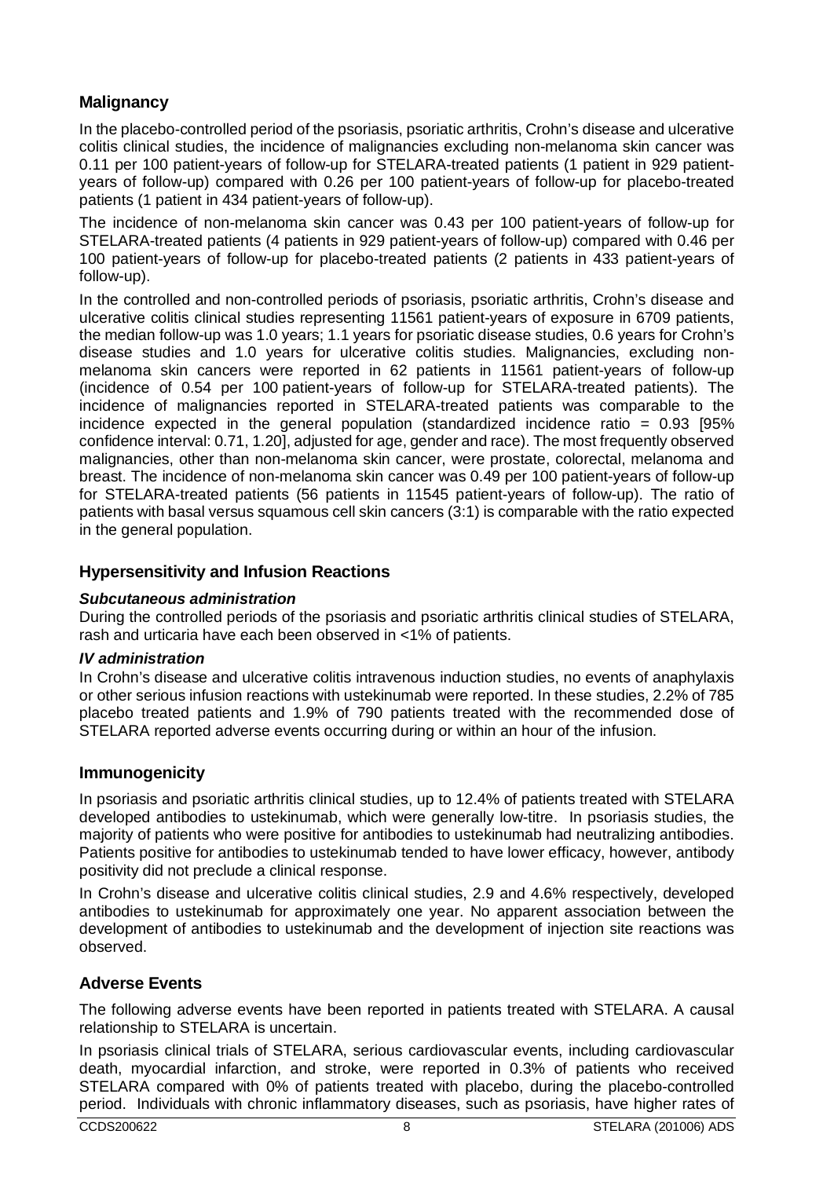## Malignancy

In the placebo-controlled period of the psoriasis, psoriatic arthritis, Crohn's disease and ulcerative colitis clinical studies, the incidence of malignancies excluding non-melanoma skin cancer was 0.11 per 100 patient-years of follow-up for STELARA-treated patients (1 patient in 929 patient-years of follow-up) compared with 0.26 per 100 patient-years of follow-up for placebo-treated patients (1 patient in 434 patient-years of follow-up).

The incidence of non-melanoma skin cancer was 0.43 per 100 patient-years of follow-up for STELARA-treated patients (4 patients in 929 patient-years of follow-up) compared with 0.46 per 100 patient-years of follow-up for placebo-treated patients (2 patients in 433 patient-years of follow-up).

In the controlled and non-controlled periods of psoriasis, psoriatic arthritis, Crohn's disease and ulcerative colitis clinical studies representing 11561 patient-years of exposure in 6709 patients, the median follow-up was 1.0 years; 1.1 years for psoriatic disease studies, 0.6 years for Crohn's disease studies and 1.0 years for ulcerative colitis studies. Malignancies, excluding non-melanoma skin cancers were reported in 62 patients in 11561 patient-years of follow-up (incidence of 0.54 per 100 patient-years of follow-up for STELARA-treated patients). The incidence of malignancies reported in STELARA-treated patients was comparable to the incidence expected in the general population (standardized incidence ratio = 0.93 [95% confidence interval: 0.71, 1.20], adjusted for age, gender and race). The most frequently observed malignancies, other than non-melanoma skin cancer, were prostate, colorectal, melanoma and breast. The incidence of non-melanoma skin cancer was 0.49 per 100 patient-years of follow-up for STELARA-treated patients (56 patients in 11545 patient-years of follow-up). The ratio of patients with basal versus squamous cell skin cancers (3:1) is comparable with the ratio expected in the general population.

## Hypersensitivity and Infusion Reactions

***Subcutaneous administration***

During the controlled periods of the psoriasis and psoriatic arthritis clinical studies of STELARA, rash and urticaria have each been observed in <1% of patients.

***IV administration***

In Crohn's disease and ulcerative colitis intravenous induction studies, no events of anaphylaxis or other serious infusion reactions with ustekinumab were reported. In these studies, 2.2% of 785 placebo treated patients and 1.9% of 790 patients treated with the recommended dose of STELARA reported adverse events occurring during or within an hour of the infusion.

## Immunogenicity

In psoriasis and psoriatic arthritis clinical studies, up to 12.4% of patients treated with STELARA developed antibodies to ustekinumab, which were generally low-titre. In psoriasis studies, the majority of patients who were positive for antibodies to ustekinumab had neutralizing antibodies. Patients positive for antibodies to ustekinumab tended to have lower efficacy, however, antibody positivity did not preclude a clinical response.

In Crohn's disease and ulcerative colitis clinical studies, 2.9 and 4.6% respectively, developed antibodies to ustekinumab for approximately one year. No apparent association between the development of antibodies to ustekinumab and the development of injection site reactions was observed.

## Adverse Events

The following adverse events have been reported in patients treated with STELARA. A causal relationship to STELARA is uncertain.

In psoriasis clinical trials of STELARA, serious cardiovascular events, including cardiovascular death, myocardial infarction, and stroke, were reported in 0.3% of patients who received STELARA compared with 0% of patients treated with placebo, during the placebo-controlled period. Individuals with chronic inflammatory diseases, such as psoriasis, have higher rates of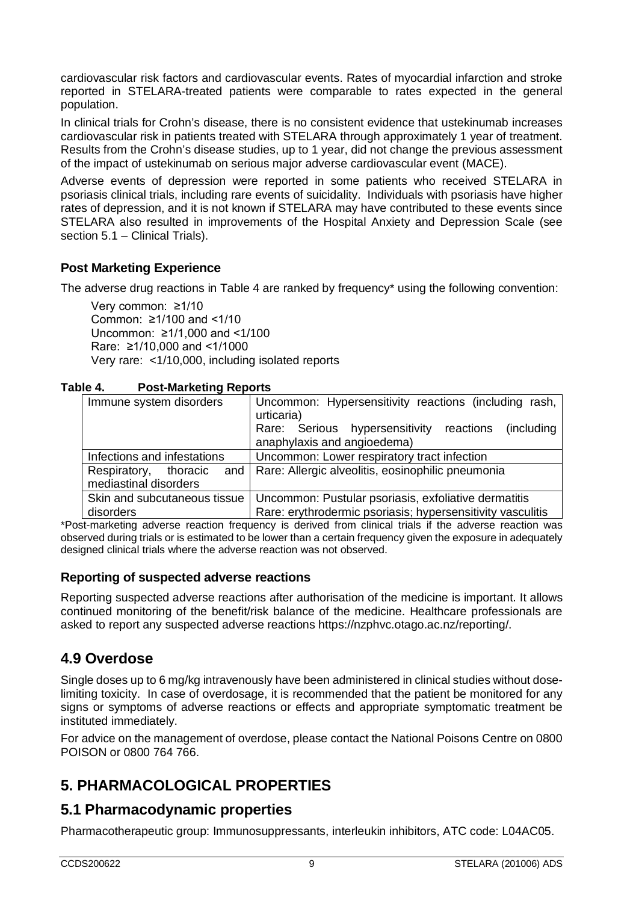cardiovascular risk factors and cardiovascular events. Rates of myocardial infarction and stroke reported in STELARA-treated patients were comparable to rates expected in the general population.

In clinical trials for Crohn's disease, there is no consistent evidence that ustekinumab increases cardiovascular risk in patients treated with STELARA through approximately 1 year of treatment. Results from the Crohn's disease studies, up to 1 year, did not change the previous assessment of the impact of ustekinumab on serious major adverse cardiovascular event (MACE).

Adverse events of depression were reported in some patients who received STELARA in psoriasis clinical trials, including rare events of suicidality. Individuals with psoriasis have higher rates of depression, and it is not known if STELARA may have contributed to these events since STELARA also resulted in improvements of the Hospital Anxiety and Depression Scale (see section 5.1 – Clinical Trials).

### Post Marketing Experience

The adverse drug reactions in Table 4 are ranked by frequency* using the following convention:

Very common: ≥1/10
Common: ≥1/100 and <1/10
Uncommon: ≥1/1,000 and <1/100
Rare: ≥1/10,000 and <1/1000
Very rare: <1/10,000, including isolated reports

**Table 4. Post-Marketing Reports**

| | |
|---|---|
| Immune system disorders | Uncommon: Hypersensitivity reactions (including rash, urticaria)<br>Rare: Serious hypersensitivity reactions (including anaphylaxis and angioedema) |
| Infections and infestations | Uncommon: Lower respiratory tract infection |
| Respiratory, thoracic and mediastinal disorders | Rare: Allergic alveolitis, eosinophilic pneumonia |
| Skin and subcutaneous tissue disorders | Uncommon: Pustular psoriasis, exfoliative dermatitis<br>Rare: erythrodermic psoriasis; hypersensitivity vasculitis |

*Post-marketing adverse reaction frequency is derived from clinical trials if the adverse reaction was observed during trials or is estimated to be lower than a certain frequency given the exposure in adequately designed clinical trials where the adverse reaction was not observed.

### Reporting of suspected adverse reactions

Reporting suspected adverse reactions after authorisation of the medicine is important. It allows continued monitoring of the benefit/risk balance of the medicine. Healthcare professionals are asked to report any suspected adverse reactions https://nzphvc.otago.ac.nz/reporting/.

## 4.9 Overdose

Single doses up to 6 mg/kg intravenously have been administered in clinical studies without dose-limiting toxicity. In case of overdosage, it is recommended that the patient be monitored for any signs or symptoms of adverse reactions or effects and appropriate symptomatic treatment be instituted immediately.

For advice on the management of overdose, please contact the National Poisons Centre on 0800 POISON or 0800 764 766.

# 5. PHARMACOLOGICAL PROPERTIES

## 5.1 Pharmacodynamic properties

Pharmacotherapeutic group: Immunosuppressants, interleukin inhibitors, ATC code: L04AC05.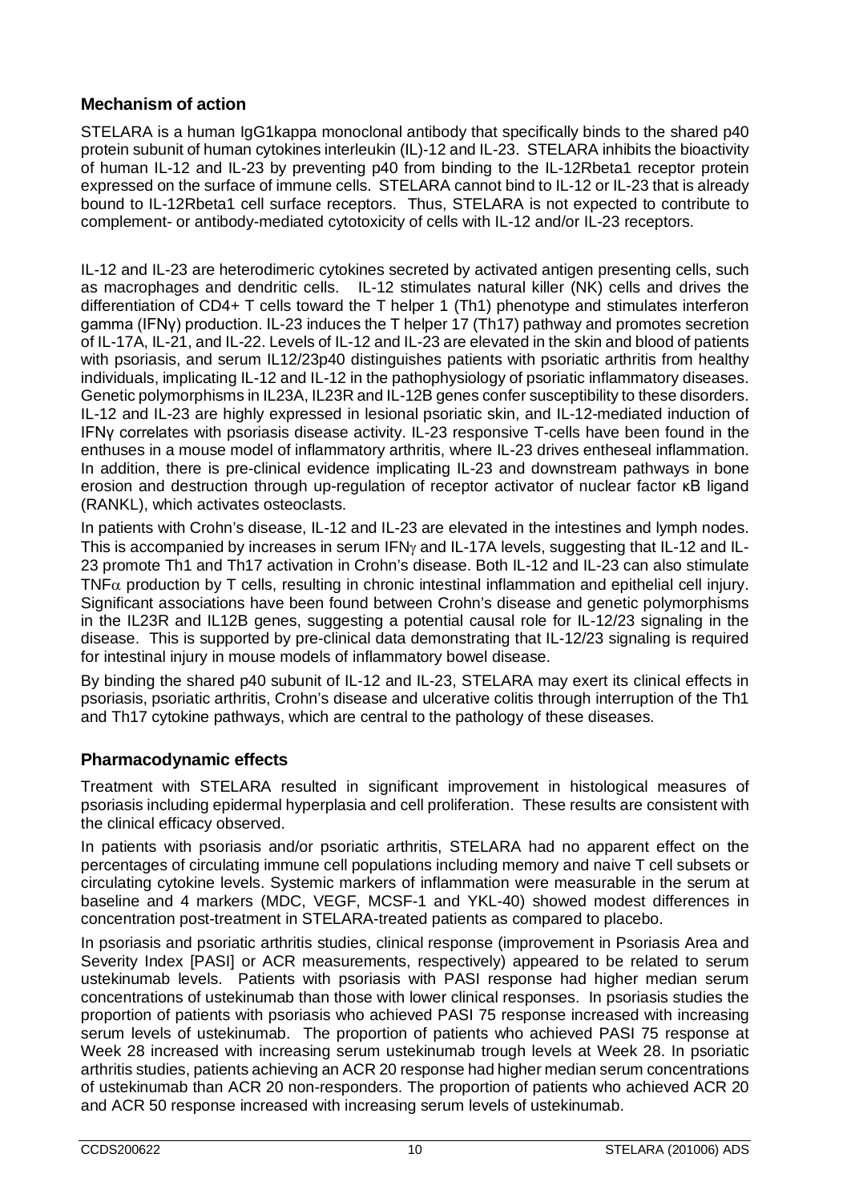## Mechanism of action

STELARA is a human IgG1kappa monoclonal antibody that specifically binds to the shared p40 protein subunit of human cytokines interleukin (IL)-12 and IL-23. STELARA inhibits the bioactivity of human IL-12 and IL-23 by preventing p40 from binding to the IL-12Rbeta1 receptor protein expressed on the surface of immune cells. STELARA cannot bind to IL-12 or IL-23 that is already bound to IL-12Rbeta1 cell surface receptors. Thus, STELARA is not expected to contribute to complement- or antibody-mediated cytotoxicity of cells with IL-12 and/or IL-23 receptors.

IL-12 and IL-23 are heterodimeric cytokines secreted by activated antigen presenting cells, such as macrophages and dendritic cells. IL-12 stimulates natural killer (NK) cells and drives the differentiation of CD4+ T cells toward the T helper 1 (Th1) phenotype and stimulates interferon gamma (IFNγ) production. IL-23 induces the T helper 17 (Th17) pathway and promotes secretion of IL-17A, IL-21, and IL-22. Levels of IL-12 and IL-23 are elevated in the skin and blood of patients with psoriasis, and serum IL12/23p40 distinguishes patients with psoriatic arthritis from healthy individuals, implicating IL-12 and IL-12 in the pathophysiology of psoriatic inflammatory diseases. Genetic polymorphisms in IL23A, IL23R and IL-12B genes confer susceptibility to these disorders. IL-12 and IL-23 are highly expressed in lesional psoriatic skin, and IL-12-mediated induction of IFNγ correlates with psoriasis disease activity. IL-23 responsive T-cells have been found in the enthuses in a mouse model of inflammatory arthritis, where IL-23 drives entheseal inflammation. In addition, there is pre-clinical evidence implicating IL-23 and downstream pathways in bone erosion and destruction through up-regulation of receptor activator of nuclear factor κB ligand (RANKL), which activates osteoclasts.

In patients with Crohn's disease, IL-12 and IL-23 are elevated in the intestines and lymph nodes. This is accompanied by increases in serum IFNγ and IL-17A levels, suggesting that IL-12 and IL-23 promote Th1 and Th17 activation in Crohn's disease. Both IL-12 and IL-23 can also stimulate TNFα production by T cells, resulting in chronic intestinal inflammation and epithelial cell injury. Significant associations have been found between Crohn's disease and genetic polymorphisms in the IL23R and IL12B genes, suggesting a potential causal role for IL-12/23 signaling in the disease. This is supported by pre-clinical data demonstrating that IL-12/23 signaling is required for intestinal injury in mouse models of inflammatory bowel disease.

By binding the shared p40 subunit of IL-12 and IL-23, STELARA may exert its clinical effects in psoriasis, psoriatic arthritis, Crohn's disease and ulcerative colitis through interruption of the Th1 and Th17 cytokine pathways, which are central to the pathology of these diseases.

## Pharmacodynamic effects

Treatment with STELARA resulted in significant improvement in histological measures of psoriasis including epidermal hyperplasia and cell proliferation. These results are consistent with the clinical efficacy observed.

In patients with psoriasis and/or psoriatic arthritis, STELARA had no apparent effect on the percentages of circulating immune cell populations including memory and naive T cell subsets or circulating cytokine levels. Systemic markers of inflammation were measurable in the serum at baseline and 4 markers (MDC, VEGF, MCSF-1 and YKL-40) showed modest differences in concentration post-treatment in STELARA-treated patients as compared to placebo.

In psoriasis and psoriatic arthritis studies, clinical response (improvement in Psoriasis Area and Severity Index [PASI] or ACR measurements, respectively) appeared to be related to serum ustekinumab levels. Patients with psoriasis with PASI response had higher median serum concentrations of ustekinumab than those with lower clinical responses. In psoriasis studies the proportion of patients with psoriasis who achieved PASI 75 response increased with increasing serum levels of ustekinumab. The proportion of patients who achieved PASI 75 response at Week 28 increased with increasing serum ustekinumab trough levels at Week 28. In psoriatic arthritis studies, patients achieving an ACR 20 response had higher median serum concentrations of ustekinumab than ACR 20 non-responders. The proportion of patients who achieved ACR 20 and ACR 50 response increased with increasing serum levels of ustekinumab.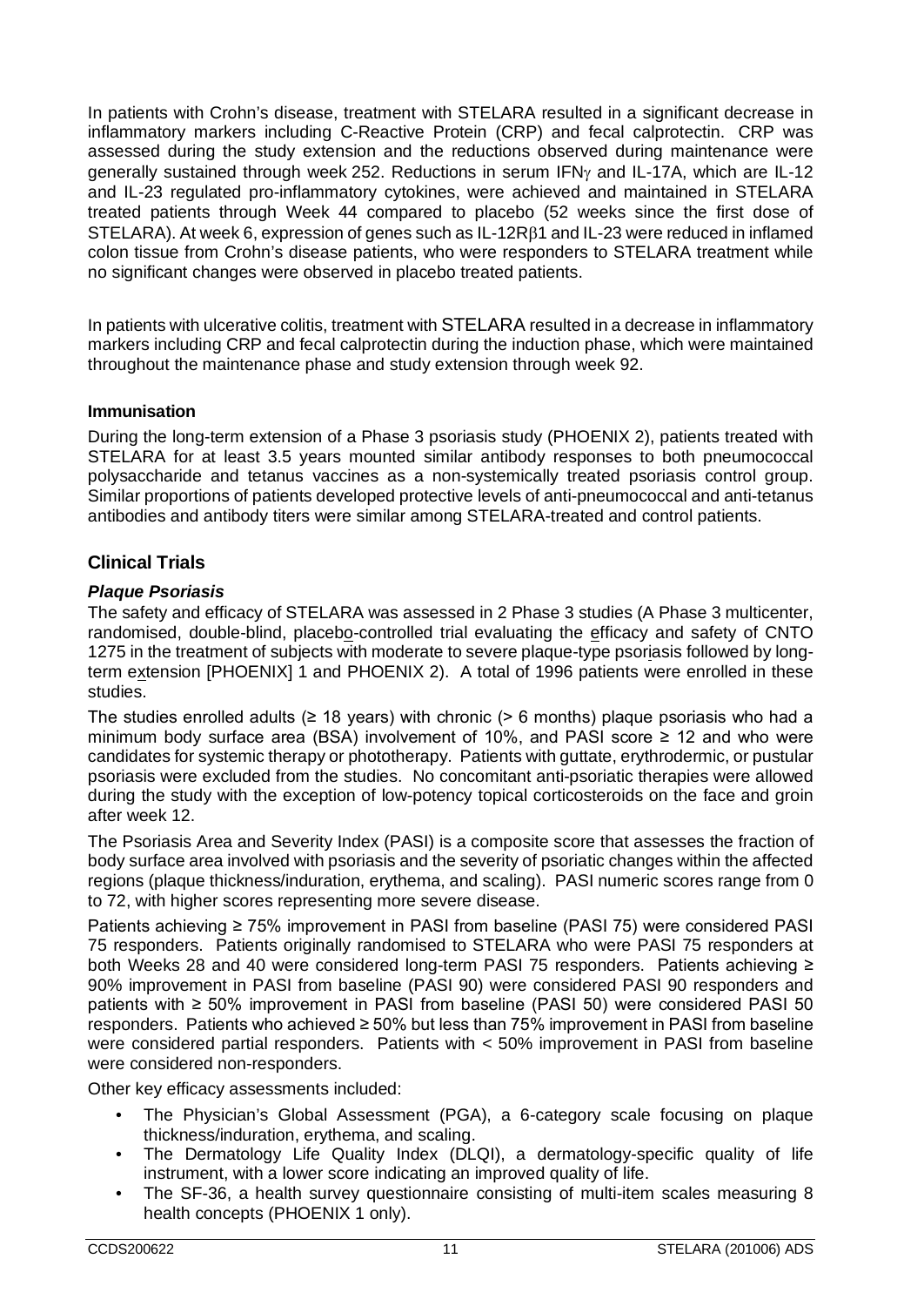In patients with Crohn's disease, treatment with STELARA resulted in a significant decrease in inflammatory markers including C-Reactive Protein (CRP) and fecal calprotectin. CRP was assessed during the study extension and the reductions observed during maintenance were generally sustained through week 252. Reductions in serum IFNγ and IL-17A, which are IL-12 and IL-23 regulated pro-inflammatory cytokines, were achieved and maintained in STELARA treated patients through Week 44 compared to placebo (52 weeks since the first dose of STELARA). At week 6, expression of genes such as IL-12Rβ1 and IL-23 were reduced in inflamed colon tissue from Crohn's disease patients, who were responders to STELARA treatment while no significant changes were observed in placebo treated patients.

In patients with ulcerative colitis, treatment with STELARA resulted in a decrease in inflammatory markers including CRP and fecal calprotectin during the induction phase, which were maintained throughout the maintenance phase and study extension through week 92.

**Immunisation**

During the long-term extension of a Phase 3 psoriasis study (PHOENIX 2), patients treated with STELARA for at least 3.5 years mounted similar antibody responses to both pneumococcal polysaccharide and tetanus vaccines as a non-systemically treated psoriasis control group. Similar proportions of patients developed protective levels of anti-pneumococcal and anti-tetanus antibodies and antibody titers were similar among STELARA-treated and control patients.

## Clinical Trials

***Plaque Psoriasis***

The safety and efficacy of STELARA was assessed in 2 Phase 3 studies (A Phase 3 multicenter, randomised, double-blind, placebo-controlled trial evaluating the efficacy and safety of CNTO 1275 in the treatment of subjects with moderate to severe plaque-type psoriasis followed by long-term extension [PHOENIX] 1 and PHOENIX 2). A total of 1996 patients were enrolled in these studies.

The studies enrolled adults (≥ 18 years) with chronic (> 6 months) plaque psoriasis who had a minimum body surface area (BSA) involvement of 10%, and PASI score ≥ 12 and who were candidates for systemic therapy or phototherapy. Patients with guttate, erythrodermic, or pustular psoriasis were excluded from the studies. No concomitant anti-psoriatic therapies were allowed during the study with the exception of low-potency topical corticosteroids on the face and groin after week 12.

The Psoriasis Area and Severity Index (PASI) is a composite score that assesses the fraction of body surface area involved with psoriasis and the severity of psoriatic changes within the affected regions (plaque thickness/induration, erythema, and scaling). PASI numeric scores range from 0 to 72, with higher scores representing more severe disease.

Patients achieving ≥ 75% improvement in PASI from baseline (PASI 75) were considered PASI 75 responders. Patients originally randomised to STELARA who were PASI 75 responders at both Weeks 28 and 40 were considered long-term PASI 75 responders. Patients achieving ≥ 90% improvement in PASI from baseline (PASI 90) were considered PASI 90 responders and patients with ≥ 50% improvement in PASI from baseline (PASI 50) were considered PASI 50 responders. Patients who achieved ≥ 50% but less than 75% improvement in PASI from baseline were considered partial responders. Patients with < 50% improvement in PASI from baseline were considered non-responders.

Other key efficacy assessments included:

- The Physician's Global Assessment (PGA), a 6-category scale focusing on plaque thickness/induration, erythema, and scaling.
- The Dermatology Life Quality Index (DLQI), a dermatology-specific quality of life instrument, with a lower score indicating an improved quality of life.
- The SF-36, a health survey questionnaire consisting of multi-item scales measuring 8 health concepts (PHOENIX 1 only).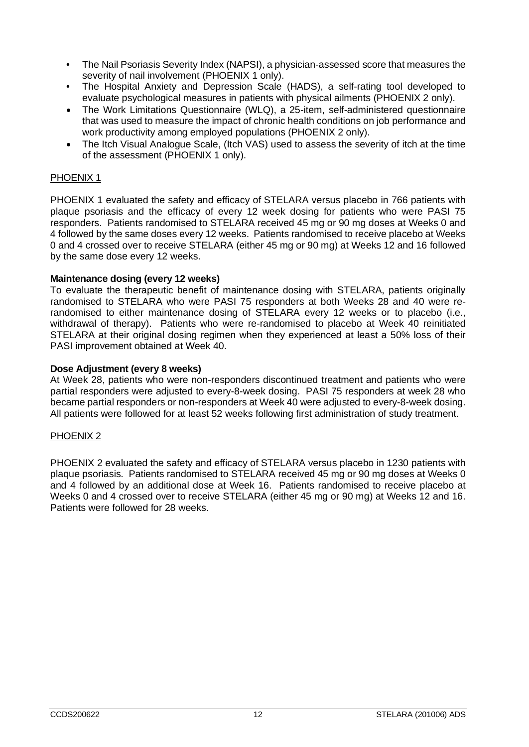- The Nail Psoriasis Severity Index (NAPSI), a physician-assessed score that measures the severity of nail involvement (PHOENIX 1 only).
- The Hospital Anxiety and Depression Scale (HADS), a self-rating tool developed to evaluate psychological measures in patients with physical ailments (PHOENIX 2 only).
- The Work Limitations Questionnaire (WLQ), a 25-item, self-administered questionnaire that was used to measure the impact of chronic health conditions on job performance and work productivity among employed populations (PHOENIX 2 only).
- The Itch Visual Analogue Scale, (Itch VAS) used to assess the severity of itch at the time of the assessment (PHOENIX 1 only).

PHOENIX 1

PHOENIX 1 evaluated the safety and efficacy of STELARA versus placebo in 766 patients with plaque psoriasis and the efficacy of every 12 week dosing for patients who were PASI 75 responders. Patients randomised to STELARA received 45 mg or 90 mg doses at Weeks 0 and 4 followed by the same doses every 12 weeks. Patients randomised to receive placebo at Weeks 0 and 4 crossed over to receive STELARA (either 45 mg or 90 mg) at Weeks 12 and 16 followed by the same dose every 12 weeks.

**Maintenance dosing (every 12 weeks)**

To evaluate the therapeutic benefit of maintenance dosing with STELARA, patients originally randomised to STELARA who were PASI 75 responders at both Weeks 28 and 40 were re-randomised to either maintenance dosing of STELARA every 12 weeks or to placebo (i.e., withdrawal of therapy). Patients who were re-randomised to placebo at Week 40 reinitiated STELARA at their original dosing regimen when they experienced at least a 50% loss of their PASI improvement obtained at Week 40.

**Dose Adjustment (every 8 weeks)**

At Week 28, patients who were non-responders discontinued treatment and patients who were partial responders were adjusted to every-8-week dosing. PASI 75 responders at week 28 who became partial responders or non-responders at Week 40 were adjusted to every-8-week dosing. All patients were followed for at least 52 weeks following first administration of study treatment.

PHOENIX 2

PHOENIX 2 evaluated the safety and efficacy of STELARA versus placebo in 1230 patients with plaque psoriasis. Patients randomised to STELARA received 45 mg or 90 mg doses at Weeks 0 and 4 followed by an additional dose at Week 16. Patients randomised to receive placebo at Weeks 0 and 4 crossed over to receive STELARA (either 45 mg or 90 mg) at Weeks 12 and 16. Patients were followed for 28 weeks.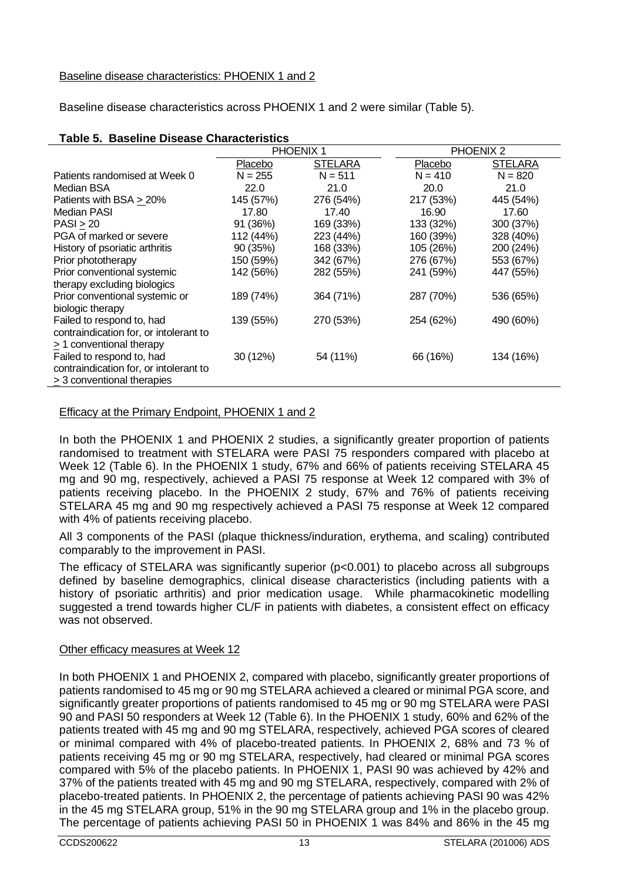Baseline disease characteristics: PHOENIX 1 and 2

Baseline disease characteristics across PHOENIX 1 and 2 were similar (Table 5).

**Table 5. Baseline Disease Characteristics**

| | PHOENIX 1 | | PHOENIX 2 | |
|---|---|---|---|---|
| | Placebo | STELARA | Placebo | STELARA |
| Patients randomised at Week 0 | N = 255 | N = 511 | N = 410 | N = 820 |
| Median BSA | 22.0 | 21.0 | 20.0 | 21.0 |
| Patients with BSA ≥ 20% | 145 (57%) | 276 (54%) | 217 (53%) | 445 (54%) |
| Median PASI | 17.80 | 17.40 | 16.90 | 17.60 |
| PASI ≥ 20 | 91 (36%) | 169 (33%) | 133 (32%) | 300 (37%) |
| PGA of marked or severe | 112 (44%) | 223 (44%) | 160 (39%) | 328 (40%) |
| History of psoriatic arthritis | 90 (35%) | 168 (33%) | 105 (26%) | 200 (24%) |
| Prior phototherapy | 150 (59%) | 342 (67%) | 276 (67%) | 553 (67%) |
| Prior conventional systemic therapy excluding biologics | 142 (56%) | 282 (55%) | 241 (59%) | 447 (55%) |
| Prior conventional systemic or biologic therapy | 189 (74%) | 364 (71%) | 287 (70%) | 536 (65%) |
| Failed to respond to, had contraindication for, or intolerant to ≥ 1 conventional therapy | 139 (55%) | 270 (53%) | 254 (62%) | 490 (60%) |
| Failed to respond to, had contraindication for, or intolerant to ≥ 3 conventional therapies | 30 (12%) | 54 (11%) | 66 (16%) | 134 (16%) |

Efficacy at the Primary Endpoint, PHOENIX 1 and 2

In both the PHOENIX 1 and PHOENIX 2 studies, a significantly greater proportion of patients randomised to treatment with STELARA were PASI 75 responders compared with placebo at Week 12 (Table 6). In the PHOENIX 1 study, 67% and 66% of patients receiving STELARA 45 mg and 90 mg, respectively, achieved a PASI 75 response at Week 12 compared with 3% of patients receiving placebo. In the PHOENIX 2 study, 67% and 76% of patients receiving STELARA 45 mg and 90 mg respectively achieved a PASI 75 response at Week 12 compared with 4% of patients receiving placebo.

All 3 components of the PASI (plaque thickness/induration, erythema, and scaling) contributed comparably to the improvement in PASI.

The efficacy of STELARA was significantly superior ($p<0.001$) to placebo across all subgroups defined by baseline demographics, clinical disease characteristics (including patients with a history of psoriatic arthritis) and prior medication usage. While pharmacokinetic modelling suggested a trend towards higher CL/F in patients with diabetes, a consistent effect on efficacy was not observed.

Other efficacy measures at Week 12

In both PHOENIX 1 and PHOENIX 2, compared with placebo, significantly greater proportions of patients randomised to 45 mg or 90 mg STELARA achieved a cleared or minimal PGA score, and significantly greater proportions of patients randomised to 45 mg or 90 mg STELARA were PASI 90 and PASI 50 responders at Week 12 (Table 6). In the PHOENIX 1 study, 60% and 62% of the patients treated with 45 mg and 90 mg STELARA, respectively, achieved PGA scores of cleared or minimal compared with 4% of placebo-treated patients. In PHOENIX 2, 68% and 73 % of patients receiving 45 mg or 90 mg STELARA, respectively, had cleared or minimal PGA scores compared with 5% of the placebo patients. In PHOENIX 1, PASI 90 was achieved by 42% and 37% of the patients treated with 45 mg and 90 mg STELARA, respectively, compared with 2% of placebo-treated patients. In PHOENIX 2, the percentage of patients achieving PASI 90 was 42% in the 45 mg STELARA group, 51% in the 90 mg STELARA group and 1% in the placebo group. The percentage of patients achieving PASI 50 in PHOENIX 1 was 84% and 86% in the 45 mg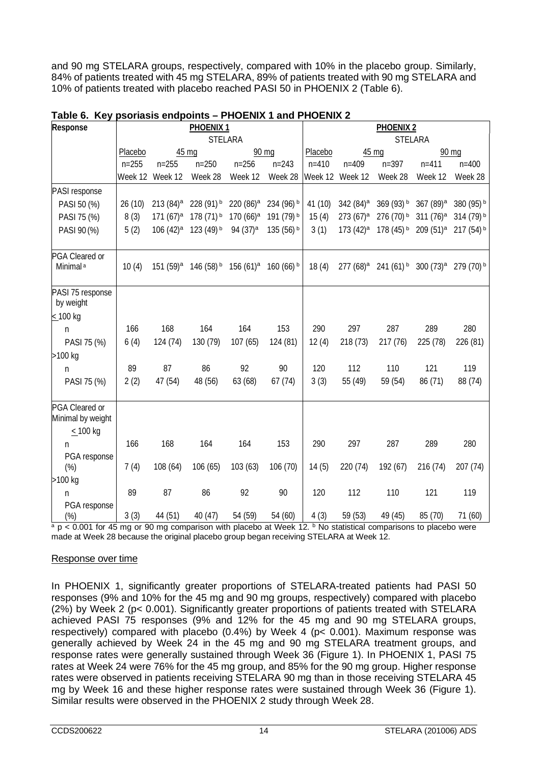and 90 mg STELARA groups, respectively, compared with 10% in the placebo group. Similarly, 84% of patients treated with 45 mg STELARA, 89% of patients treated with 90 mg STELARA and 10% of patients treated with placebo reached PASI 50 in PHOENIX 2 (Table 6).

**Table 6. Key psoriasis endpoints – PHOENIX 1 and PHOENIX 2**

| Response | PHOENIX 1 | | | | | PHOENIX 2 | | | | |
|---|---|---|---|---|---|---|---|---|---|---|
| | | STELARA | | | | | STELARA | | | |
| | Placebo | 45 mg | | 90 mg | | Placebo | 45 mg | | 90 mg | |
| | n=255 | n=255 | n=250 | n=256 | n=243 | n=410 | n=409 | n=397 | n=411 | n=400 |
| | Week 12 | Week 12 | Week 28 | Week 12 | Week 28 | Week 12 | Week 12 | Week 28 | Week 12 | Week 28 |
| PASI response | | | | | | | | | | |
| PASI 50 (%) | 26 (10) | 213 (84)[a] | 228 (91)[b] | 220 (86)[a] | 234 (96)[b] | 41 (10) | 342 (84)[a] | 369 (93)[b] | 367 (89)[a] | 380 (95)[b] |
| PASI 75 (%) | 8 (3) | 171 (67)[a] | 178 (71)[b] | 170 (66)[a] | 191 (79)[b] | 15 (4) | 273 (67)[a] | 276 (70)[b] | 311 (76)[a] | 314 (79)[b] |
| PASI 90 (%) | 5 (2) | 106 (42)[a] | 123 (49)[b] | 94 (37)[a] | 135 (56)[b] | 3 (1) | 173 (42)[a] | 178 (45)[b] | 209 (51)[a] | 217 (54)[b] |
| PGA Cleared or Minimal[a] | 10 (4) | 151 (59)[a] | 146 (58)[b] | 156 (61)[a] | 160 (66)[b] | 18 (4) | 277 (68)[a] | 241 (61)[b] | 300 (73)[a] | 279 (70)[b] |
| PASI 75 response by weight | | | | | | | | | | |
| ≤ 100 kg | | | | | | | | | | |
| n | 166 | 168 | 164 | 164 | 153 | 290 | 297 | 287 | 289 | 280 |
| PASI 75 (%) | 6 (4) | 124 (74) | 130 (79) | 107 (65) | 124 (81) | 12 (4) | 218 (73) | 217 (76) | 225 (78) | 226 (81) |
| >100 kg | | | | | | | | | | |
| n | 89 | 87 | 86 | 92 | 90 | 120 | 112 | 110 | 121 | 119 |
| PASI 75 (%) | 2 (2) | 47 (54) | 48 (56) | 63 (68) | 67 (74) | 3 (3) | 55 (49) | 59 (54) | 86 (71) | 88 (74) |
| PGA Cleared or Minimal by weight | | | | | | | | | | |
| ≤ 100 kg | | | | | | | | | | |
| n | 166 | 168 | 164 | 164 | 153 | 290 | 297 | 287 | 289 | 280 |
| PGA response (%) | 7 (4) | 108 (64) | 106 (65) | 103 (63) | 106 (70) | 14 (5) | 220 (74) | 192 (67) | 216 (74) | 207 (74) |
| >100 kg | | | | | | | | | | |
| n | 89 | 87 | 86 | 92 | 90 | 120 | 112 | 110 | 121 | 119 |
| PGA response (%) | 3 (3) | 44 (51) | 40 (47) | 54 (59) | 54 (60) | 4 (3) | 59 (53) | 49 (45) | 85 (70) | 71 (60) |

[a] $p < 0.001$ for 45 mg or 90 mg comparison with placebo at Week 12. [b] No statistical comparisons to placebo were made at Week 28 because the original placebo group began receiving STELARA at Week 12.

Response over time

In PHOENIX 1, significantly greater proportions of STELARA-treated patients had PASI 50 responses (9% and 10% for the 45 mg and 90 mg groups, respectively) compared with placebo (2%) by Week 2 ($p < 0.001$). Significantly greater proportions of patients treated with STELARA achieved PASI 75 responses (9% and 12% for the 45 mg and 90 mg STELARA groups, respectively) compared with placebo (0.4%) by Week 4 ($p < 0.001$). Maximum response was generally achieved by Week 24 in the 45 mg and 90 mg STELARA treatment groups, and response rates were generally sustained through Week 36 (Figure 1). In PHOENIX 1, PASI 75 rates at Week 24 were 76% for the 45 mg group, and 85% for the 90 mg group. Higher response rates were observed in patients receiving STELARA 90 mg than in those receiving STELARA 45 mg by Week 16 and these higher response rates were sustained through Week 36 (Figure 1). Similar results were observed in the PHOENIX 2 study through Week 28.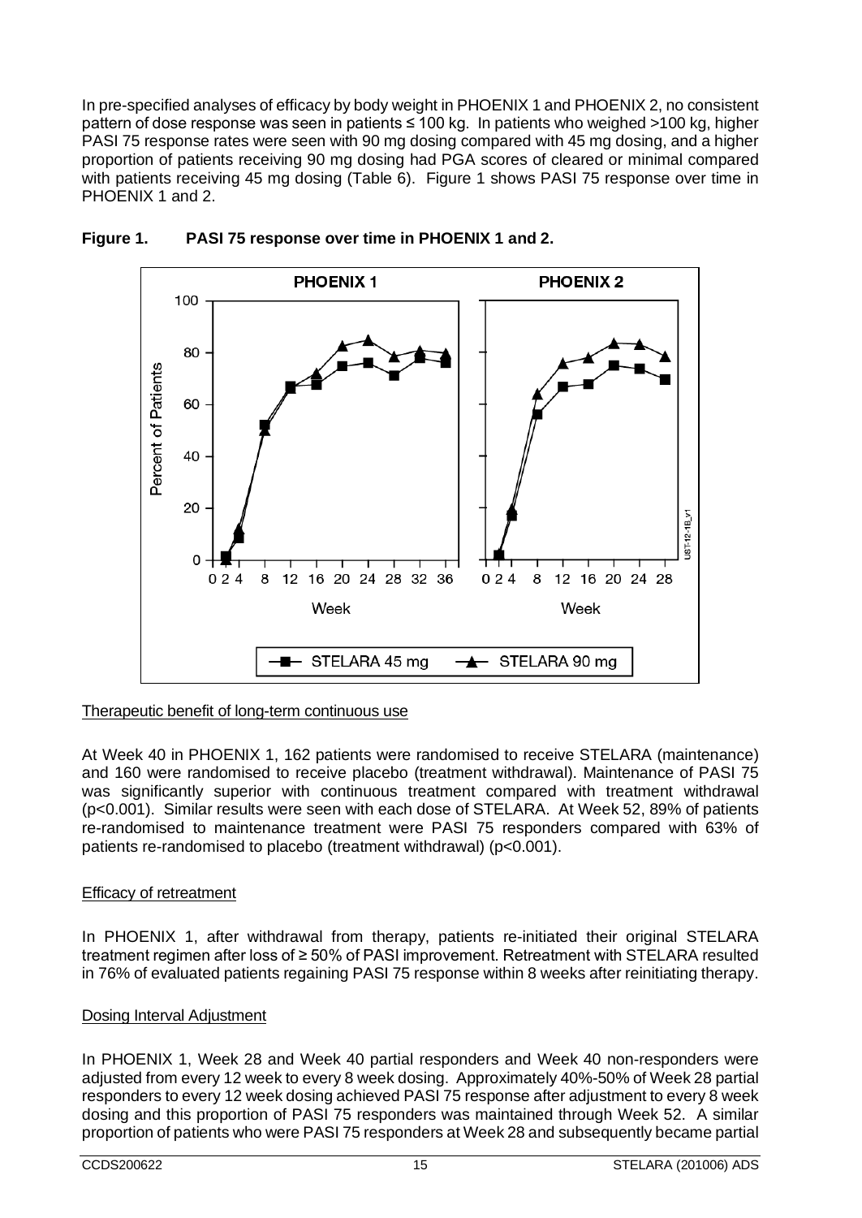In pre-specified analyses of efficacy by body weight in PHOENIX 1 and PHOENIX 2, no consistent pattern of dose response was seen in patients ≤ 100 kg. In patients who weighed >100 kg, higher PASI 75 response rates were seen with 90 mg dosing compared with 45 mg dosing, and a higher proportion of patients receiving 90 mg dosing had PGA scores of cleared or minimal compared with patients receiving 45 mg dosing (Table 6). Figure 1 shows PASI 75 response over time in PHOENIX 1 and 2.

**Figure 1. PASI 75 response over time in PHOENIX 1 and 2.**

## Therapeutic benefit of long-term continuous use

At Week 40 in PHOENIX 1, 162 patients were randomised to receive STELARA (maintenance) and 160 were randomised to receive placebo (treatment withdrawal). Maintenance of PASI 75 was significantly superior with continuous treatment compared with treatment withdrawal ($p<0.001$). Similar results were seen with each dose of STELARA. At Week 52, 89% of patients re-randomised to maintenance treatment were PASI 75 responders compared with 63% of patients re-randomised to placebo (treatment withdrawal) ($p<0.001$).

## Efficacy of retreatment

In PHOENIX 1, after withdrawal from therapy, patients re-initiated their original STELARA treatment regimen after loss of ≥ 50% of PASI improvement. Retreatment with STELARA resulted in 76% of evaluated patients regaining PASI 75 response within 8 weeks after reinitiating therapy.

## Dosing Interval Adjustment

In PHOENIX 1, Week 28 and Week 40 partial responders and Week 40 non-responders were adjusted from every 12 week to every 8 week dosing. Approximately 40%-50% of Week 28 partial responders to every 12 week dosing achieved PASI 75 response after adjustment to every 8 week dosing and this proportion of PASI 75 responders was maintained through Week 52. A similar proportion of patients who were PASI 75 responders at Week 28 and subsequently became partial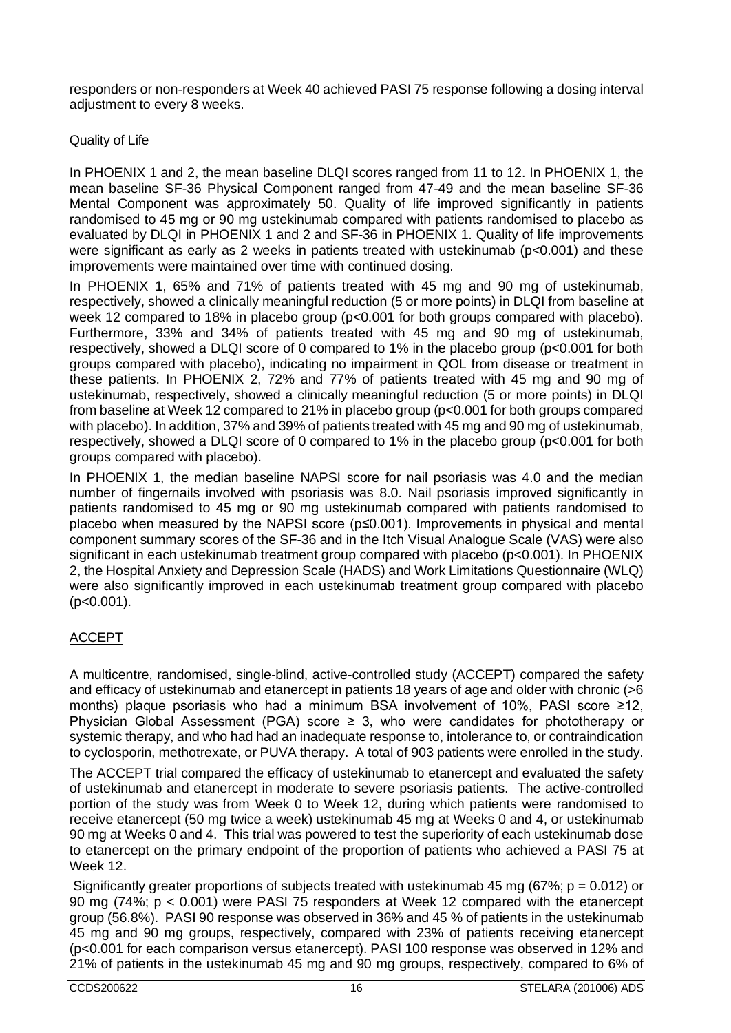responders or non-responders at Week 40 achieved PASI 75 response following a dosing interval adjustment to every 8 weeks.

Quality of Life

In PHOENIX 1 and 2, the mean baseline DLQI scores ranged from 11 to 12. In PHOENIX 1, the mean baseline SF-36 Physical Component ranged from 47-49 and the mean baseline SF-36 Mental Component was approximately 50. Quality of life improved significantly in patients randomised to 45 mg or 90 mg ustekinumab compared with patients randomised to placebo as evaluated by DLQI in PHOENIX 1 and 2 and SF-36 in PHOENIX 1. Quality of life improvements were significant as early as 2 weeks in patients treated with ustekinumab ($p<0.001$) and these improvements were maintained over time with continued dosing.

In PHOENIX 1, 65% and 71% of patients treated with 45 mg and 90 mg of ustekinumab, respectively, showed a clinically meaningful reduction (5 or more points) in DLQI from baseline at week 12 compared to 18% in placebo group ($p<0.001$ for both groups compared with placebo). Furthermore, 33% and 34% of patients treated with 45 mg and 90 mg of ustekinumab, respectively, showed a DLQI score of 0 compared to 1% in the placebo group ($p<0.001$ for both groups compared with placebo), indicating no impairment in QOL from disease or treatment in these patients. In PHOENIX 2, 72% and 77% of patients treated with 45 mg and 90 mg of ustekinumab, respectively, showed a clinically meaningful reduction (5 or more points) in DLQI from baseline at Week 12 compared to 21% in placebo group ($p<0.001$ for both groups compared with placebo). In addition, 37% and 39% of patients treated with 45 mg and 90 mg of ustekinumab, respectively, showed a DLQI score of 0 compared to 1% in the placebo group ($p<0.001$ for both groups compared with placebo).

In PHOENIX 1, the median baseline NAPSI score for nail psoriasis was 4.0 and the median number of fingernails involved with psoriasis was 8.0. Nail psoriasis improved significantly in patients randomised to 45 mg or 90 mg ustekinumab compared with patients randomised to placebo when measured by the NAPSI score ($p \leq 0.001$). Improvements in physical and mental component summary scores of the SF-36 and in the Itch Visual Analogue Scale (VAS) were also significant in each ustekinumab treatment group compared with placebo ($p<0.001$). In PHOENIX 2, the Hospital Anxiety and Depression Scale (HADS) and Work Limitations Questionnaire (WLQ) were also significantly improved in each ustekinumab treatment group compared with placebo ($p<0.001$).

ACCEPT

A multicentre, randomised, single-blind, active-controlled study (ACCEPT) compared the safety and efficacy of ustekinumab and etanercept in patients 18 years of age and older with chronic (>6 months) plaque psoriasis who had a minimum BSA involvement of 10%, PASI score ≥12, Physician Global Assessment (PGA) score ≥ 3, who were candidates for phototherapy or systemic therapy, and who had had an inadequate response to, intolerance to, or contraindication to cyclosporin, methotrexate, or PUVA therapy. A total of 903 patients were enrolled in the study.

The ACCEPT trial compared the efficacy of ustekinumab to etanercept and evaluated the safety of ustekinumab and etanercept in moderate to severe psoriasis patients. The active-controlled portion of the study was from Week 0 to Week 12, during which patients were randomised to receive etanercept (50 mg twice a week) ustekinumab 45 mg at Weeks 0 and 4, or ustekinumab 90 mg at Weeks 0 and 4. This trial was powered to test the superiority of each ustekinumab dose to etanercept on the primary endpoint of the proportion of patients who achieved a PASI 75 at Week 12.

Significantly greater proportions of subjects treated with ustekinumab 45 mg (67%; $p = 0.012$) or 90 mg (74%; $p < 0.001$) were PASI 75 responders at Week 12 compared with the etanercept group (56.8%). PASI 90 response was observed in 36% and 45 % of patients in the ustekinumab 45 mg and 90 mg groups, respectively, compared with 23% of patients receiving etanercept ($p<0.001$ for each comparison versus etanercept). PASI 100 response was observed in 12% and 21% of patients in the ustekinumab 45 mg and 90 mg groups, respectively, compared to 6% of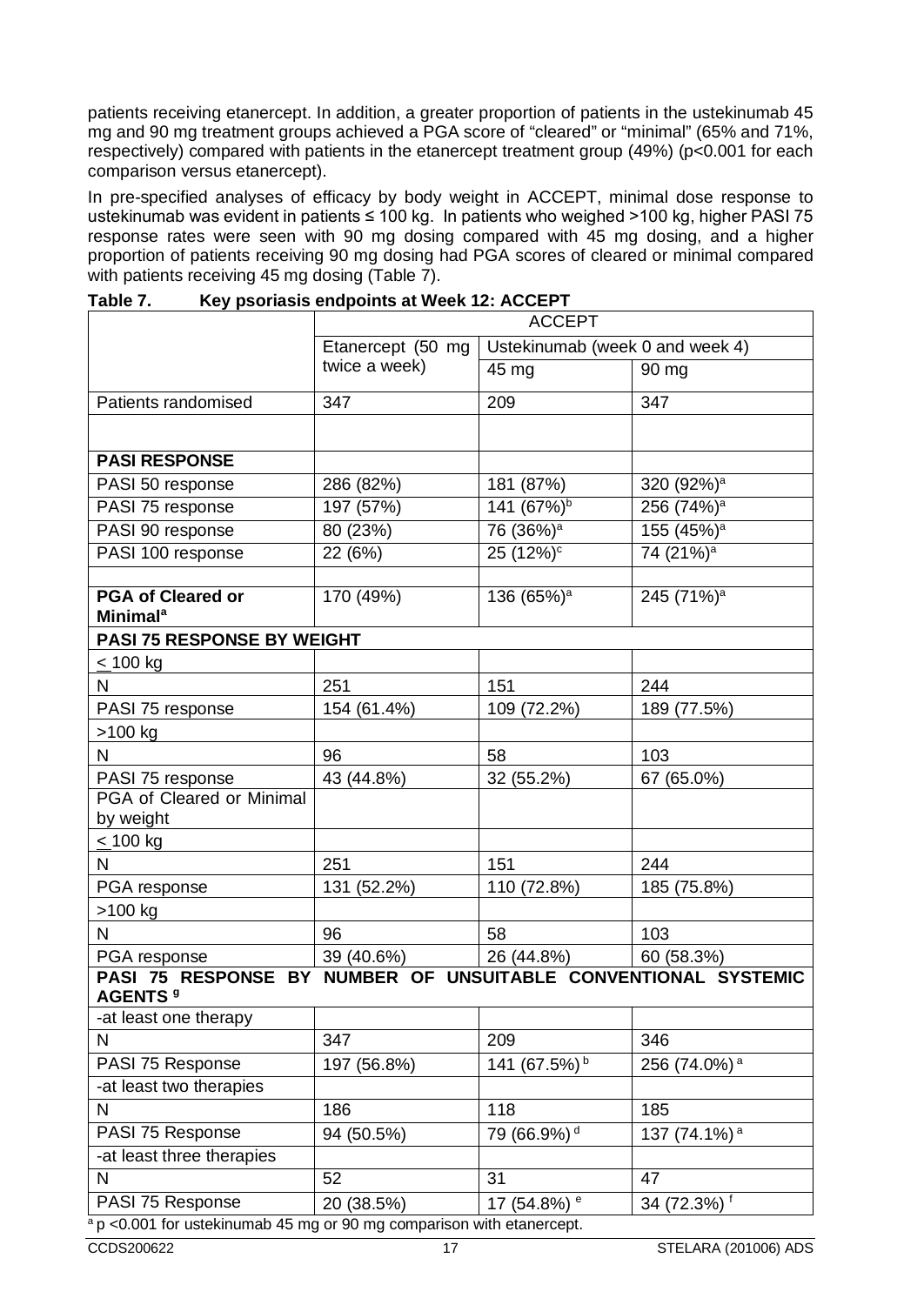patients receiving etanercept. In addition, a greater proportion of patients in the ustekinumab 45 mg and 90 mg treatment groups achieved a PGA score of "cleared" or "minimal" (65% and 71%, respectively) compared with patients in the etanercept treatment group (49%) ($p<0.001$ for each comparison versus etanercept).

In pre-specified analyses of efficacy by body weight in ACCEPT, minimal dose response to ustekinumab was evident in patients ≤ 100 kg. In patients who weighed >100 kg, higher PASI 75 response rates were seen with 90 mg dosing compared with 45 mg dosing, and a higher proportion of patients receiving 90 mg dosing had PGA scores of cleared or minimal compared with patients receiving 45 mg dosing (Table 7).

**Table 7. Key psoriasis endpoints at Week 12: ACCEPT**

| | ACCEPT | | |
|---|---|---|---|
| | Etanercept (50 mg twice a week) | Ustekinumab (week 0 and week 4) | |
| | | 45 mg | 90 mg |
| Patients randomised | 347 | 209 | 347 |
| | | | |
| **PASI RESPONSE** | | | |
| PASI 50 response | 286 (82%) | 181 (87%) | 320 (92%)[a] |
| PASI 75 response | 197 (57%) | 141 (67%)[b] | 256 (74%)[a] |
| PASI 90 response | 80 (23%) | 76 (36%)[a] | 155 (45%)[a] |
| PASI 100 response | 22 (6%) | 25 (12%)[c] | 74 (21%)[a] |
| | | | |
| **PGA of Cleared or Minimal[a]** | 170 (49%) | 136 (65%)[a] | 245 (71%)[a] |
| **PASI 75 RESPONSE BY WEIGHT** | | | |
| ≤ 100 kg | | | |
| N | 251 | 151 | 244 |
| PASI 75 response | 154 (61.4%) | 109 (72.2%) | 189 (77.5%) |
| >100 kg | | | |
| N | 96 | 58 | 103 |
| PASI 75 response | 43 (44.8%) | 32 (55.2%) | 67 (65.0%) |
| PGA of Cleared or Minimal by weight | | | |
| ≤ 100 kg | | | |
| N | 251 | 151 | 244 |
| PGA response | 131 (52.2%) | 110 (72.8%) | 185 (75.8%) |
| >100 kg | | | |
| N | 96 | 58 | 103 |
| PGA response | 39 (40.6%) | 26 (44.8%) | 60 (58.3%) |
| **PASI 75 RESPONSE BY NUMBER OF UNSUITABLE CONVENTIONAL SYSTEMIC AGENTS[g]** | | | |
| -at least one therapy | | | |
| N | 347 | 209 | 346 |
| PASI 75 Response | 197 (56.8%) | 141 (67.5%)[b] | 256 (74.0%)[a] |
| -at least two therapies | | | |
| N | 186 | 118 | 185 |
| PASI 75 Response | 94 (50.5%) | 79 (66.9%)[d] | 137 (74.1%)[a] |
| -at least three therapies | | | |
| N | 52 | 31 | 47 |
| PASI 75 Response | 20 (38.5%) | 17 (54.8%)[e] | 34 (72.3%)[f] |

[a] $p<0.001$ for ustekinumab 45 mg or 90 mg comparison with etanercept.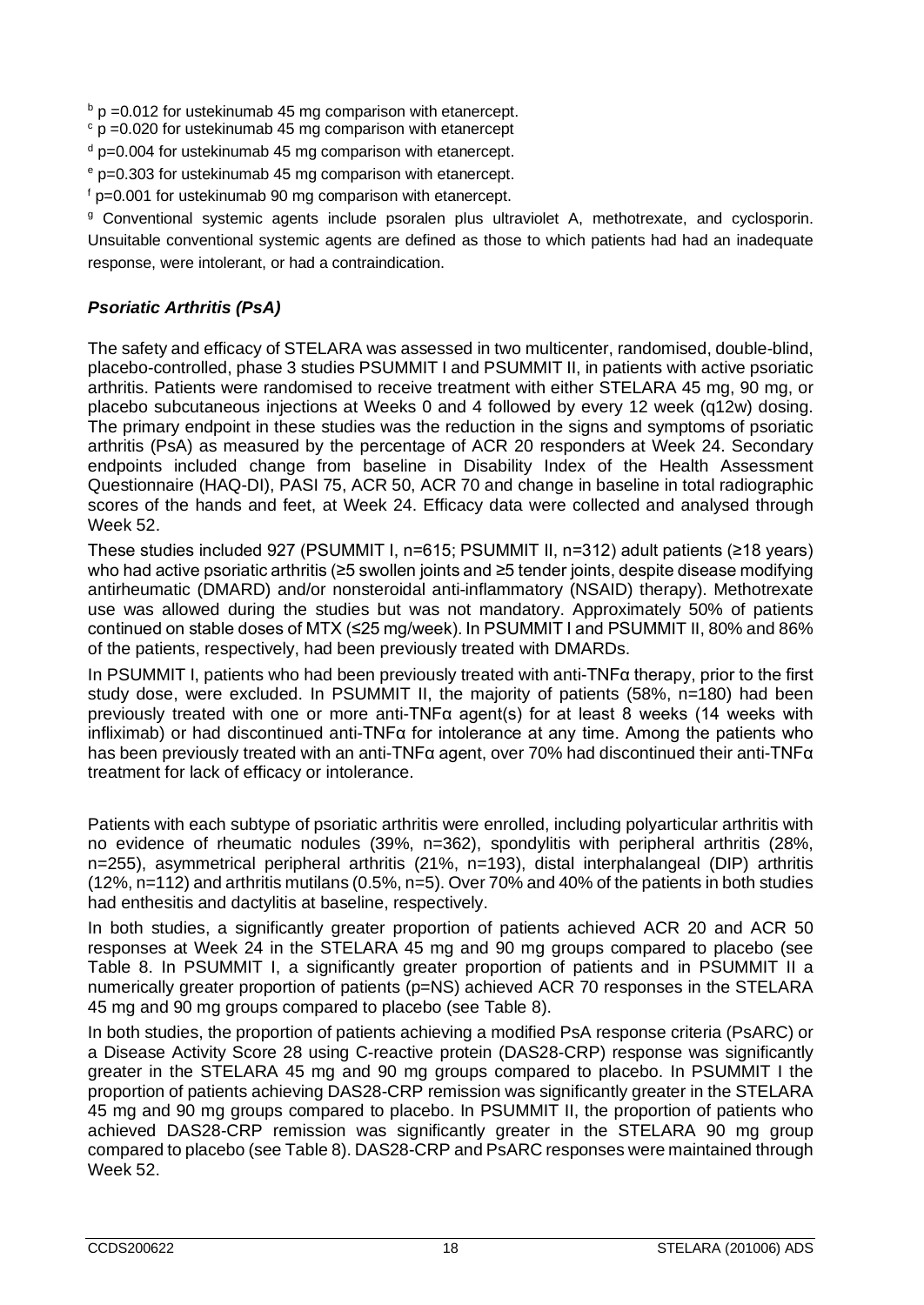[b] p =0.012 for ustekinumab 45 mg comparison with etanercept.

[c] p =0.020 for ustekinumab 45 mg comparison with etanercept

[d] p=0.004 for ustekinumab 45 mg comparison with etanercept.

[e] p=0.303 for ustekinumab 45 mg comparison with etanercept.

[f] p=0.001 for ustekinumab 90 mg comparison with etanercept.

[g] Conventional systemic agents include psoralen plus ultraviolet A, methotrexate, and cyclosporin. Unsuitable conventional systemic agents are defined as those to which patients had had an inadequate response, were intolerant, or had a contraindication.

### *Psoriatic Arthritis (PsA)*

The safety and efficacy of STELARA was assessed in two multicenter, randomised, double-blind, placebo-controlled, phase 3 studies PSUMMIT I and PSUMMIT II, in patients with active psoriatic arthritis. Patients were randomised to receive treatment with either STELARA 45 mg, 90 mg, or placebo subcutaneous injections at Weeks 0 and 4 followed by every 12 week (q12w) dosing. The primary endpoint in these studies was the reduction in the signs and symptoms of psoriatic arthritis (PsA) as measured by the percentage of ACR 20 responders at Week 24. Secondary endpoints included change from baseline in Disability Index of the Health Assessment Questionnaire (HAQ-DI), PASI 75, ACR 50, ACR 70 and change in baseline in total radiographic scores of the hands and feet, at Week 24. Efficacy data were collected and analysed through Week 52.

These studies included 927 (PSUMMIT I, n=615; PSUMMIT II, n=312) adult patients (≥18 years) who had active psoriatic arthritis (≥5 swollen joints and ≥5 tender joints, despite disease modifying antirheumatic (DMARD) and/or nonsteroidal anti-inflammatory (NSAID) therapy). Methotrexate use was allowed during the studies but was not mandatory. Approximately 50% of patients continued on stable doses of MTX (≤25 mg/week). In PSUMMIT I and PSUMMIT II, 80% and 86% of the patients, respectively, had been previously treated with DMARDs.

In PSUMMIT I, patients who had been previously treated with anti-TNFα therapy, prior to the first study dose, were excluded. In PSUMMIT II, the majority of patients (58%, n=180) had been previously treated with one or more anti-TNFα agent(s) for at least 8 weeks (14 weeks with infliximab) or had discontinued anti-TNFα for intolerance at any time. Among the patients who has been previously treated with an anti-TNFα agent, over 70% had discontinued their anti-TNFα treatment for lack of efficacy or intolerance.

Patients with each subtype of psoriatic arthritis were enrolled, including polyarticular arthritis with no evidence of rheumatic nodules (39%, n=362), spondylitis with peripheral arthritis (28%, n=255), asymmetrical peripheral arthritis (21%, n=193), distal interphalangeal (DIP) arthritis (12%, n=112) and arthritis mutilans (0.5%, n=5). Over 70% and 40% of the patients in both studies had enthesitis and dactylitis at baseline, respectively.

In both studies, a significantly greater proportion of patients achieved ACR 20 and ACR 50 responses at Week 24 in the STELARA 45 mg and 90 mg groups compared to placebo (see Table 8. In PSUMMIT I, a significantly greater proportion of patients and in PSUMMIT II a numerically greater proportion of patients (p=NS) achieved ACR 70 responses in the STELARA 45 mg and 90 mg groups compared to placebo (see Table 8).

In both studies, the proportion of patients achieving a modified PsA response criteria (PsARC) or a Disease Activity Score 28 using C-reactive protein (DAS28-CRP) response was significantly greater in the STELARA 45 mg and 90 mg groups compared to placebo. In PSUMMIT I the proportion of patients achieving DAS28-CRP remission was significantly greater in the STELARA 45 mg and 90 mg groups compared to placebo. In PSUMMIT II, the proportion of patients who achieved DAS28-CRP remission was significantly greater in the STELARA 90 mg group compared to placebo (see Table 8). DAS28-CRP and PsARC responses were maintained through Week 52.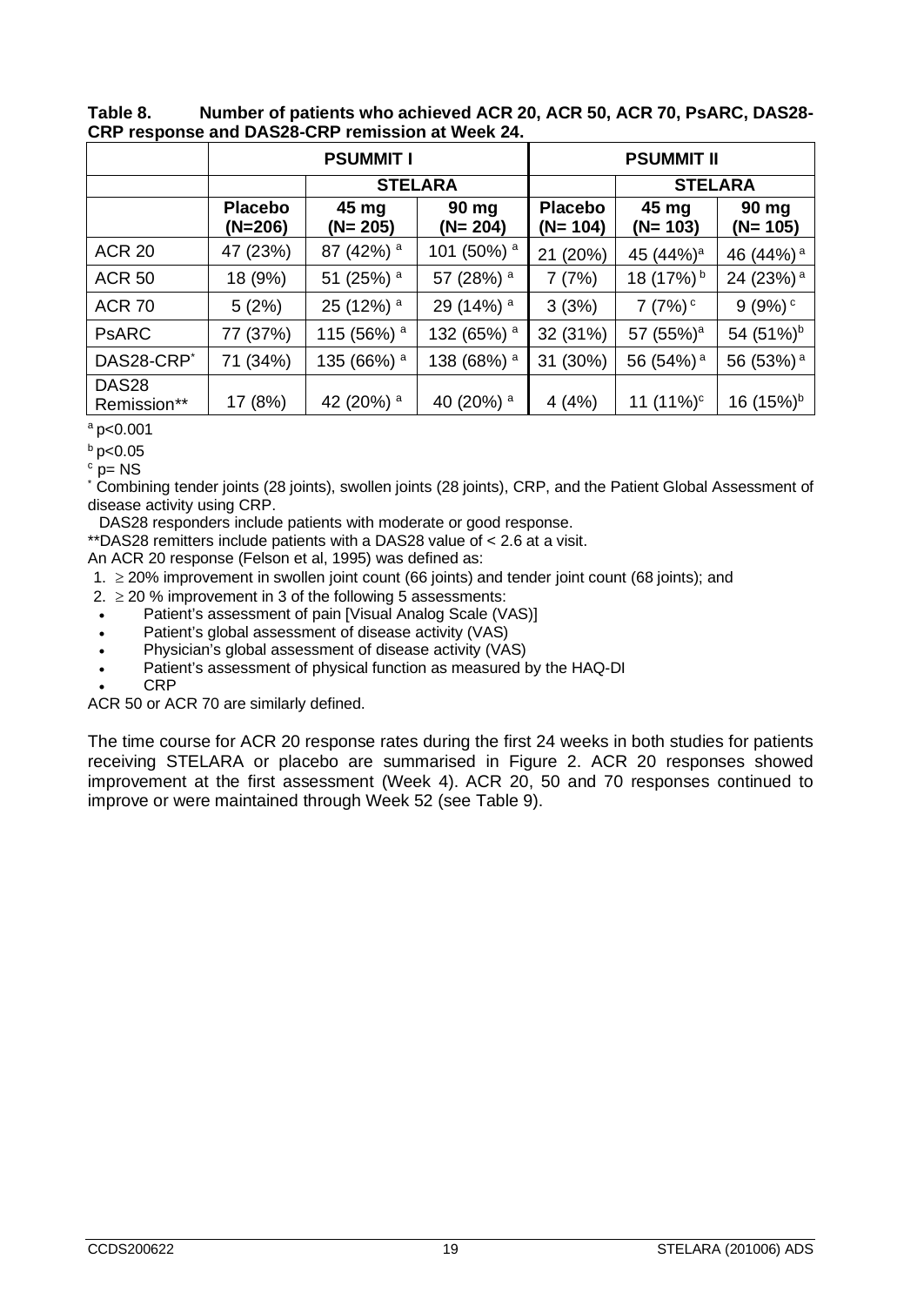**Table 8. Number of patients who achieved ACR 20, ACR 50, ACR 70, PsARC, DAS28-CRP response and DAS28-CRP remission at Week 24.**

| | PSUMMIT I | | | PSUMMIT II | | |
|---|---|---|---|---|---|---|
| | | STELARA | | | STELARA | |
| | **Placebo (N=206)** | **45 mg (N= 205)** | **90 mg (N= 204)** | **Placebo (N= 104)** | **45 mg (N= 103)** | **90 mg (N= 105)** |
| ACR 20 | 47 (23%) | 87 (42%) [a] | 101 (50%) [a] | 21 (20%) | 45 (44%)[a] | 46 (44%) [a] |
| ACR 50 | 18 (9%) | 51 (25%) [a] | 57 (28%) [a] | 7 (7%) | 18 (17%) [b] | 24 (23%) [a] |
| ACR 70 | 5 (2%) | 25 (12%) [a] | 29 (14%) [a] | 3 (3%) | 7 (7%) [c] | 9 (9%) [c] |
| PsARC | 77 (37%) | 115 (56%) [a] | 132 (65%) [a] | 32 (31%) | 57 (55%)[a] | 54 (51%)[b] |
| DAS28-CRP* | 71 (34%) | 135 (66%) [a] | 138 (68%) [a] | 31 (30%) | 56 (54%) [a] | 56 (53%) [a] |
| DAS28 Remission** | 17 (8%) | 42 (20%) [a] | 40 (20%) [a] | 4 (4%) | 11 (11%)[c] | 16 (15%)[b] |

[a] p<0.001

[b] p<0.05

[c] p= NS

\* Combining tender joints (28 joints), swollen joints (28 joints), CRP, and the Patient Global Assessment of disease activity using CRP.

DAS28 responders include patients with moderate or good response.

**DAS28 remitters include patients with a DAS28 value of < 2.6 at a visit.

An ACR 20 response (Felson et al, 1995) was defined as:

1. ≥ 20% improvement in swollen joint count (66 joints) and tender joint count (68 joints); and
2. ≥ 20 % improvement in 3 of the following 5 assessments:
   - Patient's assessment of pain [Visual Analog Scale (VAS)]
   - Patient's global assessment of disease activity (VAS)
   - Physician's global assessment of disease activity (VAS)
   - Patient's assessment of physical function as measured by the HAQ-DI
   - CRP

ACR 50 or ACR 70 are similarly defined.

The time course for ACR 20 response rates during the first 24 weeks in both studies for patients receiving STELARA or placebo are summarised in Figure 2. ACR 20 responses showed improvement at the first assessment (Week 4). ACR 20, 50 and 70 responses continued to improve or were maintained through Week 52 (see Table 9).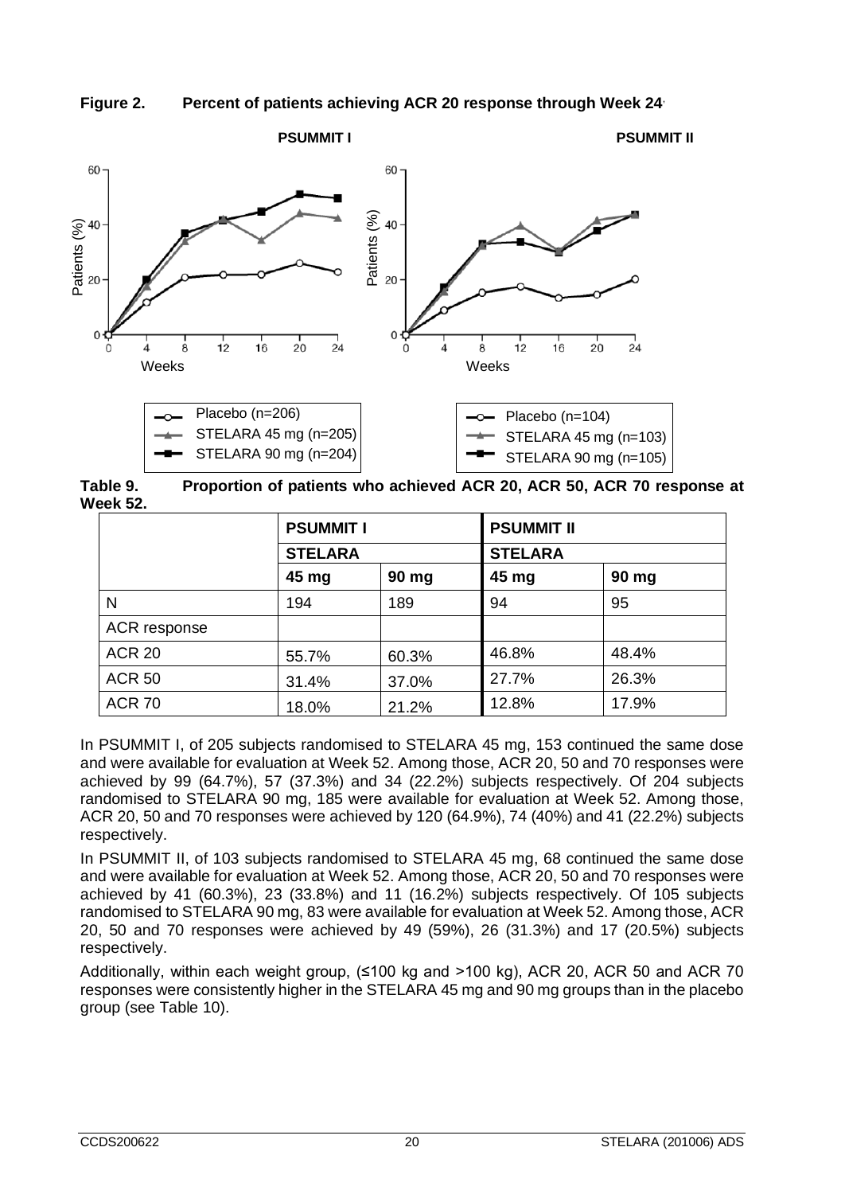**Figure 2. Percent of patients achieving ACR 20 response through Week 24**

**Table 9. Proportion of patients who achieved ACR 20, ACR 50, ACR 70 response at Week 52.**

| | PSUMMIT I | | PSUMMIT II | |
|---|---|---|---|---|
| | STELARA | | STELARA | |
| | 45 mg | 90 mg | 45 mg | 90 mg |
| N | 194 | 189 | 94 | 95 |
| ACR response | | | | |
| ACR 20 | 55.7% | 60.3% | 46.8% | 48.4% |
| ACR 50 | 31.4% | 37.0% | 27.7% | 26.3% |
| ACR 70 | 18.0% | 21.2% | 12.8% | 17.9% |

In PSUMMIT I, of 205 subjects randomised to STELARA 45 mg, 153 continued the same dose and were available for evaluation at Week 52. Among those, ACR 20, 50 and 70 responses were achieved by 99 (64.7%), 57 (37.3%) and 34 (22.2%) subjects respectively. Of 204 subjects randomised to STELARA 90 mg, 185 were available for evaluation at Week 52. Among those, ACR 20, 50 and 70 responses were achieved by 120 (64.9%), 74 (40%) and 41 (22.2%) subjects respectively.

In PSUMMIT II, of 103 subjects randomised to STELARA 45 mg, 68 continued the same dose and were available for evaluation at Week 52. Among those, ACR 20, 50 and 70 responses were achieved by 41 (60.3%), 23 (33.8%) and 11 (16.2%) subjects respectively. Of 105 subjects randomised to STELARA 90 mg, 83 were available for evaluation at Week 52. Among those, ACR 20, 50 and 70 responses were achieved by 49 (59%), 26 (31.3%) and 17 (20.5%) subjects respectively.

Additionally, within each weight group, (≤100 kg and >100 kg), ACR 20, ACR 50 and ACR 70 responses were consistently higher in the STELARA 45 mg and 90 mg groups than in the placebo group (see Table 10).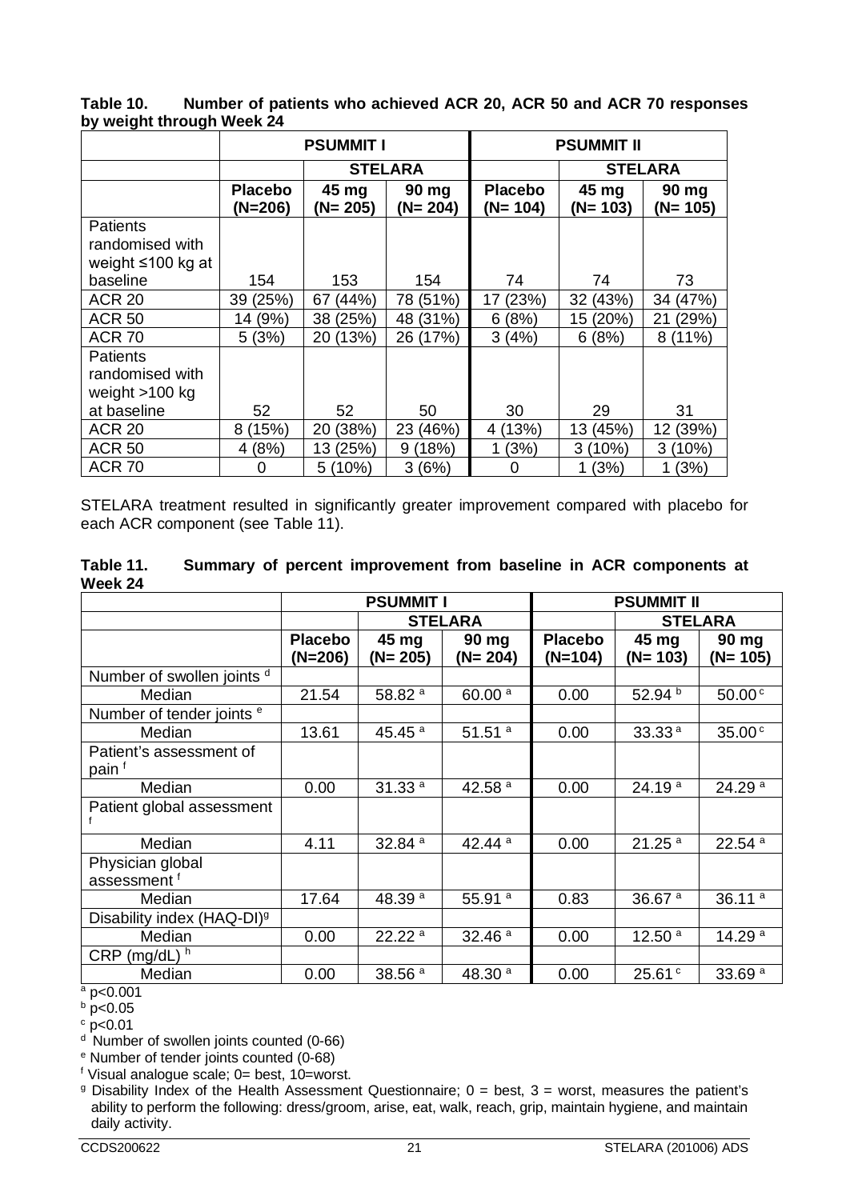**Table 10. Number of patients who achieved ACR 20, ACR 50 and ACR 70 responses by weight through Week 24**

| | PSUMMIT I | | | PSUMMIT II | | |
|---|---|---|---|---|---|---|
| | | STELARA | | | STELARA | |
| | Placebo (N=206) | 45 mg (N= 205) | 90 mg (N= 204) | Placebo (N= 104) | 45 mg (N= 103) | 90 mg (N= 105) |
| Patients randomised with weight ≤100 kg at baseline | 154 | 153 | 154 | 74 | 74 | 73 |
| ACR 20 | 39 (25%) | 67 (44%) | 78 (51%) | 17 (23%) | 32 (43%) | 34 (47%) |
| ACR 50 | 14 (9%) | 38 (25%) | 48 (31%) | 6 (8%) | 15 (20%) | 21 (29%) |
| ACR 70 | 5 (3%) | 20 (13%) | 26 (17%) | 3 (4%) | 6 (8%) | 8 (11%) |
| Patients randomised with weight >100 kg at baseline | 52 | 52 | 50 | 30 | 29 | 31 |
| ACR 20 | 8 (15%) | 20 (38%) | 23 (46%) | 4 (13%) | 13 (45%) | 12 (39%) |
| ACR 50 | 4 (8%) | 13 (25%) | 9 (18%) | 1 (3%) | 3 (10%) | 3 (10%) |
| ACR 70 | 0 | 5 (10%) | 3 (6%) | 0 | 1 (3%) | 1 (3%) |

STELARA treatment resulted in significantly greater improvement compared with placebo for each ACR component (see Table 11).

**Table 11. Summary of percent improvement from baseline in ACR components at Week 24**

| | PSUMMIT I | | | PSUMMIT II | | |
|---|---|---|---|---|---|---|
| | | STELARA | | | STELARA | |
| | Placebo (N=206) | 45 mg (N= 205) | 90 mg (N= 204) | Placebo (N=104) | 45 mg (N= 103) | 90 mg (N= 105) |
| Number of swollen joints [d] | | | | | | |
| Median | 21.54 | 58.82 [a] | 60.00 [a] | 0.00 | 52.94 [b] | 50.00 [c] |
| Number of tender joints [e] | | | | | | |
| Median | 13.61 | 45.45 [a] | 51.51 [a] | 0.00 | 33.33 [a] | 35.00 [c] |
| Patient's assessment of pain [f] | | | | | | |
| Median | 0.00 | 31.33 [a] | 42.58 [a] | 0.00 | 24.19 [a] | 24.29 [a] |
| Patient global assessment [f] | | | | | | |
| Median | 4.11 | 32.84 [a] | 42.44 [a] | 0.00 | 21.25 [a] | 22.54 [a] |
| Physician global assessment [f] | | | | | | |
| Median | 17.64 | 48.39 [a] | 55.91 [a] | 0.83 | 36.67 [a] | 36.11 [a] |
| Disability index (HAQ-DI)[g] | | | | | | |
| Median | 0.00 | 22.22 [a] | 32.46 [a] | 0.00 | 12.50 [a] | 14.29 [a] |
| CRP (mg/dL) [h] | | | | | | |
| Median | 0.00 | 38.56 [a] | 48.30 [a] | 0.00 | 25.61 [c] | 33.69 [a] |

[a] $p<0.001$
[b] $p<0.05$
[c] $p<0.01$
[d] Number of swollen joints counted (0-66)
[e] Number of tender joints counted (0-68)
[f] Visual analogue scale; 0= best, 10=worst.
[g] Disability Index of the Health Assessment Questionnaire; 0 = best, 3 = worst, measures the patient's ability to perform the following: dress/groom, arise, eat, walk, reach, grip, maintain hygiene, and maintain daily activity.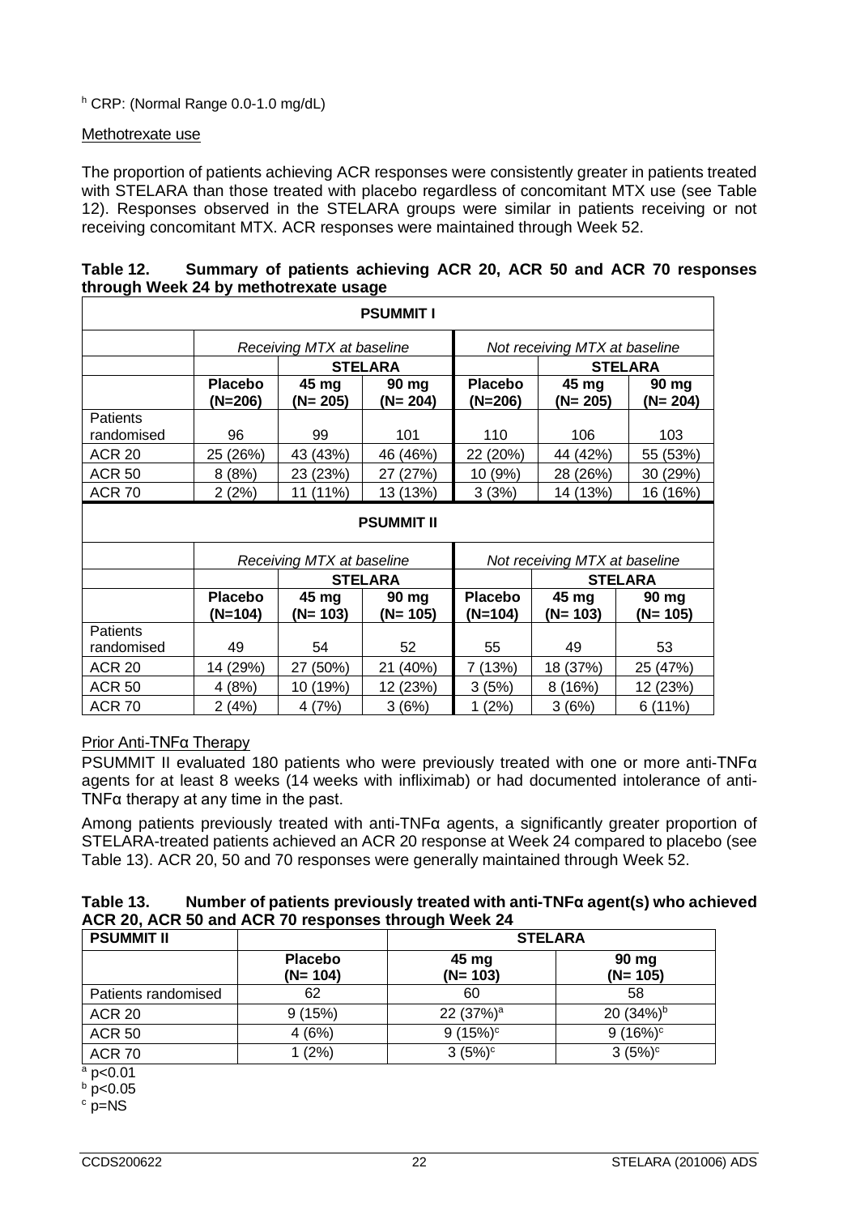[h] CRP: (Normal Range 0.0-1.0 mg/dL)

Methotrexate use

The proportion of patients achieving ACR responses were consistently greater in patients treated with STELARA than those treated with placebo regardless of concomitant MTX use (see Table 12). Responses observed in the STELARA groups were similar in patients receiving or not receiving concomitant MTX. ACR responses were maintained through Week 52.

**Table 12. Summary of patients achieving ACR 20, ACR 50 and ACR 70 responses through Week 24 by methotrexate usage**

| **PSUMMIT I** | | | | | | |
|---|---|---|---|---|---|---|
| | *Receiving MTX at baseline* | | | *Not receiving MTX at baseline* | | |
| | | **STELARA** | | | **STELARA** | |
| | **Placebo (N=206)** | **45 mg (N= 205)** | **90 mg (N= 204)** | **Placebo (N=206)** | **45 mg (N= 205)** | **90 mg (N= 204)** |
| Patients randomised | 96 | 99 | 101 | 110 | 106 | 103 |
| ACR 20 | 25 (26%) | 43 (43%) | 46 (46%) | 22 (20%) | 44 (42%) | 55 (53%) |
| ACR 50 | 8 (8%) | 23 (23%) | 27 (27%) | 10 (9%) | 28 (26%) | 30 (29%) |
| ACR 70 | 2 (2%) | 11 (11%) | 13 (13%) | 3 (3%) | 14 (13%) | 16 (16%) |
| **PSUMMIT II** | | | | | | |
| | *Receiving MTX at baseline* | | | *Not receiving MTX at baseline* | | |
| | | **STELARA** | | | **STELARA** | |
| | **Placebo (N=104)** | **45 mg (N= 103)** | **90 mg (N= 105)** | **Placebo (N=104)** | **45 mg (N= 103)** | **90 mg (N= 105)** |
| Patients randomised | 49 | 54 | 52 | 55 | 49 | 53 |
| ACR 20 | 14 (29%) | 27 (50%) | 21 (40%) | 7 (13%) | 18 (37%) | 25 (47%) |
| ACR 50 | 4 (8%) | 10 (19%) | 12 (23%) | 3 (5%) | 8 (16%) | 12 (23%) |
| ACR 70 | 2 (4%) | 4 (7%) | 3 (6%) | 1 (2%) | 3 (6%) | 6 (11%) |

Prior Anti-TNFα Therapy

PSUMMIT II evaluated 180 patients who were previously treated with one or more anti-TNFα agents for at least 8 weeks (14 weeks with infliximab) or had documented intolerance of anti-TNFα therapy at any time in the past.

Among patients previously treated with anti-TNFα agents, a significantly greater proportion of STELARA-treated patients achieved an ACR 20 response at Week 24 compared to placebo (see Table 13). ACR 20, 50 and 70 responses were generally maintained through Week 52.

**Table 13. Number of patients previously treated with anti-TNFα agent(s) who achieved ACR 20, ACR 50 and ACR 70 responses through Week 24**

| **PSUMMIT II** | | **STELARA** | |
|---|---|---|---|
| | **Placebo (N= 104)** | **45 mg (N= 103)** | **90 mg (N= 105)** |
| Patients randomised | 62 | 60 | 58 |
| ACR 20 | 9 (15%) | 22 (37%)[a] | 20 (34%)[b] |
| ACR 50 | 4 (6%) | 9 (15%)[c] | 9 (16%)[c] |
| ACR 70 | 1 (2%) | 3 (5%)[c] | 3 (5%)[c] |

[a] $p<0.01$

[b] $p<0.05$

[c] p=NS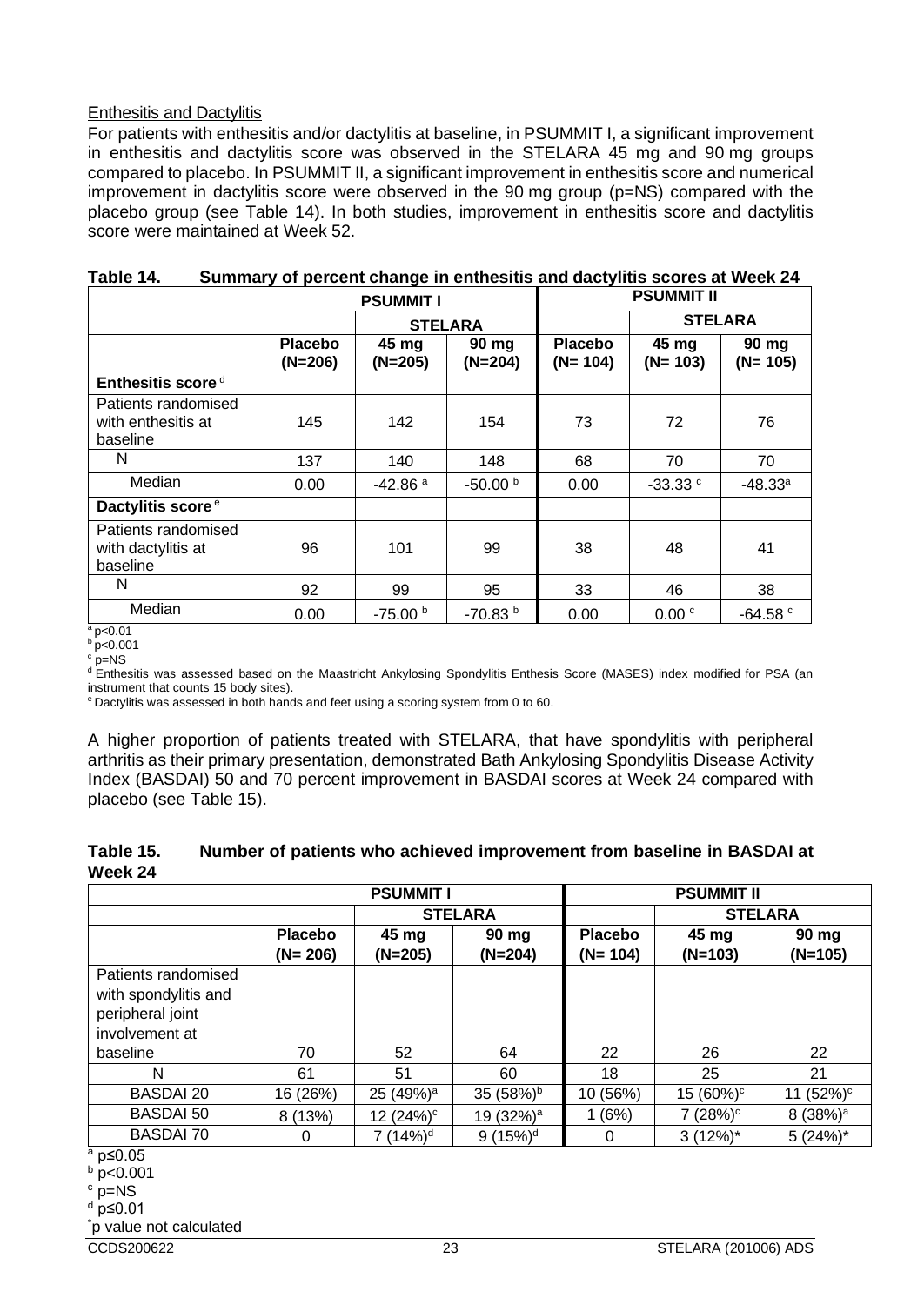Enthesitis and Dactylitis

For patients with enthesitis and/or dactylitis at baseline, in PSUMMIT I, a significant improvement in enthesitis and dactylitis score was observed in the STELARA 45 mg and 90 mg groups compared to placebo. In PSUMMIT II, a significant improvement in enthesitis score and numerical improvement in dactylitis score were observed in the 90 mg group (p=NS) compared with the placebo group (see Table 14). In both studies, improvement in enthesitis score and dactylitis score were maintained at Week 52.

**Table 14. Summary of percent change in enthesitis and dactylitis scores at Week 24**

| | **PSUMMIT I** | | | **PSUMMIT II** | | |
|---|---|---|---|---|---|---|
| | | **STELARA** | | | **STELARA** | |
| | **Placebo (N=206)** | **45 mg (N=205)** | **90 mg (N=204)** | **Placebo (N= 104)** | **45 mg (N= 103)** | **90 mg (N= 105)** |
| **Enthesitis score** [d] | | | | | | |
| Patients randomised with enthesitis at baseline | 145 | 142 | 154 | 73 | 72 | 76 |
| N | 137 | 140 | 148 | 68 | 70 | 70 |
| Median | 0.00 | -42.86 [a] | -50.00 [b] | 0.00 | -33.33 [c] | -48.33[a] |
| **Dactylitis score** [e] | | | | | | |
| Patients randomised with dactylitis at baseline | 96 | 101 | 99 | 38 | 48 | 41 |
| N | 92 | 99 | 95 | 33 | 46 | 38 |
| Median | 0.00 | -75.00 [b] | -70.83 [b] | 0.00 | 0.00 [c] | -64.58 [c] |

[a] p<0.01
[b] p<0.001
[c] p=NS
[d] Enthesitis was assessed based on the Maastricht Ankylosing Spondylitis Enthesis Score (MASES) index modified for PSA (an instrument that counts 15 body sites).
[e] Dactylitis was assessed in both hands and feet using a scoring system from 0 to 60.

A higher proportion of patients treated with STELARA, that have spondylitis with peripheral arthritis as their primary presentation, demonstrated Bath Ankylosing Spondylitis Disease Activity Index (BASDAI) 50 and 70 percent improvement in BASDAI scores at Week 24 compared with placebo (see Table 15).

**Table 15. Number of patients who achieved improvement from baseline in BASDAI at Week 24**

| | **PSUMMIT I** | | | **PSUMMIT II** | | |
|---|---|---|---|---|---|---|
| | | **STELARA** | | | **STELARA** | |
| | **Placebo (N= 206)** | **45 mg (N=205)** | **90 mg (N=204)** | **Placebo (N= 104)** | **45 mg (N=103)** | **90 mg (N=105)** |
| Patients randomised with spondylitis and peripheral joint involvement at baseline | 70 | 52 | 64 | 22 | 26 | 22 |
| N | 61 | 51 | 60 | 18 | 25 | 21 |
| BASDAI 20 | 16 (26%) | 25 (49%)[a] | 35 (58%)[b] | 10 (56%) | 15 (60%)[c] | 11 (52%)[c] |
| BASDAI 50 | 8 (13%) | 12 (24%)[c] | 19 (32%)[a] | 1 (6%) | 7 (28%)[c] | 8 (38%)[a] |
| BASDAI 70 | 0 | 7 (14%)[d] | 9 (15%)[d] | 0 | 3 (12%)* | 5 (24%)* |

[a] p≤0.05
[b] p<0.001
[c] p=NS
[d] p≤0.01
*p value not calculated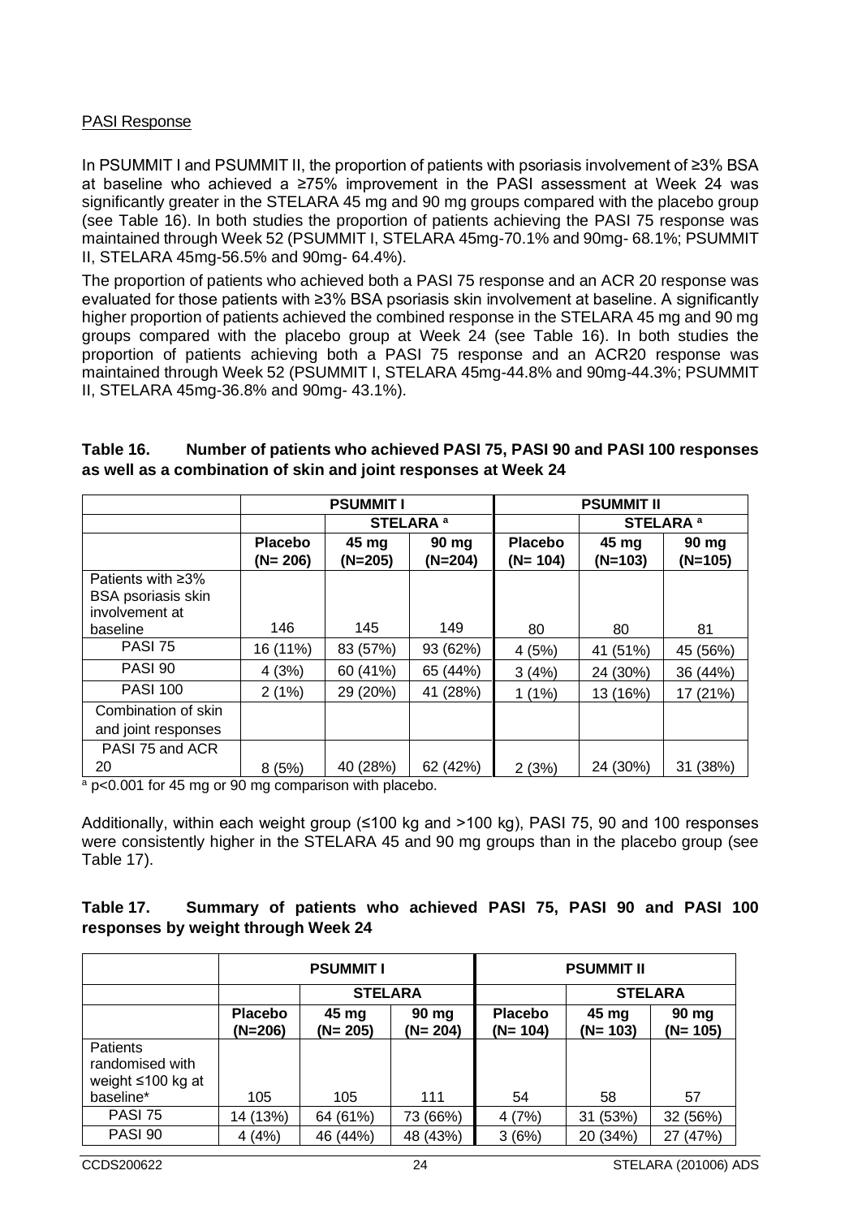PASI Response

In PSUMMIT I and PSUMMIT II, the proportion of patients with psoriasis involvement of ≥3% BSA at baseline who achieved a ≥75% improvement in the PASI assessment at Week 24 was significantly greater in the STELARA 45 mg and 90 mg groups compared with the placebo group (see Table 16). In both studies the proportion of patients achieving the PASI 75 response was maintained through Week 52 (PSUMMIT I, STELARA 45mg-70.1% and 90mg- 68.1%; PSUMMIT II, STELARA 45mg-56.5% and 90mg- 64.4%).

The proportion of patients who achieved both a PASI 75 response and an ACR 20 response was evaluated for those patients with ≥3% BSA psoriasis skin involvement at baseline. A significantly higher proportion of patients achieved the combined response in the STELARA 45 mg and 90 mg groups compared with the placebo group at Week 24 (see Table 16). In both studies the proportion of patients achieving both a PASI 75 response and an ACR20 response was maintained through Week 52 (PSUMMIT I, STELARA 45mg-44.8% and 90mg-44.3%; PSUMMIT II, STELARA 45mg-36.8% and 90mg- 43.1%).

**Table 16. Number of patients who achieved PASI 75, PASI 90 and PASI 100 responses as well as a combination of skin and joint responses at Week 24**

| | PSUMMIT I | | | PSUMMIT II | | |
|---|---|---|---|---|---|---|
| | | STELARA [a] | | | STELARA [a] | |
| | Placebo (N= 206) | 45 mg (N=205) | 90 mg (N=204) | Placebo (N= 104) | 45 mg (N=103) | 90 mg (N=105) |
| Patients with ≥3% BSA psoriasis skin involvement at baseline | 146 | 145 | 149 | 80 | 80 | 81 |
| PASI 75 | 16 (11%) | 83 (57%) | 93 (62%) | 4 (5%) | 41 (51%) | 45 (56%) |
| PASI 90 | 4 (3%) | 60 (41%) | 65 (44%) | 3 (4%) | 24 (30%) | 36 (44%) |
| PASI 100 | 2 (1%) | 29 (20%) | 41 (28%) | 1 (1%) | 13 (16%) | 17 (21%) |
| Combination of skin and joint responses | | | | | | |
| PASI 75 and ACR 20 | 8 (5%) | 40 (28%) | 62 (42%) | 2 (3%) | 24 (30%) | 31 (38%) |

[a] p<0.001 for 45 mg or 90 mg comparison with placebo.

Additionally, within each weight group (≤100 kg and >100 kg), PASI 75, 90 and 100 responses were consistently higher in the STELARA 45 and 90 mg groups than in the placebo group (see Table 17).

**Table 17. Summary of patients who achieved PASI 75, PASI 90 and PASI 100 responses by weight through Week 24**

| | PSUMMIT I | | | PSUMMIT II | | |
|---|---|---|---|---|---|---|
| | | STELARA | | | STELARA | |
| | Placebo (N=206) | 45 mg (N= 205) | 90 mg (N= 204) | Placebo (N= 104) | 45 mg (N= 103) | 90 mg (N= 105) |
| Patients randomised with weight ≤100 kg at baseline* | 105 | 105 | 111 | 54 | 58 | 57 |
| PASI 75 | 14 (13%) | 64 (61%) | 73 (66%) | 4 (7%) | 31 (53%) | 32 (56%) |
| PASI 90 | 4 (4%) | 46 (44%) | 48 (43%) | 3 (6%) | 20 (34%) | 27 (47%) |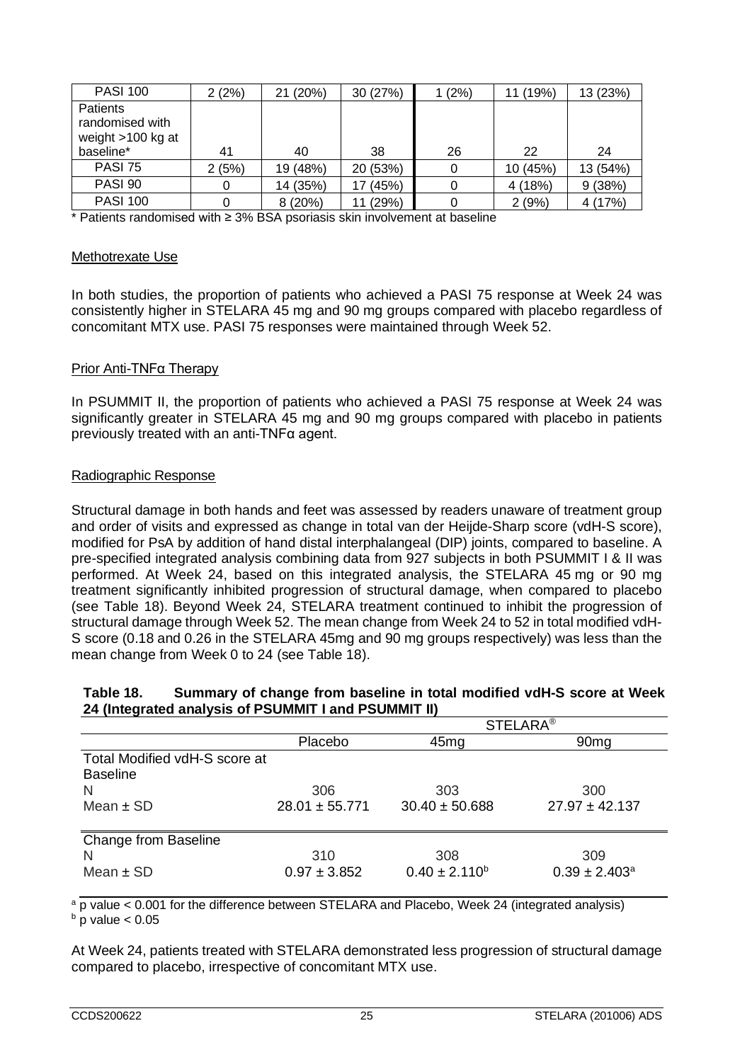| | | | | | | |
|---|---|---|---|---|---|---|
| PASI 100 | 2 (2%) | 21 (20%) | 30 (27%) | 1 (2%) | 11 (19%) | 13 (23%) |
| Patients randomised with weight >100 kg at baseline* | 41 | 40 | 38 | 26 | 22 | 24 |
| PASI 75 | 2 (5%) | 19 (48%) | 20 (53%) | 0 | 10 (45%) | 13 (54%) |
| PASI 90 | 0 | 14 (35%) | 17 (45%) | 0 | 4 (18%) | 9 (38%) |
| PASI 100 | 0 | 8 (20%) | 11 (29%) | 0 | 2 (9%) | 4 (17%) |

* Patients randomised with ≥ 3% BSA psoriasis skin involvement at baseline

#### Methotrexate Use

In both studies, the proportion of patients who achieved a PASI 75 response at Week 24 was consistently higher in STELARA 45 mg and 90 mg groups compared with placebo regardless of concomitant MTX use. PASI 75 responses were maintained through Week 52.

#### Prior Anti-TNFα Therapy

In PSUMMIT II, the proportion of patients who achieved a PASI 75 response at Week 24 was significantly greater in STELARA 45 mg and 90 mg groups compared with placebo in patients previously treated with an anti-TNFα agent.

#### Radiographic Response

Structural damage in both hands and feet was assessed by readers unaware of treatment group and order of visits and expressed as change in total van der Heijde-Sharp score (vdH-S score), modified for PsA by addition of hand distal interphalangeal (DIP) joints, compared to baseline. A pre-specified integrated analysis combining data from 927 subjects in both PSUMMIT I & II was performed. At Week 24, based on this integrated analysis, the STELARA 45 mg or 90 mg treatment significantly inhibited progression of structural damage, when compared to placebo (see Table 18). Beyond Week 24, STELARA treatment continued to inhibit the progression of structural damage through Week 52. The mean change from Week 24 to 52 in total modified vdH-S score (0.18 and 0.26 in the STELARA 45mg and 90 mg groups respectively) was less than the mean change from Week 0 to 24 (see Table 18).

**Table 18. Summary of change from baseline in total modified vdH-S score at Week 24 (Integrated analysis of PSUMMIT I and PSUMMIT II)**

| | | STELARA® | |
|---|---|---|---|
| | Placebo | 45mg | 90mg |
| Total Modified vdH-S score at Baseline | | | |
| N | 306 | 303 | 300 |
| Mean ± SD | 28.01 ± 55.771 | 30.40 ± 50.688 | 27.97 ± 42.137 |
| Change from Baseline | | | |
| N | 310 | 308 | 309 |
| Mean ± SD | 0.97 ± 3.852 | 0.40 ± 2.110[b] | 0.39 ± 2.403[a] |

[a] p value < 0.001 for the difference between STELARA and Placebo, Week 24 (integrated analysis)
[b] p value < 0.05

At Week 24, patients treated with STELARA demonstrated less progression of structural damage compared to placebo, irrespective of concomitant MTX use.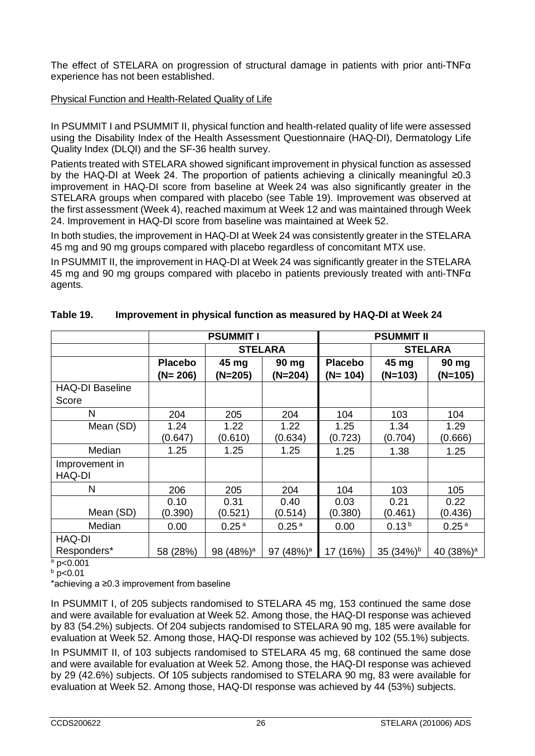The effect of STELARA on progression of structural damage in patients with prior anti-TNFα experience has not been established.

Physical Function and Health-Related Quality of Life

In PSUMMIT I and PSUMMIT II, physical function and health-related quality of life were assessed using the Disability Index of the Health Assessment Questionnaire (HAQ-DI), Dermatology Life Quality Index (DLQI) and the SF-36 health survey.

Patients treated with STELARA showed significant improvement in physical function as assessed by the HAQ-DI at Week 24. The proportion of patients achieving a clinically meaningful ≥0.3 improvement in HAQ-DI score from baseline at Week 24 was also significantly greater in the STELARA groups when compared with placebo (see Table 19). Improvement was observed at the first assessment (Week 4), reached maximum at Week 12 and was maintained through Week 24. Improvement in HAQ-DI score from baseline was maintained at Week 52.

In both studies, the improvement in HAQ-DI at Week 24 was consistently greater in the STELARA 45 mg and 90 mg groups compared with placebo regardless of concomitant MTX use.

In PSUMMIT II, the improvement in HAQ-DI at Week 24 was significantly greater in the STELARA 45 mg and 90 mg groups compared with placebo in patients previously treated with anti-TNFα agents.

**Table 19. Improvement in physical function as measured by HAQ-DI at Week 24**

| | PSUMMIT I | | | PSUMMIT II | | |
|---|---|---|---|---|---|---|
| | | STELARA | | | STELARA | |
| | Placebo (N= 206) | 45 mg (N=205) | 90 mg (N=204) | Placebo (N= 104) | 45 mg (N=103) | 90 mg (N=105) |
| HAQ-DI Baseline Score | | | | | | |
| N | 204 | 205 | 204 | 104 | 103 | 104 |
| Mean (SD) | 1.24 (0.647) | 1.22 (0.610) | 1.22 (0.634) | 1.25 (0.723) | 1.34 (0.704) | 1.29 (0.666) |
| Median | 1.25 | 1.25 | 1.25 | 1.25 | 1.38 | 1.25 |
| Improvement in HAQ-DI | | | | | | |
| N | 206 | 205 | 204 | 104 | 103 | 105 |
| Mean (SD) | 0.10 (0.390) | 0.31 (0.521) | 0.40 (0.514) | 0.03 (0.380) | 0.21 (0.461) | 0.22 (0.436) |
| Median | 0.00 | 0.25 [a] | 0.25 [a] | 0.00 | 0.13 [b] | 0.25 [a] |
| HAQ-DI Responders* | 58 (28%) | 98 (48%)[a] | 97 (48%)[a] | 17 (16%) | 35 (34%)[b] | 40 (38%)[a] |

[a] $p<0.001$
[b] $p<0.01$
*achieving a ≥0.3 improvement from baseline

In PSUMMIT I, of 205 subjects randomised to STELARA 45 mg, 153 continued the same dose and were available for evaluation at Week 52. Among those, the HAQ-DI response was achieved by 83 (54.2%) subjects. Of 204 subjects randomised to STELARA 90 mg, 185 were available for evaluation at Week 52. Among those, HAQ-DI response was achieved by 102 (55.1%) subjects.

In PSUMMIT II, of 103 subjects randomised to STELARA 45 mg, 68 continued the same dose and were available for evaluation at Week 52. Among those, the HAQ-DI response was achieved by 29 (42.6%) subjects. Of 105 subjects randomised to STELARA 90 mg, 83 were available for evaluation at Week 52. Among those, HAQ-DI response was achieved by 44 (53%) subjects.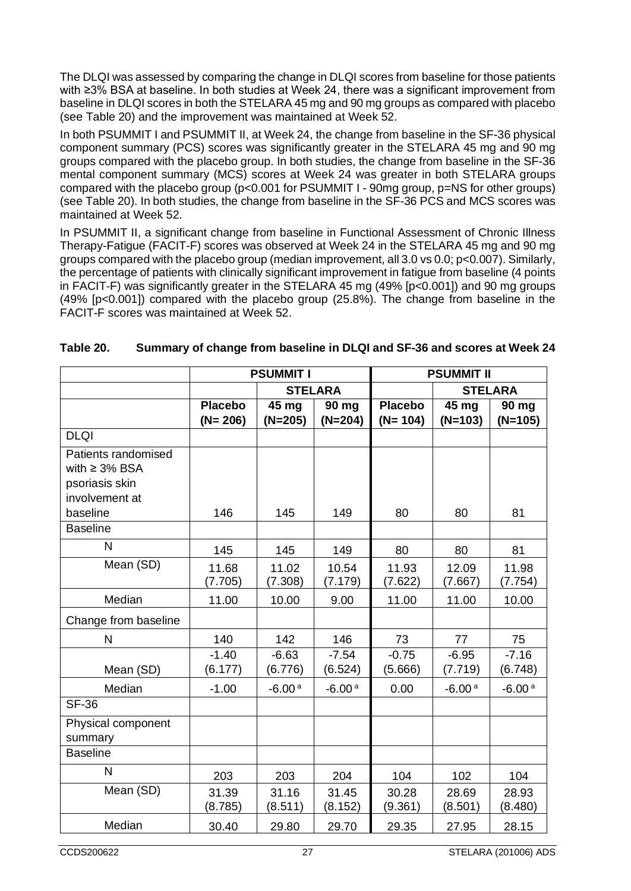The DLQI was assessed by comparing the change in DLQI scores from baseline for those patients with ≥3% BSA at baseline. In both studies at Week 24, there was a significant improvement from baseline in DLQI scores in both the STELARA 45 mg and 90 mg groups as compared with placebo (see Table 20) and the improvement was maintained at Week 52.

In both PSUMMIT I and PSUMMIT II, at Week 24, the change from baseline in the SF-36 physical component summary (PCS) scores was significantly greater in the STELARA 45 mg and 90 mg groups compared with the placebo group. In both studies, the change from baseline in the SF-36 mental component summary (MCS) scores at Week 24 was greater in both STELARA groups compared with the placebo group (p<0.001 for PSUMMIT I - 90mg group, p=NS for other groups) (see Table 20). In both studies, the change from baseline in the SF-36 PCS and MCS scores was maintained at Week 52.

In PSUMMIT II, a significant change from baseline in Functional Assessment of Chronic Illness Therapy-Fatigue (FACIT-F) scores was observed at Week 24 in the STELARA 45 mg and 90 mg groups compared with the placebo group (median improvement, all 3.0 vs 0.0; p<0.007). Similarly, the percentage of patients with clinically significant improvement in fatigue from baseline (4 points in FACIT-F) was significantly greater in the STELARA 45 mg (49% [p<0.001]) and 90 mg groups (49% [p<0.001]) compared with the placebo group (25.8%). The change from baseline in the FACIT-F scores was maintained at Week 52.

**Table 20. Summary of change from baseline in DLQI and SF-36 and scores at Week 24**

| | PSUMMIT I | | | PSUMMIT II | | |
|---|---|---|---|---|---|---|
| | | STELARA | | | STELARA | |
| | **Placebo (N= 206)** | **45 mg (N=205)** | **90 mg (N=204)** | **Placebo (N= 104)** | **45 mg (N=103)** | **90 mg (N=105)** |
| DLQI | | | | | | |
| Patients randomised with ≥ 3% BSA psoriasis skin involvement at baseline | 146 | 145 | 149 | 80 | 80 | 81 |
| Baseline | | | | | | |
| N | 145 | 145 | 149 | 80 | 80 | 81 |
| Mean (SD) | 11.68 (7.705) | 11.02 (7.308) | 10.54 (7.179) | 11.93 (7.622) | 12.09 (7.667) | 11.98 (7.754) |
| Median | 11.00 | 10.00 | 9.00 | 11.00 | 11.00 | 10.00 |
| Change from baseline | | | | | | |
| N | 140 | 142 | 146 | 73 | 77 | 75 |
| Mean (SD) | -1.40 (6.177) | -6.63 (6.776) | -7.54 (6.524) | -0.75 (5.666) | -6.95 (7.719) | -7.16 (6.748) |
| Median | -1.00 | -6.00 [a] | -6.00 [a] | 0.00 | -6.00 [a] | -6.00 [a] |
| SF-36 | | | | | | |
| Physical component summary | | | | | | |
| Baseline | | | | | | |
| N | 203 | 203 | 204 | 104 | 102 | 104 |
| Mean (SD) | 31.39 (8.785) | 31.16 (8.511) | 31.45 (8.152) | 30.28 (9.361) | 28.69 (8.501) | 28.93 (8.480) |
| Median | 30.40 | 29.80 | 29.70 | 29.35 | 27.95 | 28.15 |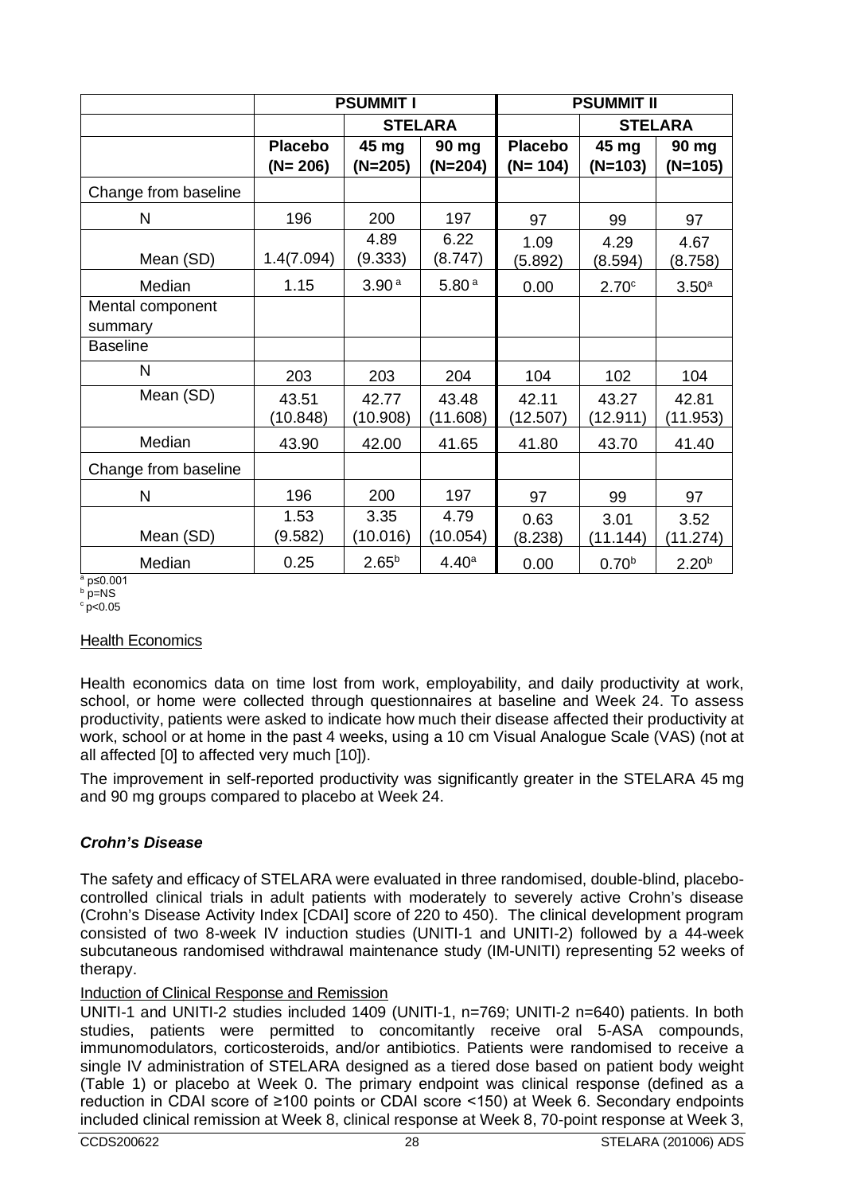| | PSUMMIT I | | | PSUMMIT II | | |
|---|---|---|---|---|---|---|
| | | STELARA | | | STELARA | |
| | Placebo (N= 206) | 45 mg (N=205) | 90 mg (N=204) | Placebo (N= 104) | 45 mg (N=103) | 90 mg (N=105) |
| Change from baseline | | | | | | |
| N | 196 | 200 | 197 | 97 | 99 | 97 |
| Mean (SD) | 1.4(7.094) | 4.89 (9.333) | 6.22 (8.747) | 1.09 (5.892) | 4.29 (8.594) | 4.67 (8.758) |
| Median | 1.15 | 3.90 [a] | 5.80 [a] | 0.00 | 2.70[c] | 3.50[a] |
| Mental component summary | | | | | | |
| Baseline | | | | | | |
| N | 203 | 203 | 204 | 104 | 102 | 104 |
| Mean (SD) | 43.51 (10.848) | 42.77 (10.908) | 43.48 (11.608) | 42.11 (12.507) | 43.27 (12.911) | 42.81 (11.953) |
| Median | 43.90 | 42.00 | 41.65 | 41.80 | 43.70 | 41.40 |
| Change from baseline | | | | | | |
| N | 196 | 200 | 197 | 97 | 99 | 97 |
| Mean (SD) | 1.53 (9.582) | 3.35 (10.016) | 4.79 (10.054) | 0.63 (8.238) | 3.01 (11.144) | 3.52 (11.274) |
| Median | 0.25 | 2.65[b] | 4.40[a] | 0.00 | 0.70[b] | 2.20[b] |

[a] $p \leq 0.001$
[b] p=NS
[c] $p < 0.05$

Health Economics

Health economics data on time lost from work, employability, and daily productivity at work, school, or home were collected through questionnaires at baseline and Week 24. To assess productivity, patients were asked to indicate how much their disease affected their productivity at work, school or at home in the past 4 weeks, using a 10 cm Visual Analogue Scale (VAS) (not at all affected [0] to affected very much [10]).

The improvement in self-reported productivity was significantly greater in the STELARA 45 mg and 90 mg groups compared to placebo at Week 24.

### *Crohn's Disease*

The safety and efficacy of STELARA were evaluated in three randomised, double-blind, placebo-controlled clinical trials in adult patients with moderately to severely active Crohn's disease (Crohn's Disease Activity Index [CDAI] score of 220 to 450). The clinical development program consisted of two 8-week IV induction studies (UNITI-1 and UNITI-2) followed by a 44-week subcutaneous randomised withdrawal maintenance study (IM-UNITI) representing 52 weeks of therapy.

Induction of Clinical Response and Remission

UNITI-1 and UNITI-2 studies included 1409 (UNITI-1, n=769; UNITI-2 n=640) patients. In both studies, patients were permitted to concomitantly receive oral 5-ASA compounds, immunomodulators, corticosteroids, and/or antibiotics. Patients were randomised to receive a single IV administration of STELARA designed as a tiered dose based on patient body weight (Table 1) or placebo at Week 0. The primary endpoint was clinical response (defined as a reduction in CDAI score of ≥100 points or CDAI score <150) at Week 6. Secondary endpoints included clinical remission at Week 8, clinical response at Week 8, 70-point response at Week 3,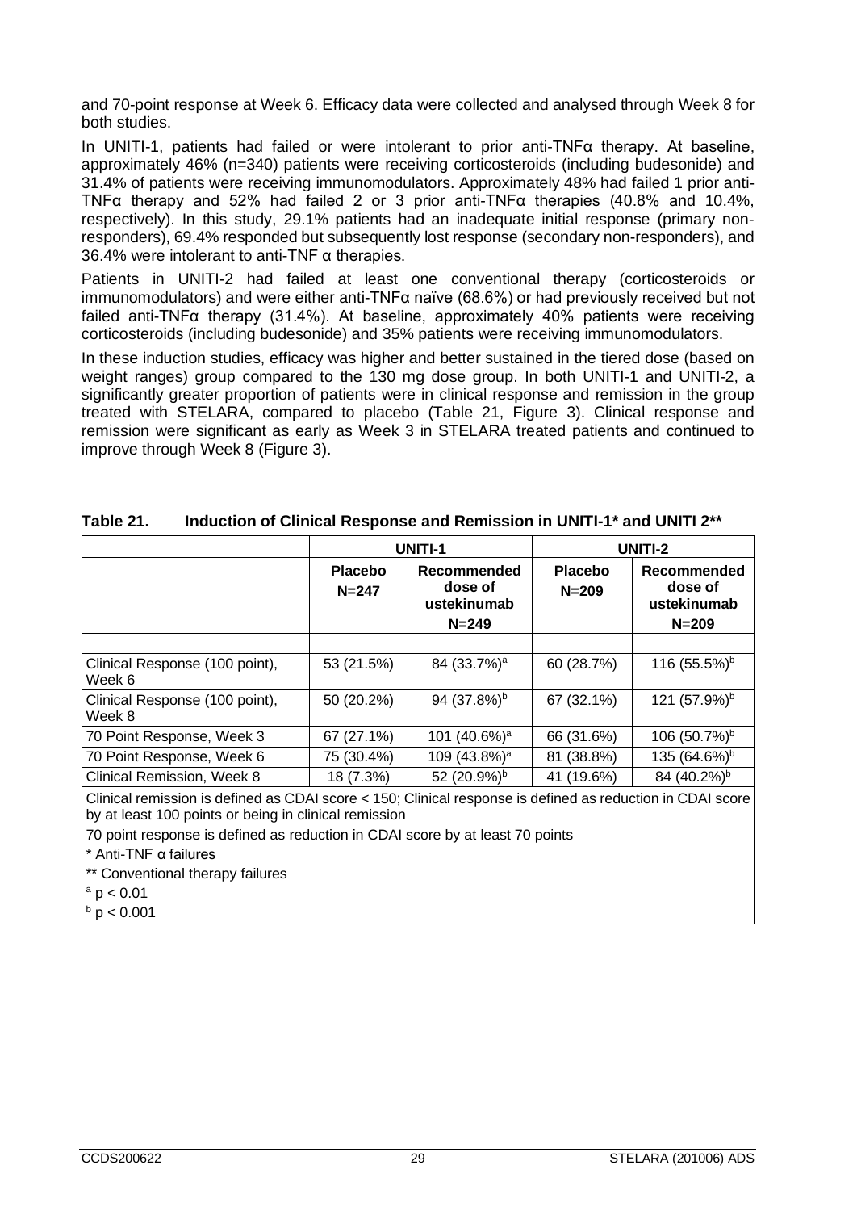and 70-point response at Week 6. Efficacy data were collected and analysed through Week 8 for both studies.

In UNITI-1, patients had failed or were intolerant to prior anti-TNFα therapy. At baseline, approximately 46% (n=340) patients were receiving corticosteroids (including budesonide) and 31.4% of patients were receiving immunomodulators. Approximately 48% had failed 1 prior anti-TNFα therapy and 52% had failed 2 or 3 prior anti-TNFα therapies (40.8% and 10.4%, respectively). In this study, 29.1% patients had an inadequate initial response (primary non-responders), 69.4% responded but subsequently lost response (secondary non-responders), and 36.4% were intolerant to anti-TNF α therapies.

Patients in UNITI-2 had failed at least one conventional therapy (corticosteroids or immunomodulators) and were either anti-TNFα naïve (68.6%) or had previously received but not failed anti-TNFα therapy (31.4%). At baseline, approximately 40% patients were receiving corticosteroids (including budesonide) and 35% patients were receiving immunomodulators.

In these induction studies, efficacy was higher and better sustained in the tiered dose (based on weight ranges) group compared to the 130 mg dose group. In both UNITI-1 and UNITI-2, a significantly greater proportion of patients were in clinical response and remission in the group treated with STELARA, compared to placebo (Table 21, Figure 3). Clinical response and remission were significant as early as Week 3 in STELARA treated patients and continued to improve through Week 8 (Figure 3).

**Table 21. Induction of Clinical Response and Remission in UNITI-1* and UNITI 2****

| | UNITI-1 | | UNITI-2 | |
|---|---|---|---|---|
| | Placebo N=247 | Recommended dose of ustekinumab N=249 | Placebo N=209 | Recommended dose of ustekinumab N=209 |
| Clinical Response (100 point), Week 6 | 53 (21.5%) | 84 (33.7%)[a] | 60 (28.7%) | 116 (55.5%)[b] |
| Clinical Response (100 point), Week 8 | 50 (20.2%) | 94 (37.8%)[b] | 67 (32.1%) | 121 (57.9%)[b] |
| 70 Point Response, Week 3 | 67 (27.1%) | 101 (40.6%)[a] | 66 (31.6%) | 106 (50.7%)[b] |
| 70 Point Response, Week 6 | 75 (30.4%) | 109 (43.8%)[a] | 81 (38.8%) | 135 (64.6%)[b] |
| Clinical Remission, Week 8 | 18 (7.3%) | 52 (20.9%)[b] | 41 (19.6%) | 84 (40.2%)[b] |

Clinical remission is defined as CDAI score < 150; Clinical response is defined as reduction in CDAI score by at least 100 points or being in clinical remission

70 point response is defined as reduction in CDAI score by at least 70 points

* Anti-TNF α failures

** Conventional therapy failures

[a] $p < 0.01$

[b] $p < 0.001$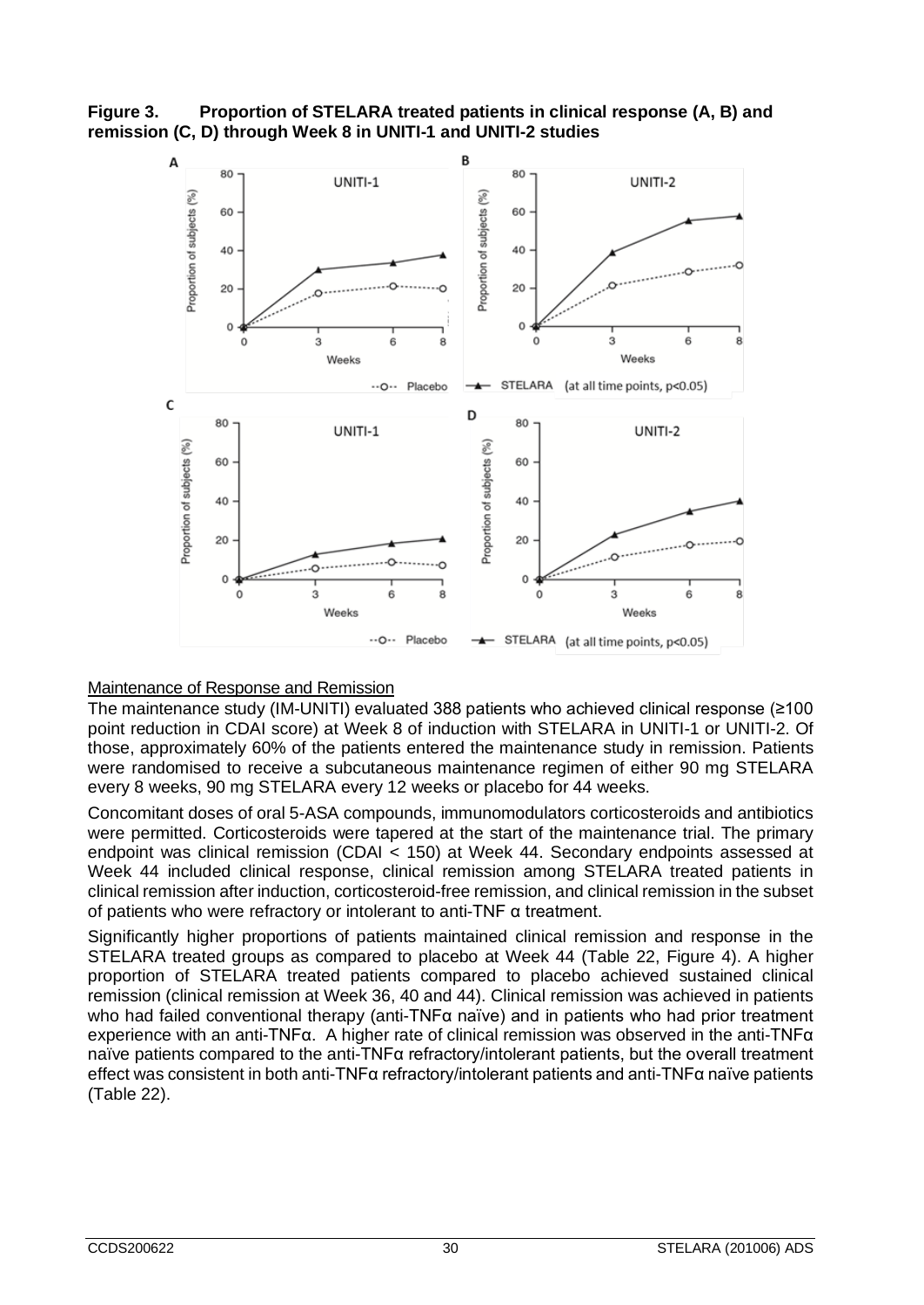**Figure 3. Proportion of STELARA treated patients in clinical response (A, B) and remission (C, D) through Week 8 in UNITI-1 and UNITI-2 studies**

### Maintenance of Response and Remission

The maintenance study (IM-UNITI) evaluated 388 patients who achieved clinical response (≥100 point reduction in CDAI score) at Week 8 of induction with STELARA in UNITI-1 or UNITI-2. Of those, approximately 60% of the patients entered the maintenance study in remission. Patients were randomised to receive a subcutaneous maintenance regimen of either 90 mg STELARA every 8 weeks, 90 mg STELARA every 12 weeks or placebo for 44 weeks.

Concomitant doses of oral 5-ASA compounds, immunomodulators corticosteroids and antibiotics were permitted. Corticosteroids were tapered at the start of the maintenance trial. The primary endpoint was clinical remission (CDAI < 150) at Week 44. Secondary endpoints assessed at Week 44 included clinical response, clinical remission among STELARA treated patients in clinical remission after induction, corticosteroid-free remission, and clinical remission in the subset of patients who were refractory or intolerant to anti-TNF α treatment.

Significantly higher proportions of patients maintained clinical remission and response in the STELARA treated groups as compared to placebo at Week 44 (Table 22, Figure 4). A higher proportion of STELARA treated patients compared to placebo achieved sustained clinical remission (clinical remission at Week 36, 40 and 44). Clinical remission was achieved in patients who had failed conventional therapy (anti-TNFα naïve) and in patients who had prior treatment experience with an anti-TNFα. A higher rate of clinical remission was observed in the anti-TNFα naïve patients compared to the anti-TNFα refractory/intolerant patients, but the overall treatment effect was consistent in both anti-TNFα refractory/intolerant patients and anti-TNFα naïve patients (Table 22).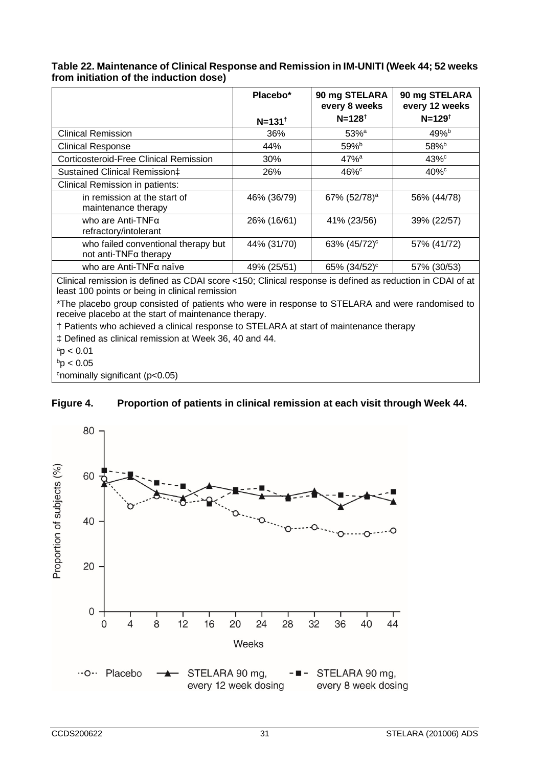**Table 22. Maintenance of Clinical Response and Remission in IM-UNITI (Week 44; 52 weeks from initiation of the induction dose)**

| | Placebo* N=131† | 90 mg STELARA every 8 weeks N=128† | 90 mg STELARA every 12 weeks N=129† |
|---|---|---|---|
| Clinical Remission | 36% | 53%[a] | 49%[b] |
| Clinical Response | 44% | 59%[b] | 58%[b] |
| Corticosteroid-Free Clinical Remission | 30% | 47%[a] | 43%[c] |
| Sustained Clinical Remission‡ | 26% | 46%[c] | 40%[c] |
| Clinical Remission in patients: | | | |
| in remission at the start of maintenance therapy | 46% (36/79) | 67% (52/78)[a] | 56% (44/78) |
| who are Anti-TNFα refractory/intolerant | 26% (16/61) | 41% (23/56) | 39% (22/57) |
| who failed conventional therapy but not anti-TNFα therapy | 44% (31/70) | 63% (45/72)[c] | 57% (41/72) |
| who are Anti-TNFα naïve | 49% (25/51) | 65% (34/52)[c] | 57% (30/53) |

Clinical remission is defined as CDAI score <150; Clinical response is defined as reduction in CDAI of at least 100 points or being in clinical remission

*The placebo group consisted of patients who were in response to STELARA and were randomised to receive placebo at the start of maintenance therapy.

† Patients who achieved a clinical response to STELARA at start of maintenance therapy

‡ Defined as clinical remission at Week 36, 40 and 44.

[a] $p < 0.01$

[b] $p < 0.05$

[c] nominally significant ($p<0.05$)

**Figure 4. Proportion of patients in clinical remission at each visit through Week 44.**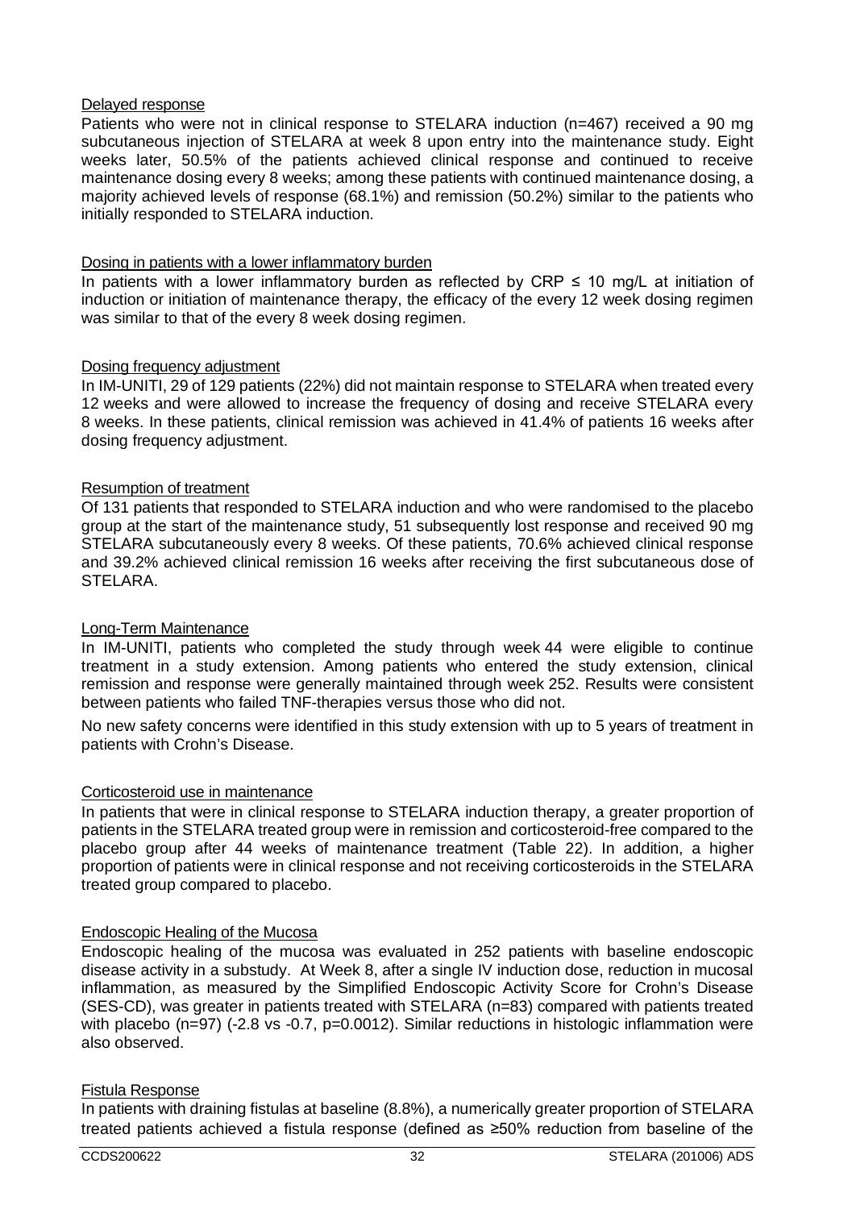#### Delayed response

Patients who were not in clinical response to STELARA induction (n=467) received a 90 mg subcutaneous injection of STELARA at week 8 upon entry into the maintenance study. Eight weeks later, 50.5% of the patients achieved clinical response and continued to receive maintenance dosing every 8 weeks; among these patients with continued maintenance dosing, a majority achieved levels of response (68.1%) and remission (50.2%) similar to the patients who initially responded to STELARA induction.

#### Dosing in patients with a lower inflammatory burden

In patients with a lower inflammatory burden as reflected by CRP ≤ 10 mg/L at initiation of induction or initiation of maintenance therapy, the efficacy of the every 12 week dosing regimen was similar to that of the every 8 week dosing regimen.

#### Dosing frequency adjustment

In IM-UNITI, 29 of 129 patients (22%) did not maintain response to STELARA when treated every 12 weeks and were allowed to increase the frequency of dosing and receive STELARA every 8 weeks. In these patients, clinical remission was achieved in 41.4% of patients 16 weeks after dosing frequency adjustment.

#### Resumption of treatment

Of 131 patients that responded to STELARA induction and who were randomised to the placebo group at the start of the maintenance study, 51 subsequently lost response and received 90 mg STELARA subcutaneously every 8 weeks. Of these patients, 70.6% achieved clinical response and 39.2% achieved clinical remission 16 weeks after receiving the first subcutaneous dose of STELARA.

#### Long-Term Maintenance

In IM-UNITI, patients who completed the study through week 44 were eligible to continue treatment in a study extension. Among patients who entered the study extension, clinical remission and response were generally maintained through week 252. Results were consistent between patients who failed TNF-therapies versus those who did not.

No new safety concerns were identified in this study extension with up to 5 years of treatment in patients with Crohn's Disease.

#### Corticosteroid use in maintenance

In patients that were in clinical response to STELARA induction therapy, a greater proportion of patients in the STELARA treated group were in remission and corticosteroid-free compared to the placebo group after 44 weeks of maintenance treatment (Table 22). In addition, a higher proportion of patients were in clinical response and not receiving corticosteroids in the STELARA treated group compared to placebo.

#### Endoscopic Healing of the Mucosa

Endoscopic healing of the mucosa was evaluated in 252 patients with baseline endoscopic disease activity in a substudy. At Week 8, after a single IV induction dose, reduction in mucosal inflammation, as measured by the Simplified Endoscopic Activity Score for Crohn's Disease (SES-CD), was greater in patients treated with STELARA (n=83) compared with patients treated with placebo (n=97) (-2.8 vs -0.7, p=0.0012). Similar reductions in histologic inflammation were also observed.

#### Fistula Response

In patients with draining fistulas at baseline (8.8%), a numerically greater proportion of STELARA treated patients achieved a fistula response (defined as ≥50% reduction from baseline of the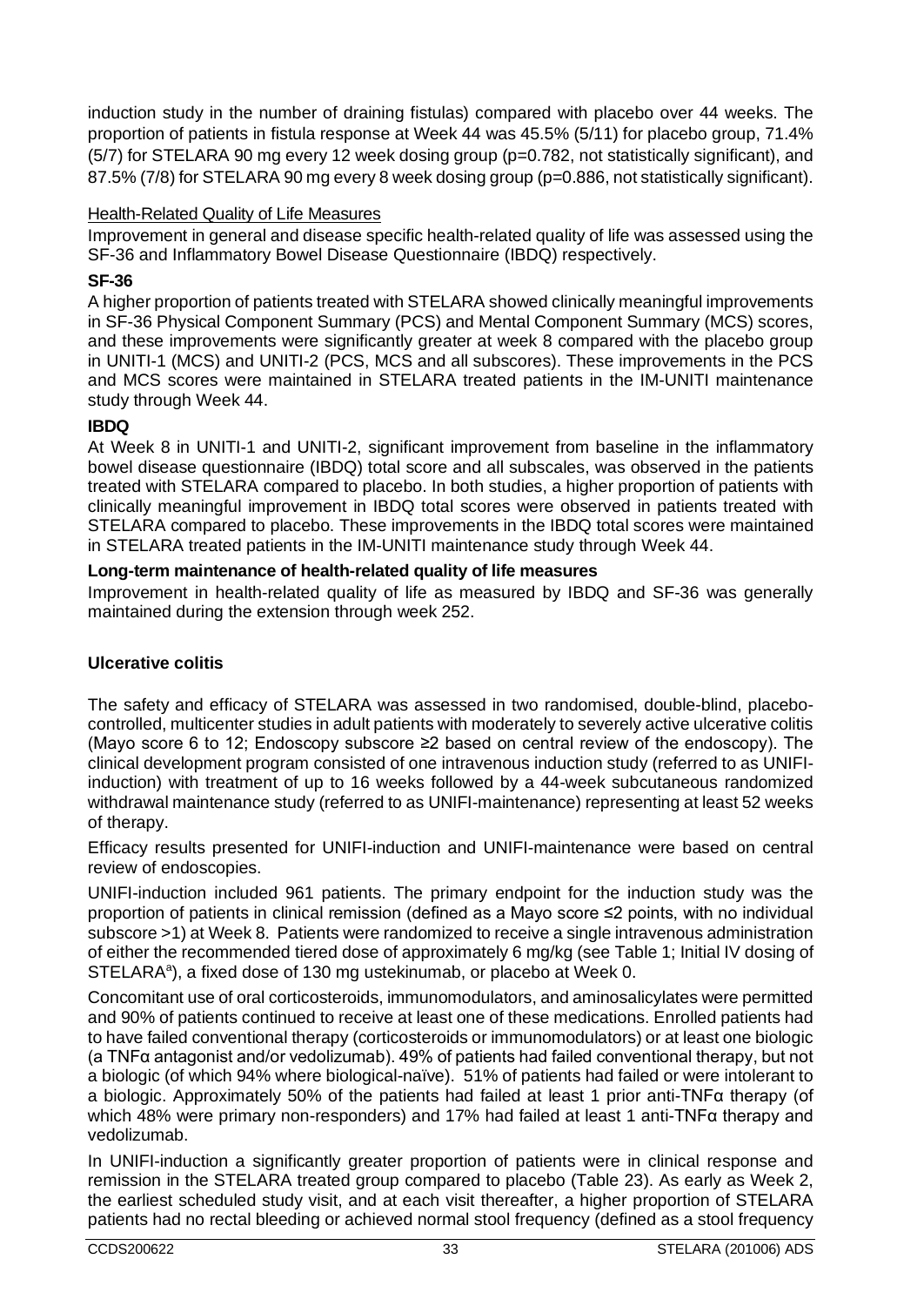induction study in the number of draining fistulas) compared with placebo over 44 weeks. The proportion of patients in fistula response at Week 44 was 45.5% (5/11) for placebo group, 71.4% (5/7) for STELARA 90 mg every 12 week dosing group (p=0.782, not statistically significant), and 87.5% (7/8) for STELARA 90 mg every 8 week dosing group (p=0.886, not statistically significant).

Health-Related Quality of Life Measures

Improvement in general and disease specific health-related quality of life was assessed using the SF-36 and Inflammatory Bowel Disease Questionnaire (IBDQ) respectively.

**SF-36**

A higher proportion of patients treated with STELARA showed clinically meaningful improvements in SF-36 Physical Component Summary (PCS) and Mental Component Summary (MCS) scores, and these improvements were significantly greater at week 8 compared with the placebo group in UNITI-1 (MCS) and UNITI-2 (PCS, MCS and all subscores). These improvements in the PCS and MCS scores were maintained in STELARA treated patients in the IM-UNITI maintenance study through Week 44.

**IBDQ**

At Week 8 in UNITI-1 and UNITI-2, significant improvement from baseline in the inflammatory bowel disease questionnaire (IBDQ) total score and all subscales, was observed in the patients treated with STELARA compared to placebo. In both studies, a higher proportion of patients with clinically meaningful improvement in IBDQ total scores were observed in patients treated with STELARA compared to placebo. These improvements in the IBDQ total scores were maintained in STELARA treated patients in the IM-UNITI maintenance study through Week 44.

**Long-term maintenance of health-related quality of life measures**

Improvement in health-related quality of life as measured by IBDQ and SF-36 was generally maintained during the extension through week 252.

### Ulcerative colitis

The safety and efficacy of STELARA was assessed in two randomised, double-blind, placebo-controlled, multicenter studies in adult patients with moderately to severely active ulcerative colitis (Mayo score 6 to 12; Endoscopy subscore ≥2 based on central review of the endoscopy). The clinical development program consisted of one intravenous induction study (referred to as UNIFI-induction) with treatment of up to 16 weeks followed by a 44-week subcutaneous randomized withdrawal maintenance study (referred to as UNIFI-maintenance) representing at least 52 weeks of therapy.

Efficacy results presented for UNIFI-induction and UNIFI-maintenance were based on central review of endoscopies.

UNIFI-induction included 961 patients. The primary endpoint for the induction study was the proportion of patients in clinical remission (defined as a Mayo score ≤2 points, with no individual subscore >1) at Week 8. Patients were randomized to receive a single intravenous administration of either the recommended tiered dose of approximately 6 mg/kg (see Table 1; Initial IV dosing of STELARA[a]), a fixed dose of 130 mg ustekinumab, or placebo at Week 0.

Concomitant use of oral corticosteroids, immunomodulators, and aminosalicylates were permitted and 90% of patients continued to receive at least one of these medications. Enrolled patients had to have failed conventional therapy (corticosteroids or immunomodulators) or at least one biologic (a TNFα antagonist and/or vedolizumab). 49% of patients had failed conventional therapy, but not a biologic (of which 94% where biological-naïve). 51% of patients had failed or were intolerant to a biologic. Approximately 50% of the patients had failed at least 1 prior anti-TNFα therapy (of which 48% were primary non-responders) and 17% had failed at least 1 anti-TNFα therapy and vedolizumab.

In UNIFI-induction a significantly greater proportion of patients were in clinical response and remission in the STELARA treated group compared to placebo (Table 23). As early as Week 2, the earliest scheduled study visit, and at each visit thereafter, a higher proportion of STELARA patients had no rectal bleeding or achieved normal stool frequency (defined as a stool frequency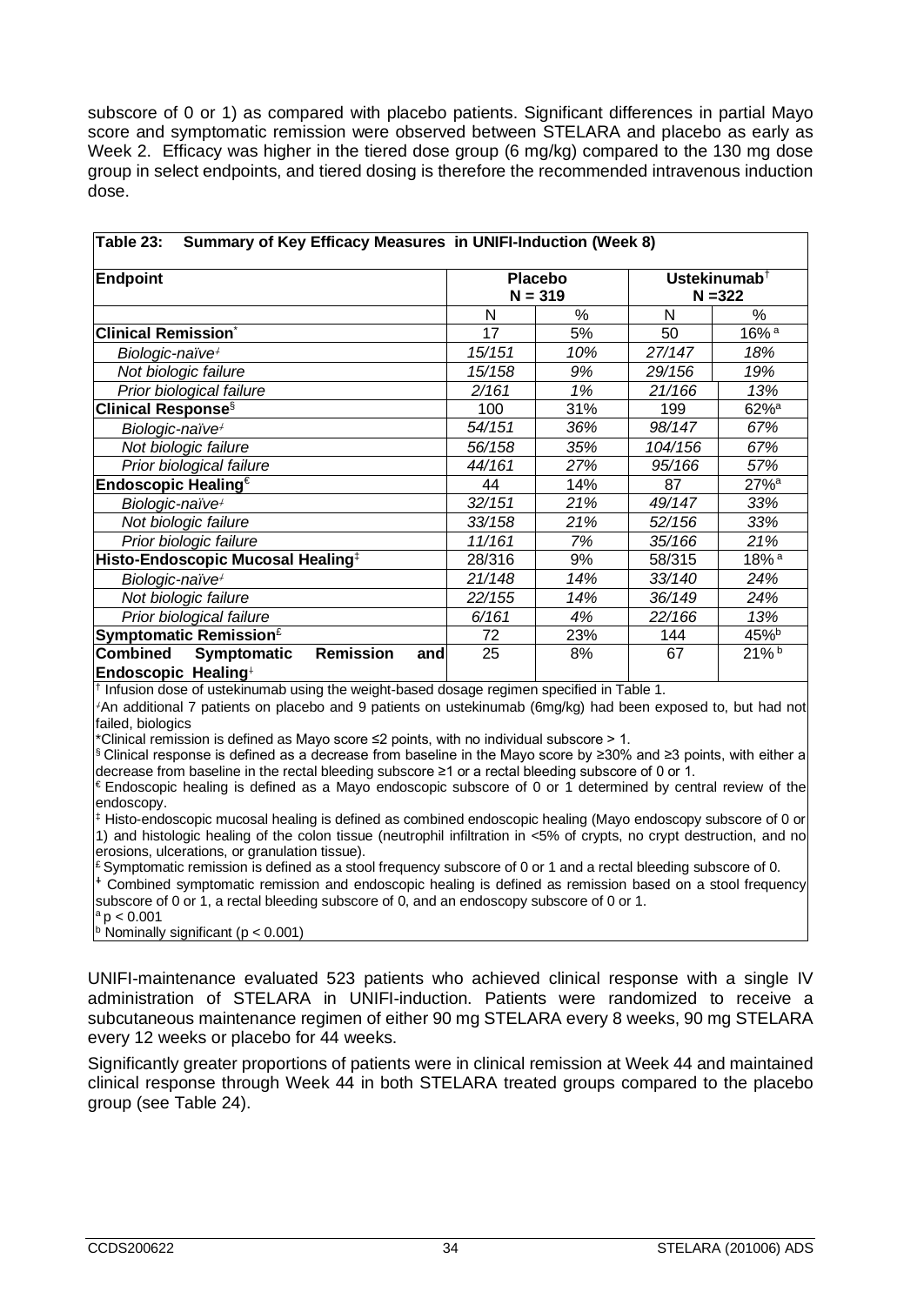subscore of 0 or 1) as compared with placebo patients. Significant differences in partial Mayo score and symptomatic remission were observed between STELARA and placebo as early as Week 2. Efficacy was higher in the tiered dose group (6 mg/kg) compared to the 130 mg dose group in select endpoints, and tiered dosing is therefore the recommended intravenous induction dose.

**Table 23: Summary of Key Efficacy Measures in UNIFI-Induction (Week 8)**

| **Endpoint** | **Placebo N = 319** | | **Ustekinumab[†] N =322** | |
|---|---|---|---|---|
| | N | % | N | % |
| **Clinical Remission[*]** | 17 | 5% | 50 | 16% [a] |
| *Biologic-naïve[⸸]* | *15/151* | *10%* | *27/147* | *18%* |
| *Not biologic failure* | *15/158* | *9%* | *29/156* | *19%* |
| *Prior biological failure* | *2/161* | *1%* | *21/166* | *13%* |
| **Clinical Response[§]** | 100 | 31% | 199 | 62%[a] |
| *Biologic-naïve[⸸]* | *54/151* | *36%* | *98/147* | *67%* |
| *Not biologic failure* | *56/158* | *35%* | *104/156* | *67%* |
| *Prior biological failure* | *44/161* | *27%* | *95/166* | *57%* |
| **Endoscopic Healing[€]** | 44 | 14% | 87 | 27%[a] |
| *Biologic-naïve[⸸]* | *32/151* | *21%* | *49/147* | *33%* |
| *Not biologic failure* | *33/158* | *21%* | *52/156* | *33%* |
| *Prior biologic failure* | *11/161* | *7%* | *35/166* | *21%* |
| **Histo-Endoscopic Mucosal Healing[‡]** | 28/316 | 9% | 58/315 | 18% [a] |
| *Biologic-naïve[⸸]* | *21/148* | *14%* | *33/140* | *24%* |
| *Not biologic failure* | *22/155* | *14%* | *36/149* | *24%* |
| *Prior biological failure* | *6/161* | *4%* | *22/166* | *13%* |
| **Symptomatic Remission[£]** | 72 | 23% | 144 | 45%[b] |
| **Combined Symptomatic Remission and Endoscopic Healing[⸷]** | 25 | 8% | 67 | 21% [b] |

[†] Infusion dose of ustekinumab using the weight-based dosage regimen specified in Table 1.

[⸸] An additional 7 patients on placebo and 9 patients on ustekinumab (6mg/kg) had been exposed to, but had not failed, biologics

[*] Clinical remission is defined as Mayo score ≤2 points, with no individual subscore > 1.

[§] Clinical response is defined as a decrease from baseline in the Mayo score by ≥30% and ≥3 points, with either a decrease from baseline in the rectal bleeding subscore ≥1 or a rectal bleeding subscore of 0 or 1.

[€] Endoscopic healing is defined as a Mayo endoscopic subscore of 0 or 1 determined by central review of the endoscopy.

[‡] Histo-endoscopic mucosal healing is defined as combined endoscopic healing (Mayo endoscopy subscore of 0 or 1) and histologic healing of the colon tissue (neutrophil infiltration in <5% of crypts, no crypt destruction, and no erosions, ulcerations, or granulation tissue).

[£] Symptomatic remission is defined as a stool frequency subscore of 0 or 1 and a rectal bleeding subscore of 0.

[⸷] Combined symptomatic remission and endoscopic healing is defined as remission based on a stool frequency subscore of 0 or 1, a rectal bleeding subscore of 0, and an endoscopy subscore of 0 or 1.

[a] $p < 0.001$

[b] Nominally significant ($p < 0.001$)

UNIFI-maintenance evaluated 523 patients who achieved clinical response with a single IV administration of STELARA in UNIFI-induction. Patients were randomized to receive a subcutaneous maintenance regimen of either 90 mg STELARA every 8 weeks, 90 mg STELARA every 12 weeks or placebo for 44 weeks.

Significantly greater proportions of patients were in clinical remission at Week 44 and maintained clinical response through Week 44 in both STELARA treated groups compared to the placebo group (see Table 24).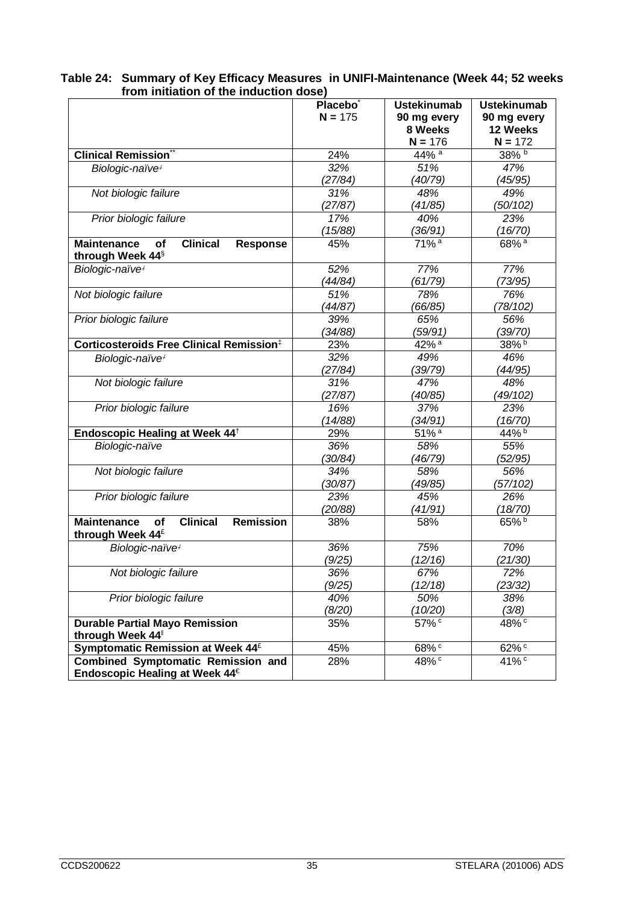**Table 24: Summary of Key Efficacy Measures in UNIFI-Maintenance (Week 44; 52 weeks from initiation of the induction dose)**

| | Placebo[*] N = 175 | Ustekinumab 90 mg every 8 Weeks N = 176 | Ustekinumab 90 mg every 12 Weeks N = 172 |
|---|---|---|---|
| **Clinical Remission[**]** | 24% | 44% [a] | 38% [b] |
| *Biologic-naïve[ⱡ]* | *32% (27/84)* | *51% (40/79)* | *47% (45/95)* |
| *Not biologic failure* | *31% (27/87)* | *48% (41/85)* | *49% (50/102)* |
| *Prior biologic failure* | *17% (15/88)* | *40% (36/91)* | *23% (16/70)* |
| **Maintenance of Clinical Response through Week 44[§]** | 45% | 71% [a] | 68% [a] |
| *Biologic-naïve[ⱡ]* | *52% (44/84)* | *77% (61/79)* | *77% (73/95)* |
| *Not biologic failure* | *51% (44/87)* | *78% (66/85)* | *76% (78/102)* |
| *Prior biologic failure* | *39% (34/88)* | *65% (59/91)* | *56% (39/70)* |
| **Corticosteroids Free Clinical Remission[‡]** | 23% | 42% [a] | 38% [b] |
| *Biologic-naïve[ⱡ]* | *32% (27/84)* | *49% (39/79)* | *46% (44/95)* |
| *Not biologic failure* | *31% (27/87)* | *47% (40/85)* | *48% (49/102)* |
| *Prior biologic failure* | *16% (14/88)* | *37% (34/91)* | *23% (16/70)* |
| **Endoscopic Healing at Week 44[†]** | 29% | 51% [a] | 44% [b] |
| *Biologic-naïve* | *36% (30/84)* | *58% (46/79)* | *55% (52/95)* |
| *Not biologic failure* | *34% (30/87)* | *58% (49/85)* | *56% (57/102)* |
| *Prior biologic failure* | *23% (20/88)* | *45% (41/91)* | *26% (18/70)* |
| **Maintenance of Clinical Remission through Week 44[£]** | 38% | 58% | 65% [b] |
| *Biologic-naïve[ⱡ]* | *36% (9/25)* | *75% (12/16)* | *70% (21/30)* |
| *Not biologic failure* | *36% (9/25)* | *67% (12/18)* | *72% (23/32)* |
| *Prior biologic failure* | *40% (8/20)* | *50% (10/20)* | *38% (3/8)* |
| **Durable Partial Mayo Remission through Week 44[‖]** | 35% | 57% [c] | 48% [c] |
| **Symptomatic Remission at Week 44[£]** | 45% | 68% [c] | 62% [c] |
| **Combined Symptomatic Remission and Endoscopic Healing at Week 44[€]** | 28% | 48% [c] | 41% [c] |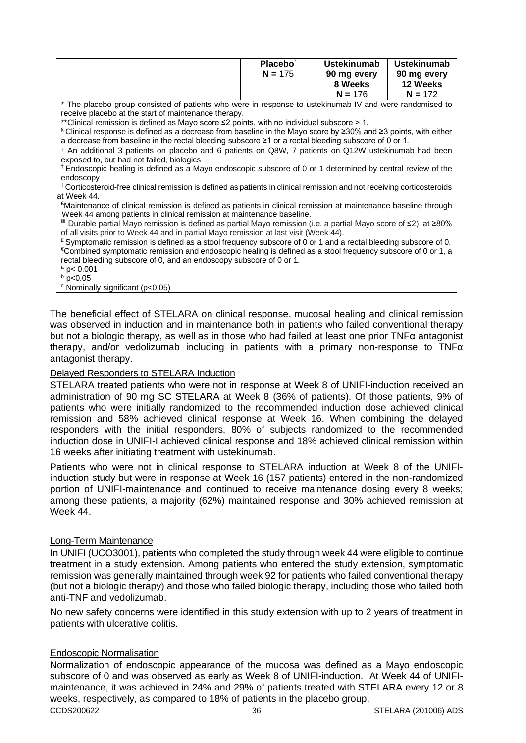| | Placebo* N = 175 | Ustekinumab 90 mg every 8 Weeks N = 176 | Ustekinumab 90 mg every 12 Weeks N = 172 |
|---|---|---|---|

\* The placebo group consisted of patients who were in response to ustekinumab IV and were randomised to receive placebo at the start of maintenance therapy.

\*\*Clinical remission is defined as Mayo score ≤2 points, with no individual subscore > 1.

§ Clinical response is defined as a decrease from baseline in the Mayo score by ≥30% and ≥3 points, with either a decrease from baseline in the rectal bleeding subscore ≥1 or a rectal bleeding subscore of 0 or 1.

ᵋ An additional 3 patients on placebo and 6 patients on Q8W, 7 patients on Q12W ustekinumab had been exposed to, but had not failed, biologics

† Endoscopic healing is defined as a Mayo endoscopic subscore of 0 or 1 determined by central review of the endoscopy

‡ Corticosteroid-free clinical remission is defined as patients in clinical remission and not receiving corticosteroids at Week 44.

£ Maintenance of clinical remission is defined as patients in clinical remission at maintenance baseline through Week 44 among patients in clinical remission at maintenance baseline.

‖ Durable partial Mayo remission is defined as partial Mayo remission (i.e. a partial Mayo score of ≤2) at ≥80% of all visits prior to Week 44 and in partial Mayo remission at last visit (Week 44).

£ Symptomatic remission is defined as a stool frequency subscore of 0 or 1 and a rectal bleeding subscore of 0.

€ Combined symptomatic remission and endoscopic healing is defined as a stool frequency subscore of 0 or 1, a rectal bleeding subscore of 0, and an endoscopy subscore of 0 or 1.

a p< 0.001

b p<0.05

c Nominally significant (p<0.05)

The beneficial effect of STELARA on clinical response, mucosal healing and clinical remission was observed in induction and in maintenance both in patients who failed conventional therapy but not a biologic therapy, as well as in those who had failed at least one prior TNFα antagonist therapy, and/or vedolizumab including in patients with a primary non-response to TNFα antagonist therapy.

Delayed Responders to STELARA Induction

STELARA treated patients who were not in response at Week 8 of UNIFI-induction received an administration of 90 mg SC STELARA at Week 8 (36% of patients). Of those patients, 9% of patients who were initially randomized to the recommended induction dose achieved clinical remission and 58% achieved clinical response at Week 16. When combining the delayed responders with the initial responders, 80% of subjects randomized to the recommended induction dose in UNIFI-I achieved clinical response and 18% achieved clinical remission within 16 weeks after initiating treatment with ustekinumab.

Patients who were not in clinical response to STELARA induction at Week 8 of the UNIFI-induction study but were in response at Week 16 (157 patients) entered in the non-randomized portion of UNIFI-maintenance and continued to receive maintenance dosing every 8 weeks; among these patients, a majority (62%) maintained response and 30% achieved remission at Week 44.

Long-Term Maintenance

In UNIFI (UCO3001), patients who completed the study through week 44 were eligible to continue treatment in a study extension. Among patients who entered the study extension, symptomatic remission was generally maintained through week 92 for patients who failed conventional therapy (but not a biologic therapy) and those who failed biologic therapy, including those who failed both anti-TNF and vedolizumab.

No new safety concerns were identified in this study extension with up to 2 years of treatment in patients with ulcerative colitis.

Endoscopic Normalisation

Normalization of endoscopic appearance of the mucosa was defined as a Mayo endoscopic subscore of 0 and was observed as early as Week 8 of UNIFI-induction. At Week 44 of UNIFI-maintenance, it was achieved in 24% and 29% of patients treated with STELARA every 12 or 8 weeks, respectively, as compared to 18% of patients in the placebo group.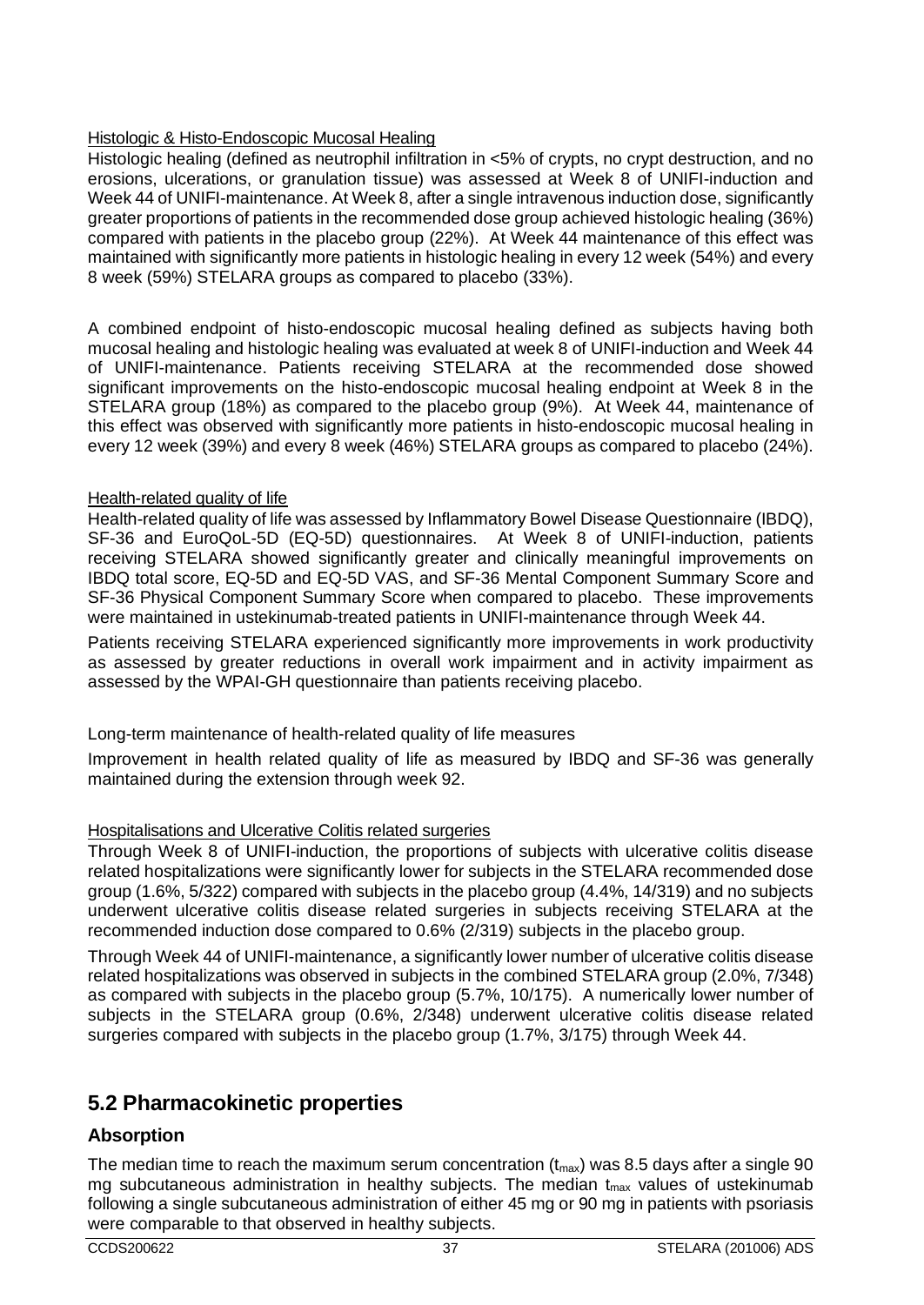Histologic & Histo-Endoscopic Mucosal Healing

Histologic healing (defined as neutrophil infiltration in <5% of crypts, no crypt destruction, and no erosions, ulcerations, or granulation tissue) was assessed at Week 8 of UNIFI-induction and Week 44 of UNIFI-maintenance. At Week 8, after a single intravenous induction dose, significantly greater proportions of patients in the recommended dose group achieved histologic healing (36%) compared with patients in the placebo group (22%). At Week 44 maintenance of this effect was maintained with significantly more patients in histologic healing in every 12 week (54%) and every 8 week (59%) STELARA groups as compared to placebo (33%).

A combined endpoint of histo-endoscopic mucosal healing defined as subjects having both mucosal healing and histologic healing was evaluated at week 8 of UNIFI-induction and Week 44 of UNIFI-maintenance. Patients receiving STELARA at the recommended dose showed significant improvements on the histo-endoscopic mucosal healing endpoint at Week 8 in the STELARA group (18%) as compared to the placebo group (9%). At Week 44, maintenance of this effect was observed with significantly more patients in histo-endoscopic mucosal healing in every 12 week (39%) and every 8 week (46%) STELARA groups as compared to placebo (24%).

Health-related quality of life

Health-related quality of life was assessed by Inflammatory Bowel Disease Questionnaire (IBDQ), SF-36 and EuroQoL-5D (EQ-5D) questionnaires. At Week 8 of UNIFI-induction, patients receiving STELARA showed significantly greater and clinically meaningful improvements on IBDQ total score, EQ-5D and EQ-5D VAS, and SF-36 Mental Component Summary Score and SF-36 Physical Component Summary Score when compared to placebo. These improvements were maintained in ustekinumab-treated patients in UNIFI-maintenance through Week 44.

Patients receiving STELARA experienced significantly more improvements in work productivity as assessed by greater reductions in overall work impairment and in activity impairment as assessed by the WPAI-GH questionnaire than patients receiving placebo.

Long-term maintenance of health-related quality of life measures

Improvement in health related quality of life as measured by IBDQ and SF-36 was generally maintained during the extension through week 92.

Hospitalisations and Ulcerative Colitis related surgeries

Through Week 8 of UNIFI-induction, the proportions of subjects with ulcerative colitis disease related hospitalizations were significantly lower for subjects in the STELARA recommended dose group (1.6%, 5/322) compared with subjects in the placebo group (4.4%, 14/319) and no subjects underwent ulcerative colitis disease related surgeries in subjects receiving STELARA at the recommended induction dose compared to 0.6% (2/319) subjects in the placebo group.

Through Week 44 of UNIFI-maintenance, a significantly lower number of ulcerative colitis disease related hospitalizations was observed in subjects in the combined STELARA group (2.0%, 7/348) as compared with subjects in the placebo group (5.7%, 10/175). A numerically lower number of subjects in the STELARA group (0.6%, 2/348) underwent ulcerative colitis disease related surgeries compared with subjects in the placebo group (1.7%, 3/175) through Week 44.

## 5.2 Pharmacokinetic properties

### Absorption

The median time to reach the maximum serum concentration ($t_{max}$) was 8.5 days after a single 90 mg subcutaneous administration in healthy subjects. The median $t_{max}$ values of ustekinumab following a single subcutaneous administration of either 45 mg or 90 mg in patients with psoriasis were comparable to that observed in healthy subjects.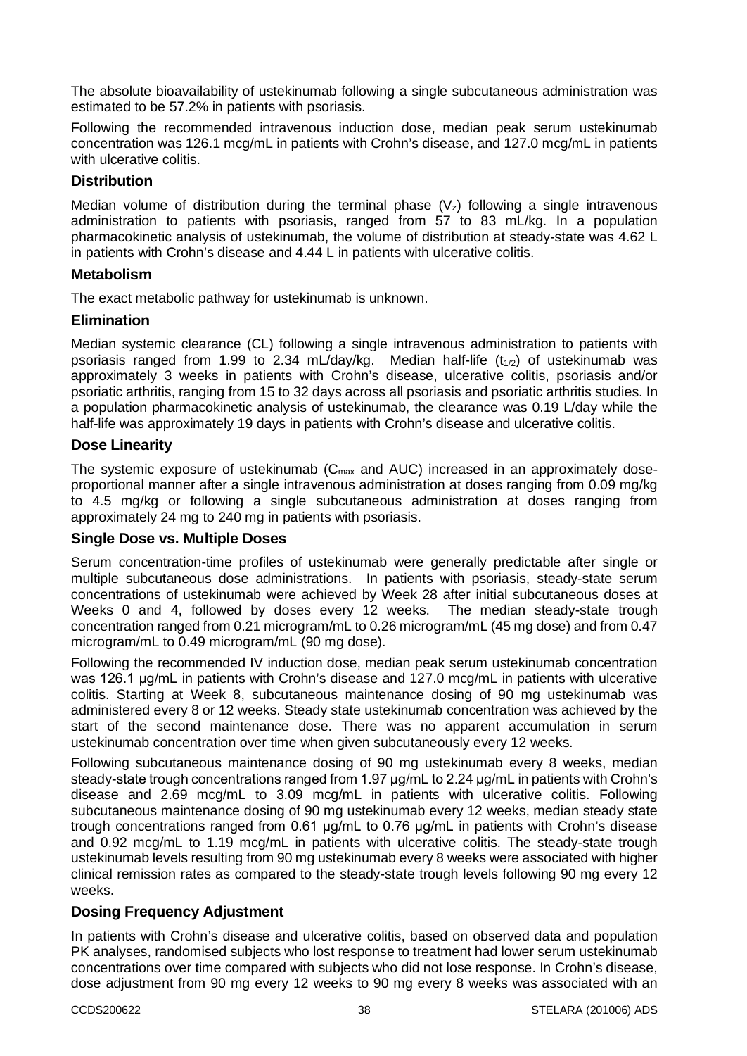The absolute bioavailability of ustekinumab following a single subcutaneous administration was estimated to be 57.2% in patients with psoriasis.

Following the recommended intravenous induction dose, median peak serum ustekinumab concentration was 126.1 mcg/mL in patients with Crohn's disease, and 127.0 mcg/mL in patients with ulcerative colitis.

### Distribution

Median volume of distribution during the terminal phase ($V_z$) following a single intravenous administration to patients with psoriasis, ranged from 57 to 83 mL/kg. In a population pharmacokinetic analysis of ustekinumab, the volume of distribution at steady-state was 4.62 L in patients with Crohn's disease and 4.44 L in patients with ulcerative colitis.

### Metabolism

The exact metabolic pathway for ustekinumab is unknown.

### Elimination

Median systemic clearance (CL) following a single intravenous administration to patients with psoriasis ranged from 1.99 to 2.34 mL/day/kg. Median half-life ($t_{1/2}$) of ustekinumab was approximately 3 weeks in patients with Crohn's disease, ulcerative colitis, psoriasis and/or psoriatic arthritis, ranging from 15 to 32 days across all psoriasis and psoriatic arthritis studies. In a population pharmacokinetic analysis of ustekinumab, the clearance was 0.19 L/day while the half-life was approximately 19 days in patients with Crohn's disease and ulcerative colitis.

### Dose Linearity

The systemic exposure of ustekinumab ($C_{max}$ and AUC) increased in an approximately dose-proportional manner after a single intravenous administration at doses ranging from 0.09 mg/kg to 4.5 mg/kg or following a single subcutaneous administration at doses ranging from approximately 24 mg to 240 mg in patients with psoriasis.

### Single Dose vs. Multiple Doses

Serum concentration-time profiles of ustekinumab were generally predictable after single or multiple subcutaneous dose administrations. In patients with psoriasis, steady-state serum concentrations of ustekinumab were achieved by Week 28 after initial subcutaneous doses at Weeks 0 and 4, followed by doses every 12 weeks. The median steady-state trough concentration ranged from 0.21 microgram/mL to 0.26 microgram/mL (45 mg dose) and from 0.47 microgram/mL to 0.49 microgram/mL (90 mg dose).

Following the recommended IV induction dose, median peak serum ustekinumab concentration was 126.1 µg/mL in patients with Crohn's disease and 127.0 mcg/mL in patients with ulcerative colitis. Starting at Week 8, subcutaneous maintenance dosing of 90 mg ustekinumab was administered every 8 or 12 weeks. Steady state ustekinumab concentration was achieved by the start of the second maintenance dose. There was no apparent accumulation in serum ustekinumab concentration over time when given subcutaneously every 12 weeks.

Following subcutaneous maintenance dosing of 90 mg ustekinumab every 8 weeks, median steady-state trough concentrations ranged from 1.97 µg/mL to 2.24 µg/mL in patients with Crohn's disease and 2.69 mcg/mL to 3.09 mcg/mL in patients with ulcerative colitis. Following subcutaneous maintenance dosing of 90 mg ustekinumab every 12 weeks, median steady state trough concentrations ranged from 0.61 µg/mL to 0.76 µg/mL in patients with Crohn's disease and 0.92 mcg/mL to 1.19 mcg/mL in patients with ulcerative colitis. The steady-state trough ustekinumab levels resulting from 90 mg ustekinumab every 8 weeks were associated with higher clinical remission rates as compared to the steady-state trough levels following 90 mg every 12 weeks.

### Dosing Frequency Adjustment

In patients with Crohn's disease and ulcerative colitis, based on observed data and population PK analyses, randomised subjects who lost response to treatment had lower serum ustekinumab concentrations over time compared with subjects who did not lose response. In Crohn's disease, dose adjustment from 90 mg every 12 weeks to 90 mg every 8 weeks was associated with an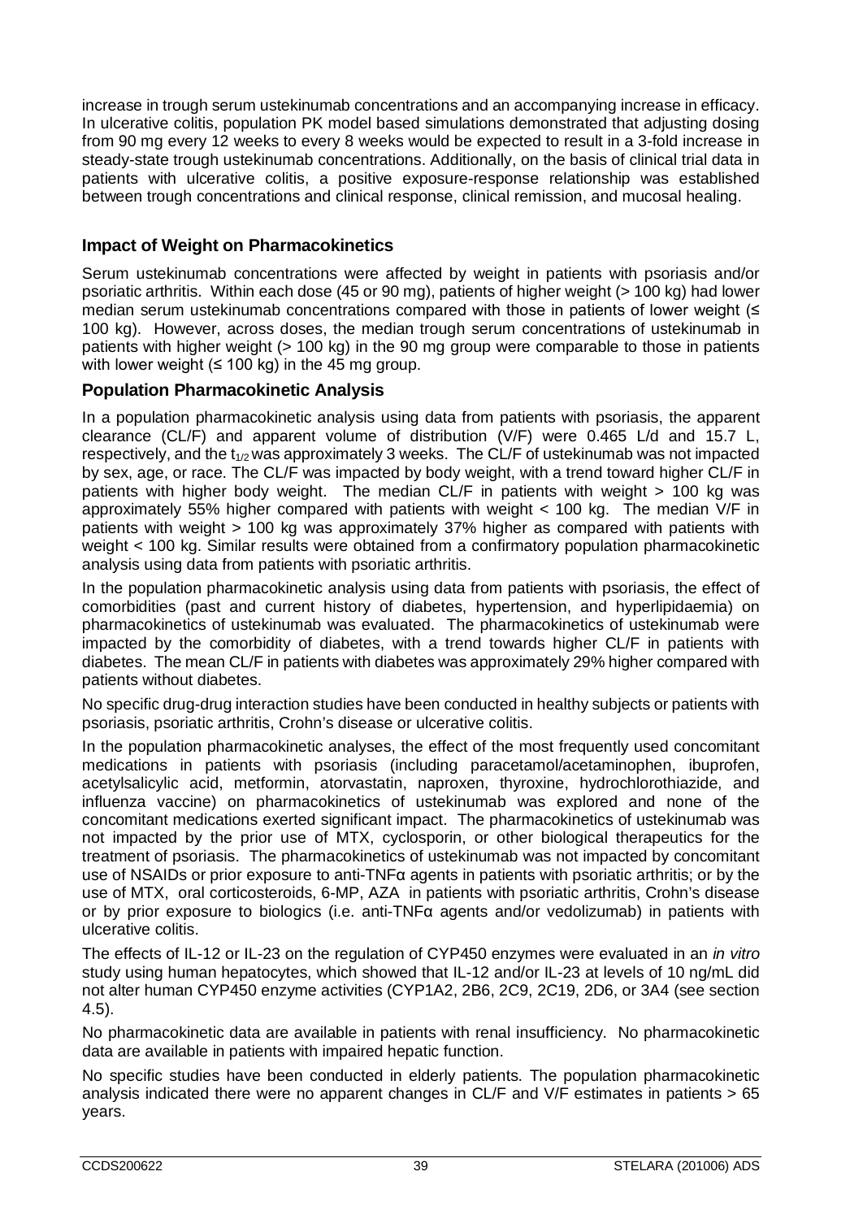increase in trough serum ustekinumab concentrations and an accompanying increase in efficacy. In ulcerative colitis, population PK model based simulations demonstrated that adjusting dosing from 90 mg every 12 weeks to every 8 weeks would be expected to result in a 3-fold increase in steady-state trough ustekinumab concentrations. Additionally, on the basis of clinical trial data in patients with ulcerative colitis, a positive exposure-response relationship was established between trough concentrations and clinical response, clinical remission, and mucosal healing.

### Impact of Weight on Pharmacokinetics

Serum ustekinumab concentrations were affected by weight in patients with psoriasis and/or psoriatic arthritis. Within each dose (45 or 90 mg), patients of higher weight (> 100 kg) had lower median serum ustekinumab concentrations compared with those in patients of lower weight (≤ 100 kg). However, across doses, the median trough serum concentrations of ustekinumab in patients with higher weight (> 100 kg) in the 90 mg group were comparable to those in patients with lower weight (≤ 100 kg) in the 45 mg group.

### Population Pharmacokinetic Analysis

In a population pharmacokinetic analysis using data from patients with psoriasis, the apparent clearance (CL/F) and apparent volume of distribution (V/F) were 0.465 L/d and 15.7 L, respectively, and the $t_{1/2}$ was approximately 3 weeks. The CL/F of ustekinumab was not impacted by sex, age, or race. The CL/F was impacted by body weight, with a trend toward higher CL/F in patients with higher body weight. The median CL/F in patients with weight > 100 kg was approximately 55% higher compared with patients with weight < 100 kg. The median V/F in patients with weight > 100 kg was approximately 37% higher as compared with patients with weight < 100 kg. Similar results were obtained from a confirmatory population pharmacokinetic analysis using data from patients with psoriatic arthritis.

In the population pharmacokinetic analysis using data from patients with psoriasis, the effect of comorbidities (past and current history of diabetes, hypertension, and hyperlipidaemia) on pharmacokinetics of ustekinumab was evaluated. The pharmacokinetics of ustekinumab were impacted by the comorbidity of diabetes, with a trend towards higher CL/F in patients with diabetes. The mean CL/F in patients with diabetes was approximately 29% higher compared with patients without diabetes.

No specific drug-drug interaction studies have been conducted in healthy subjects or patients with psoriasis, psoriatic arthritis, Crohn's disease or ulcerative colitis.

In the population pharmacokinetic analyses, the effect of the most frequently used concomitant medications in patients with psoriasis (including paracetamol/acetaminophen, ibuprofen, acetylsalicylic acid, metformin, atorvastatin, naproxen, thyroxine, hydrochlorothiazide, and influenza vaccine) on pharmacokinetics of ustekinumab was explored and none of the concomitant medications exerted significant impact. The pharmacokinetics of ustekinumab was not impacted by the prior use of MTX, cyclosporin, or other biological therapeutics for the treatment of psoriasis. The pharmacokinetics of ustekinumab was not impacted by concomitant use of NSAIDs or prior exposure to anti-TNFα agents in patients with psoriatic arthritis; or by the use of MTX, oral corticosteroids, 6-MP, AZA in patients with psoriatic arthritis, Crohn's disease or by prior exposure to biologics (i.e. anti-TNFα agents and/or vedolizumab) in patients with ulcerative colitis.

The effects of IL-12 or IL-23 on the regulation of CYP450 enzymes were evaluated in an *in vitro* study using human hepatocytes, which showed that IL-12 and/or IL-23 at levels of 10 ng/mL did not alter human CYP450 enzyme activities (CYP1A2, 2B6, 2C9, 2C19, 2D6, or 3A4 (see section 4.5).

No pharmacokinetic data are available in patients with renal insufficiency. No pharmacokinetic data are available in patients with impaired hepatic function.

No specific studies have been conducted in elderly patients. The population pharmacokinetic analysis indicated there were no apparent changes in CL/F and V/F estimates in patients > 65 years.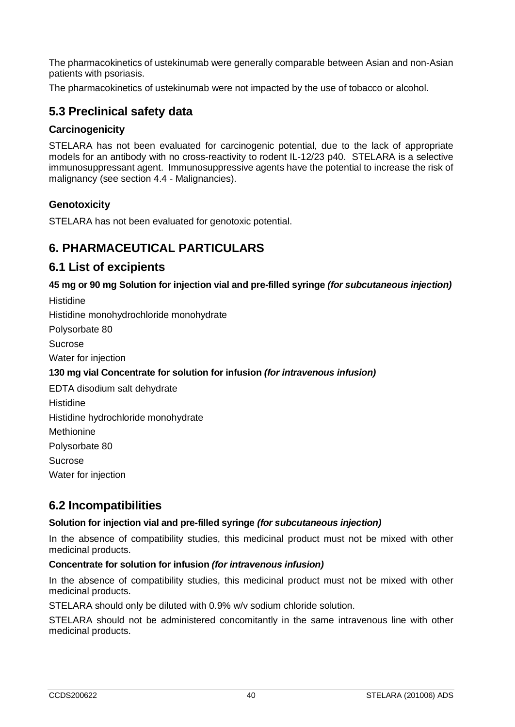The pharmacokinetics of ustekinumab were generally comparable between Asian and non-Asian patients with psoriasis.

The pharmacokinetics of ustekinumab were not impacted by the use of tobacco or alcohol.

## 5.3 Preclinical safety data

### Carcinogenicity

STELARA has not been evaluated for carcinogenic potential, due to the lack of appropriate models for an antibody with no cross-reactivity to rodent IL-12/23 p40. STELARA is a selective immunosuppressant agent. Immunosuppressive agents have the potential to increase the risk of malignancy (see section 4.4 - Malignancies).

### Genotoxicity

STELARA has not been evaluated for genotoxic potential.

# 6. PHARMACEUTICAL PARTICULARS

## 6.1 List of excipients

**45 mg or 90 mg Solution for injection vial and pre-filled syringe *(for subcutaneous injection)***

Histidine

Histidine monohydrochloride monohydrate

Polysorbate 80

Sucrose

Water for injection

**130 mg vial Concentrate for solution for infusion *(for intravenous infusion)***

EDTA disodium salt dehydrate

Histidine

Histidine hydrochloride monohydrate

Methionine

Polysorbate 80

Sucrose

Water for injection

## 6.2 Incompatibilities

**Solution for injection vial and pre-filled syringe *(for subcutaneous injection)***

In the absence of compatibility studies, this medicinal product must not be mixed with other medicinal products.

**Concentrate for solution for infusion *(for intravenous infusion)***

In the absence of compatibility studies, this medicinal product must not be mixed with other medicinal products.

STELARA should only be diluted with 0.9% w/v sodium chloride solution.

STELARA should not be administered concomitantly in the same intravenous line with other medicinal products.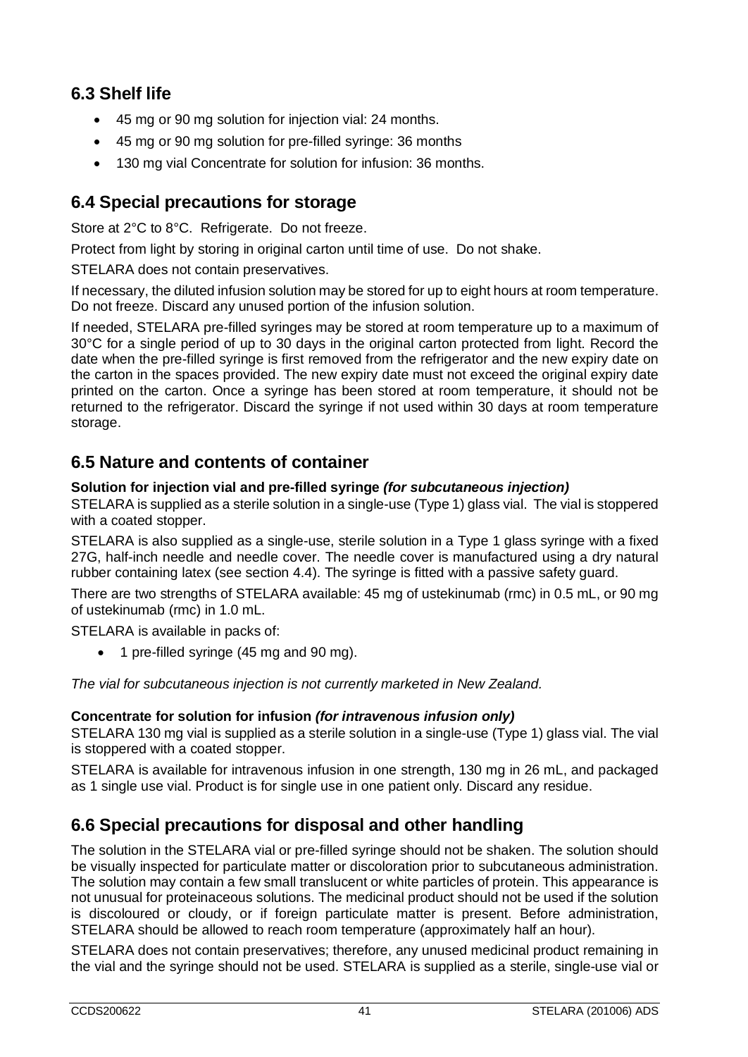## 6.3 Shelf life

- 45 mg or 90 mg solution for injection vial: 24 months.
- 45 mg or 90 mg solution for pre-filled syringe: 36 months
- 130 mg vial Concentrate for solution for infusion: 36 months.

## 6.4 Special precautions for storage

Store at 2°C to 8°C. Refrigerate. Do not freeze.

Protect from light by storing in original carton until time of use. Do not shake.

STELARA does not contain preservatives.

If necessary, the diluted infusion solution may be stored for up to eight hours at room temperature. Do not freeze. Discard any unused portion of the infusion solution.

If needed, STELARA pre-filled syringes may be stored at room temperature up to a maximum of 30°C for a single period of up to 30 days in the original carton protected from light. Record the date when the pre-filled syringe is first removed from the refrigerator and the new expiry date on the carton in the spaces provided. The new expiry date must not exceed the original expiry date printed on the carton. Once a syringe has been stored at room temperature, it should not be returned to the refrigerator. Discard the syringe if not used within 30 days at room temperature storage.

## 6.5 Nature and contents of container

**Solution for injection vial and pre-filled syringe *(for subcutaneous injection)***

STELARA is supplied as a sterile solution in a single-use (Type 1) glass vial. The vial is stoppered with a coated stopper.

STELARA is also supplied as a single-use, sterile solution in a Type 1 glass syringe with a fixed 27G, half-inch needle and needle cover. The needle cover is manufactured using a dry natural rubber containing latex (see section 4.4). The syringe is fitted with a passive safety guard.

There are two strengths of STELARA available: 45 mg of ustekinumab (rmc) in 0.5 mL, or 90 mg of ustekinumab (rmc) in 1.0 mL.

STELARA is available in packs of:

- 1 pre-filled syringe (45 mg and 90 mg).

*The vial for subcutaneous injection is not currently marketed in New Zealand.*

**Concentrate for solution for infusion *(for intravenous infusion only)***

STELARA 130 mg vial is supplied as a sterile solution in a single-use (Type 1) glass vial. The vial is stoppered with a coated stopper.

STELARA is available for intravenous infusion in one strength, 130 mg in 26 mL, and packaged as 1 single use vial. Product is for single use in one patient only. Discard any residue.

## 6.6 Special precautions for disposal and other handling

The solution in the STELARA vial or pre-filled syringe should not be shaken. The solution should be visually inspected for particulate matter or discoloration prior to subcutaneous administration. The solution may contain a few small translucent or white particles of protein. This appearance is not unusual for proteinaceous solutions. The medicinal product should not be used if the solution is discoloured or cloudy, or if foreign particulate matter is present. Before administration, STELARA should be allowed to reach room temperature (approximately half an hour).

STELARA does not contain preservatives; therefore, any unused medicinal product remaining in the vial and the syringe should not be used. STELARA is supplied as a sterile, single-use vial or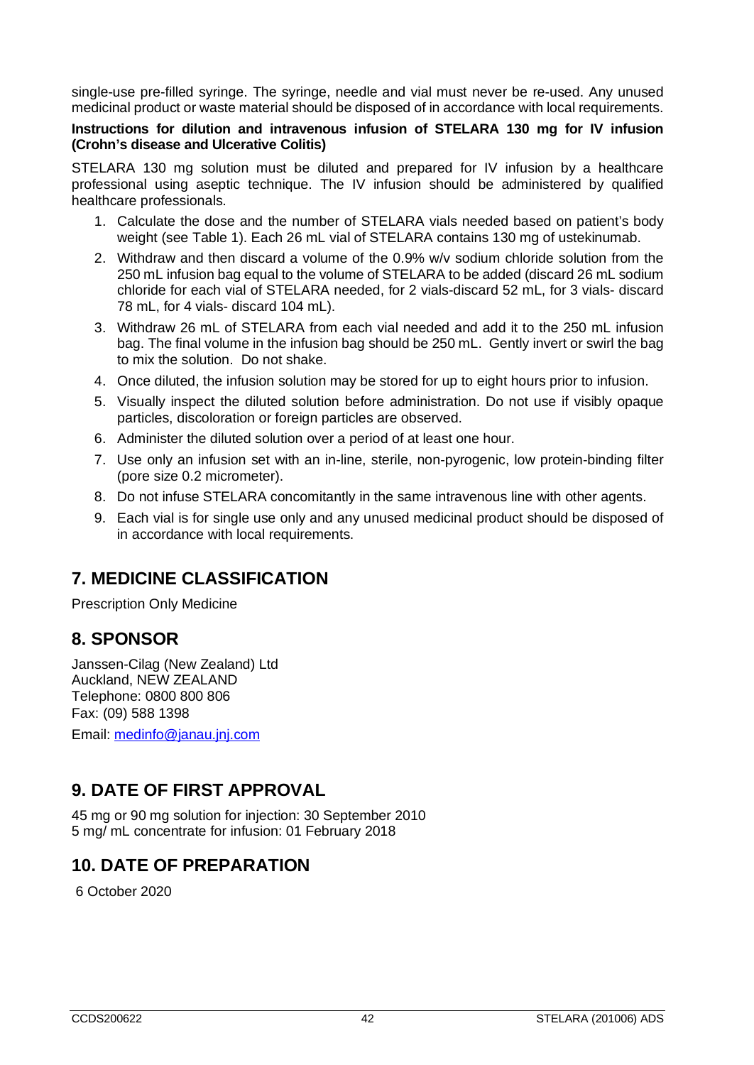single-use pre-filled syringe. The syringe, needle and vial must never be re-used. Any unused medicinal product or waste material should be disposed of in accordance with local requirements.

**Instructions for dilution and intravenous infusion of STELARA 130 mg for IV infusion (Crohn's disease and Ulcerative Colitis)**

STELARA 130 mg solution must be diluted and prepared for IV infusion by a healthcare professional using aseptic technique. The IV infusion should be administered by qualified healthcare professionals.

1. Calculate the dose and the number of STELARA vials needed based on patient's body weight (see Table 1). Each 26 mL vial of STELARA contains 130 mg of ustekinumab.
2. Withdraw and then discard a volume of the 0.9% w/v sodium chloride solution from the 250 mL infusion bag equal to the volume of STELARA to be added (discard 26 mL sodium chloride for each vial of STELARA needed, for 2 vials-discard 52 mL, for 3 vials- discard 78 mL, for 4 vials- discard 104 mL).
3. Withdraw 26 mL of STELARA from each vial needed and add it to the 250 mL infusion bag. The final volume in the infusion bag should be 250 mL. Gently invert or swirl the bag to mix the solution. Do not shake.
4. Once diluted, the infusion solution may be stored for up to eight hours prior to infusion.
5. Visually inspect the diluted solution before administration. Do not use if visibly opaque particles, discoloration or foreign particles are observed.
6. Administer the diluted solution over a period of at least one hour.
7. Use only an infusion set with an in-line, sterile, non-pyrogenic, low protein-binding filter (pore size 0.2 micrometer).
8. Do not infuse STELARA concomitantly in the same intravenous line with other agents.
9. Each vial is for single use only and any unused medicinal product should be disposed of in accordance with local requirements.

## 7. MEDICINE CLASSIFICATION

Prescription Only Medicine

## 8. SPONSOR

Janssen-Cilag (New Zealand) Ltd
Auckland, NEW ZEALAND
Telephone: 0800 800 806
Fax: (09) 588 1398

Email: medinfo@janau.jnj.com

## 9. DATE OF FIRST APPROVAL

45 mg or 90 mg solution for injection: 30 September 2010
5 mg/ mL concentrate for infusion: 01 February 2018

## 10. DATE OF PREPARATION

6 October 2020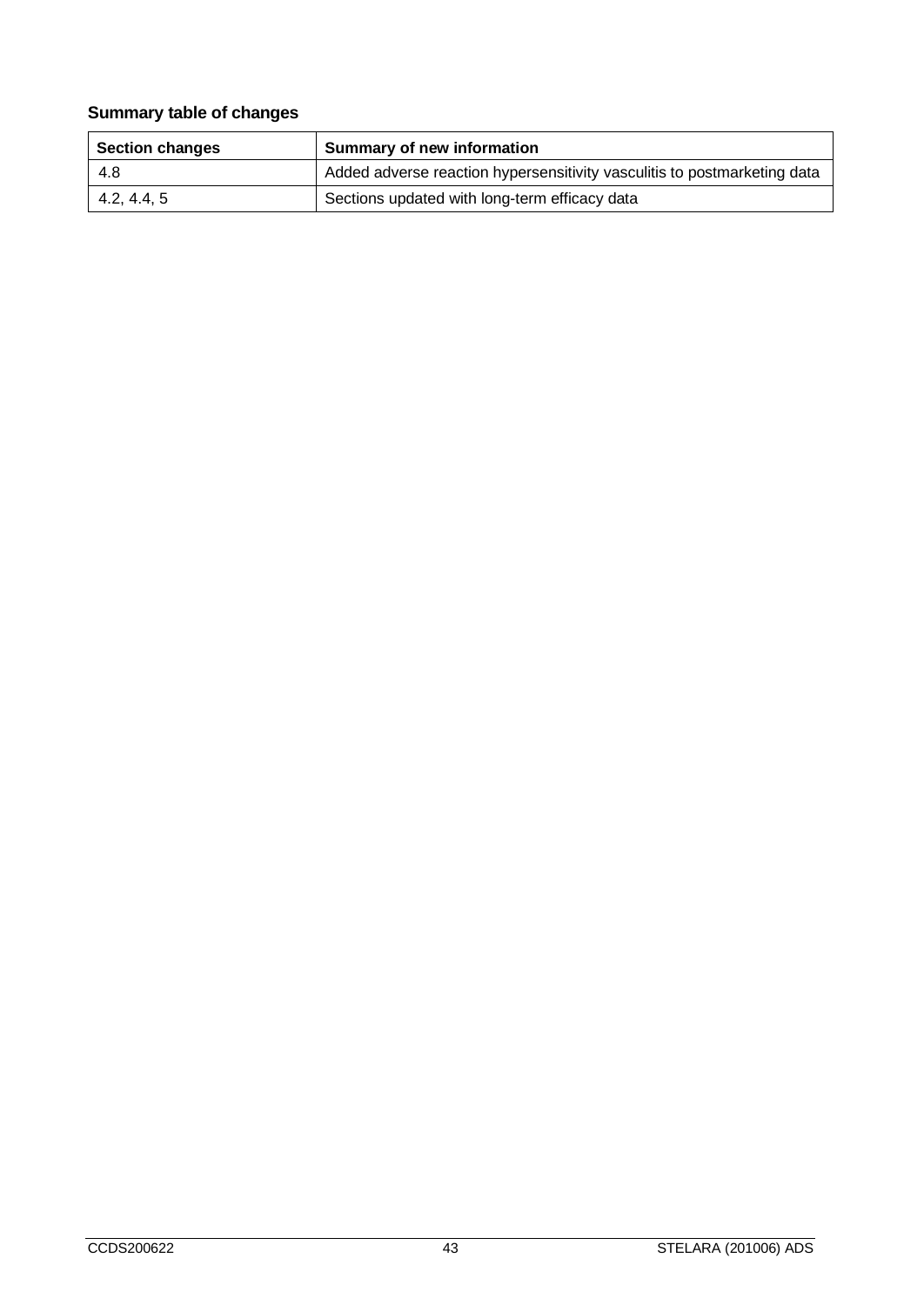### Summary table of changes

| Section changes | Summary of new information |
|---|---|
| 4.8 | Added adverse reaction hypersensitivity vasculitis to postmarketing data |
| 4.2, 4.4, 5 | Sections updated with long-term efficacy data |